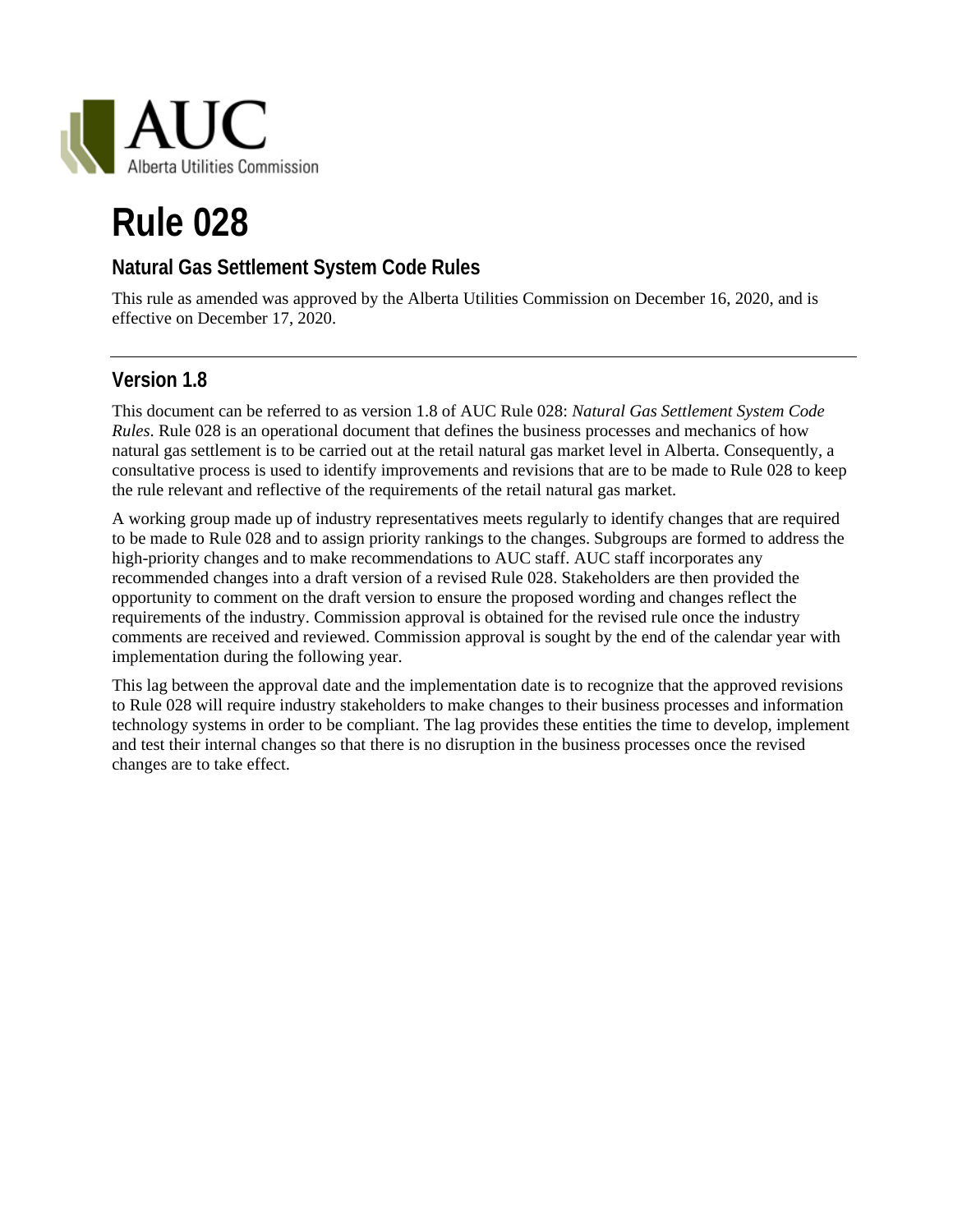AUC
Alberta Utilities Commission

# Rule 028

## Natural Gas Settlement System Code Rules

This rule as amended was approved by the Alberta Utilities Commission on December 16, 2020, and is effective on December 17, 2020.

---

## Version 1.8

This document can be referred to as version 1.8 of AUC Rule 028: *Natural Gas Settlement System Code Rules*. Rule 028 is an operational document that defines the business processes and mechanics of how natural gas settlement is to be carried out at the retail natural gas market level in Alberta. Consequently, a consultative process is used to identify improvements and revisions that are to be made to Rule 028 to keep the rule relevant and reflective of the requirements of the retail natural gas market.

A working group made up of industry representatives meets regularly to identify changes that are required to be made to Rule 028 and to assign priority rankings to the changes. Subgroups are formed to address the high-priority changes and to make recommendations to AUC staff. AUC staff incorporates any recommended changes into a draft version of a revised Rule 028. Stakeholders are then provided the opportunity to comment on the draft version to ensure the proposed wording and changes reflect the requirements of the industry. Commission approval is obtained for the revised rule once the industry comments are received and reviewed. Commission approval is sought by the end of the calendar year with implementation during the following year.

This lag between the approval date and the implementation date is to recognize that the approved revisions to Rule 028 will require industry stakeholders to make changes to their business processes and information technology systems in order to be compliant. The lag provides these entities the time to develop, implement and test their internal changes so that there is no disruption in the business processes once the revised changes are to take effect.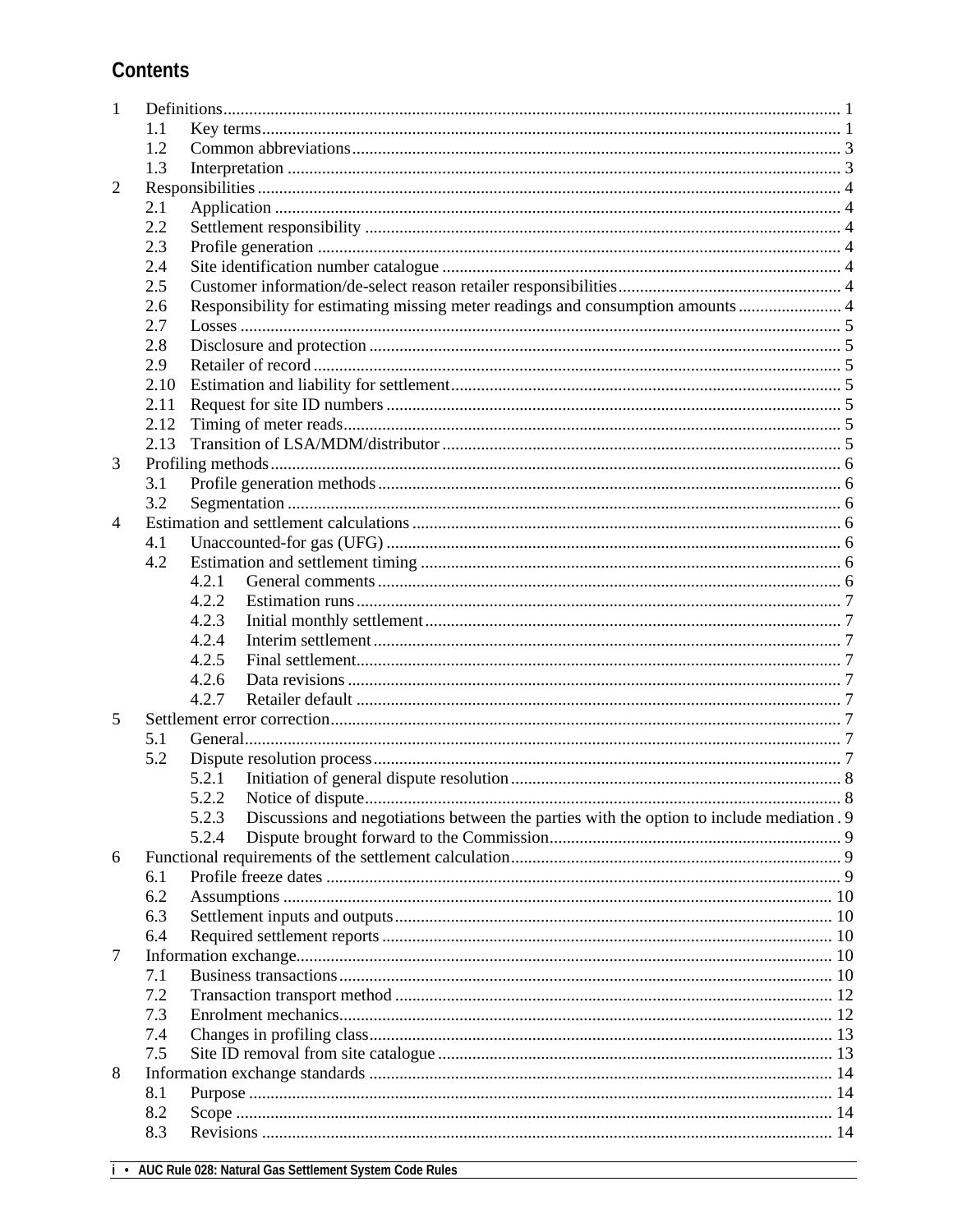# Contents

1 Definitions ........................................................................ 1
  1.1 Key terms ........................................................................ 1
  1.2 Common abbreviations ........................................................................ 3
  1.3 Interpretation ........................................................................ 3
2 Responsibilities ........................................................................ 4
  2.1 Application ........................................................................ 4
  2.2 Settlement responsibility ........................................................................ 4
  2.3 Profile generation ........................................................................ 4
  2.4 Site identification number catalogue ........................................................................ 4
  2.5 Customer information/de-select reason retailer responsibilities ........................................................................ 4
  2.6 Responsibility for estimating missing meter readings and consumption amounts ........................................................................ 4
  2.7 Losses ........................................................................ 5
  2.8 Disclosure and protection ........................................................................ 5
  2.9 Retailer of record ........................................................................ 5
  2.10 Estimation and liability for settlement ........................................................................ 5
  2.11 Request for site ID numbers ........................................................................ 5
  2.12 Timing of meter reads ........................................................................ 5
  2.13 Transition of LSA/MDM/distributor ........................................................................ 5
3 Profiling methods ........................................................................ 6
  3.1 Profile generation methods ........................................................................ 6
  3.2 Segmentation ........................................................................ 6
4 Estimation and settlement calculations ........................................................................ 6
  4.1 Unaccounted-for gas (UFG) ........................................................................ 6
  4.2 Estimation and settlement timing ........................................................................ 6
    4.2.1 General comments ........................................................................ 6
    4.2.2 Estimation runs ........................................................................ 7
    4.2.3 Initial monthly settlement ........................................................................ 7
    4.2.4 Interim settlement ........................................................................ 7
    4.2.5 Final settlement ........................................................................ 7
    4.2.6 Data revisions ........................................................................ 7
    4.2.7 Retailer default ........................................................................ 7
5 Settlement error correction ........................................................................ 7
  5.1 General ........................................................................ 7
  5.2 Dispute resolution process ........................................................................ 7
    5.2.1 Initiation of general dispute resolution ........................................................................ 8
    5.2.2 Notice of dispute ........................................................................ 8
    5.2.3 Discussions and negotiations between the parties with the option to include mediation . 9
    5.2.4 Dispute brought forward to the Commission ........................................................................ 9
6 Functional requirements of the settlement calculation ........................................................................ 9
  6.1 Profile freeze dates ........................................................................ 9
  6.2 Assumptions ........................................................................ 10
  6.3 Settlement inputs and outputs ........................................................................ 10
  6.4 Required settlement reports ........................................................................ 10
7 Information exchange ........................................................................ 10
  7.1 Business transactions ........................................................................ 10
  7.2 Transaction transport method ........................................................................ 12
  7.3 Enrolment mechanics ........................................................................ 12
  7.4 Changes in profiling class ........................................................................ 13
  7.5 Site ID removal from site catalogue ........................................................................ 13
8 Information exchange standards ........................................................................ 14
  8.1 Purpose ........................................................................ 14
  8.2 Scope ........................................................................ 14
  8.3 Revisions ........................................................................ 14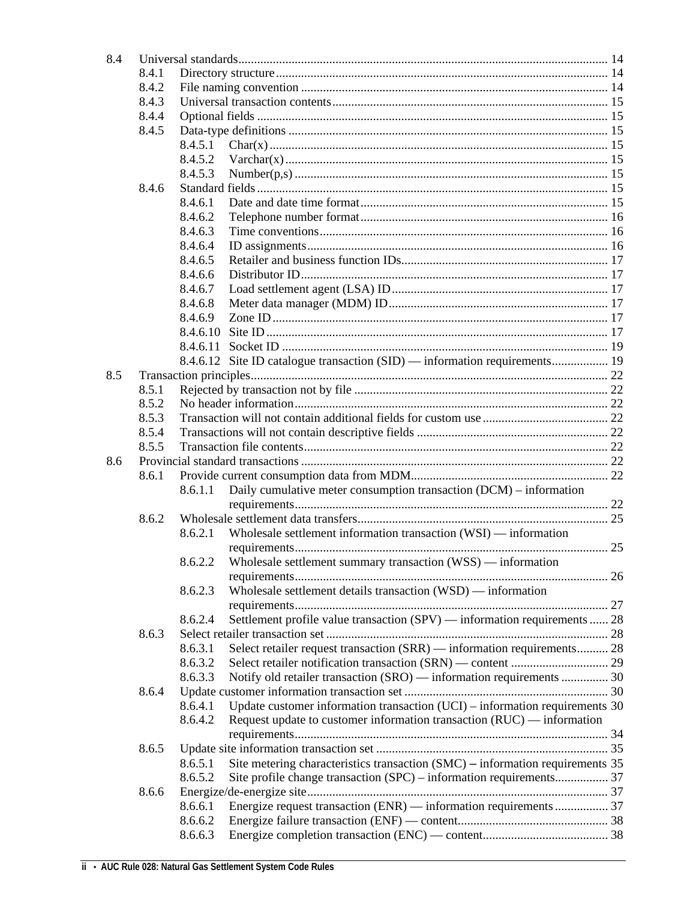8.4 Universal standards ..... 14
  8.4.1 Directory structure ..... 14
  8.4.2 File naming convention ..... 14
  8.4.3 Universal transaction contents ..... 15
  8.4.4 Optional fields ..... 15
  8.4.5 Data-type definitions ..... 15
    8.4.5.1 Char(x) ..... 15
    8.4.5.2 Varchar(x) ..... 15
    8.4.5.3 Number(p,s) ..... 15
  8.4.6 Standard fields ..... 15
    8.4.6.1 Date and date time format ..... 15
    8.4.6.2 Telephone number format ..... 16
    8.4.6.3 Time conventions ..... 16
    8.4.6.4 ID assignments ..... 16
    8.4.6.5 Retailer and business function IDs ..... 17
    8.4.6.6 Distributor ID ..... 17
    8.4.6.7 Load settlement agent (LSA) ID ..... 17
    8.4.6.8 Meter data manager (MDM) ID ..... 17
    8.4.6.9 Zone ID ..... 17
    8.4.6.10 Site ID ..... 17
    8.4.6.11 Socket ID ..... 19
    8.4.6.12 Site ID catalogue transaction (SID) — information requirements ..... 19

8.5 Transaction principles ..... 22
  8.5.1 Rejected by transaction not by file ..... 22
  8.5.2 No header information ..... 22
  8.5.3 Transaction will not contain additional fields for custom use ..... 22
  8.5.4 Transactions will not contain descriptive fields ..... 22
  8.5.5 Transaction file contents ..... 22

8.6 Provincial standard transactions ..... 22
  8.6.1 Provide current consumption data from MDM ..... 22
    8.6.1.1 Daily cumulative meter consumption transaction (DCM) – information requirements ..... 22
  8.6.2 Wholesale settlement data transfers ..... 25
    8.6.2.1 Wholesale settlement information transaction (WSI) — information requirements ..... 25
    8.6.2.2 Wholesale settlement summary transaction (WSS) — information requirements ..... 26
    8.6.2.3 Wholesale settlement details transaction (WSD) — information requirements ..... 27
    8.6.2.4 Settlement profile value transaction (SPV) — information requirements ..... 28
  8.6.3 Select retailer transaction set ..... 28
    8.6.3.1 Select retailer request transaction (SRR) — information requirements ..... 28
    8.6.3.2 Select retailer notification transaction (SRN) — content ..... 29
    8.6.3.3 Notify old retailer transaction (SRO) — information requirements ..... 30
  8.6.4 Update customer information transaction set ..... 30
    8.6.4.1 Update customer information transaction (UCI) – information requirements ..... 30
    8.6.4.2 Request update to customer information transaction (RUC) — information requirements ..... 34
  8.6.5 Update site information transaction set ..... 35
    8.6.5.1 Site metering characteristics transaction (SMC) – information requirements ..... 35
    8.6.5.2 Site profile change transaction (SPC) – information requirements ..... 37
  8.6.6 Energize/de-energize site ..... 37
    8.6.6.1 Energize request transaction (ENR) — information requirements ..... 37
    8.6.6.2 Energize failure transaction (ENF) — content ..... 38
    8.6.6.3 Energize completion transaction (ENC) — content ..... 38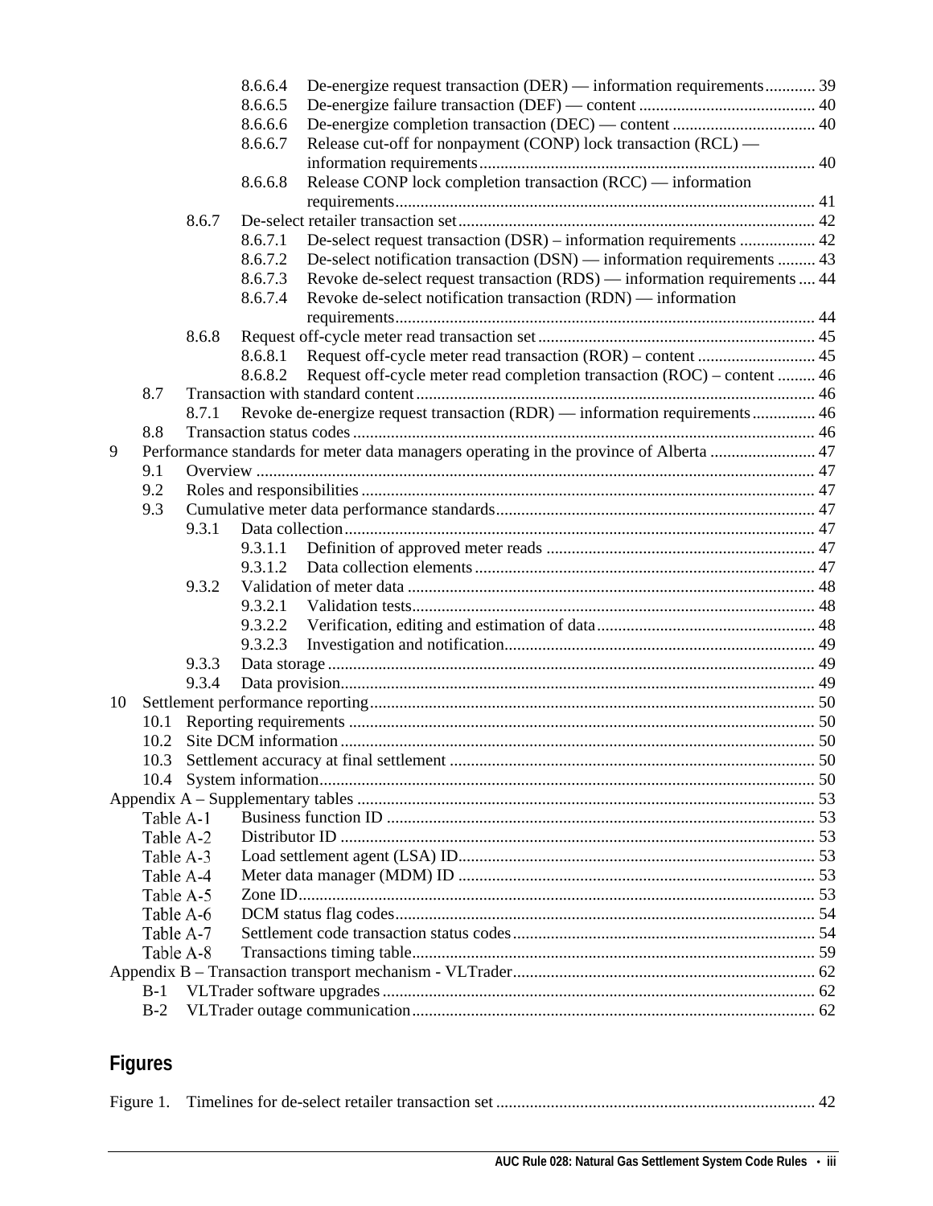8.6.6.4 De-energize request transaction (DER) — information requirements ............ 39
8.6.6.5 De-energize failure transaction (DEF) — content .......................................... 40
8.6.6.6 De-energize completion transaction (DEC) — content .................................. 40
8.6.6.7 Release cut-off for nonpayment (CONP) lock transaction (RCL) — information requirements ................................................................................ 40
8.6.6.8 Release CONP lock completion transaction (RCC) — information requirements .................................................................................................... 41

8.6.7 De-select retailer transaction set ..................................................................................... 42
8.6.7.1 De-select request transaction (DSR) – information requirements .................. 42
8.6.7.2 De-select notification transaction (DSN) — information requirements ......... 43
8.6.7.3 Revoke de-select request transaction (RDS) — information requirements .... 44
8.6.7.4 Revoke de-select notification transaction (RDN) — information requirements .................................................................................................... 44

8.6.8 Request off-cycle meter read transaction set .................................................................. 45
8.6.8.1 Request off-cycle meter read transaction (ROR) – content ............................ 45
8.6.8.2 Request off-cycle meter read completion transaction (ROC) – content ......... 46

8.7 Transaction with standard content ............................................................................................... 46
8.7.1 Revoke de-energize request transaction (RDR) — information requirements ............... 46

8.8 Transaction status codes ............................................................................................................... 46

9 Performance standards for meter data managers operating in the province of Alberta ......................... 47
9.1 Overview ..................................................................................................................................... 47
9.2 Roles and responsibilities ............................................................................................................ 47
9.3 Cumulative meter data performance standards ............................................................................ 47
9.3.1 Data collection ................................................................................................................ 47
9.3.1.1 Definition of approved meter reads ................................................................ 47
9.3.1.2 Data collection elements ................................................................................. 47
9.3.2 Validation of meter data ................................................................................................. 48
9.3.2.1 Validation tests................................................................................................ 48
9.3.2.2 Verification, editing and estimation of data .................................................... 48
9.3.2.3 Investigation and notification.......................................................................... 49
9.3.3 Data storage .................................................................................................................... 49
9.3.4 Data provision................................................................................................................. 49

10 Settlement performance reporting ........................................................................................................ 50
10.1 Reporting requirements ............................................................................................................... 50
10.2 Site DCM information ................................................................................................................. 50
10.3 Settlement accuracy at final settlement ....................................................................................... 50
10.4 System information...................................................................................................................... 50

Appendix A – Supplementary tables ............................................................................................................. 53
Table A-1 Business function ID ...................................................................................................... 53
Table A-2 Distributor ID ................................................................................................................. 53
Table A-3 Load settlement agent (LSA) ID..................................................................................... 53
Table A-4 Meter data manager (MDM) ID ..................................................................................... 53
Table A-5 Zone ID........................................................................................................................... 53
Table A-6 DCM status flag codes.................................................................................................... 54
Table A-7 Settlement code transaction status codes ........................................................................ 54
Table A-8 Transactions timing table................................................................................................ 59

Appendix B – Transaction transport mechanism - VLTrader ....................................................................... 62
B-1 VLTrader software upgrades ....................................................................................................... 62
B-2 VLTrader outage communication ............................................................................................... 62

## Figures

Figure 1. Timelines for de-select retailer transaction set ............................................................................ 42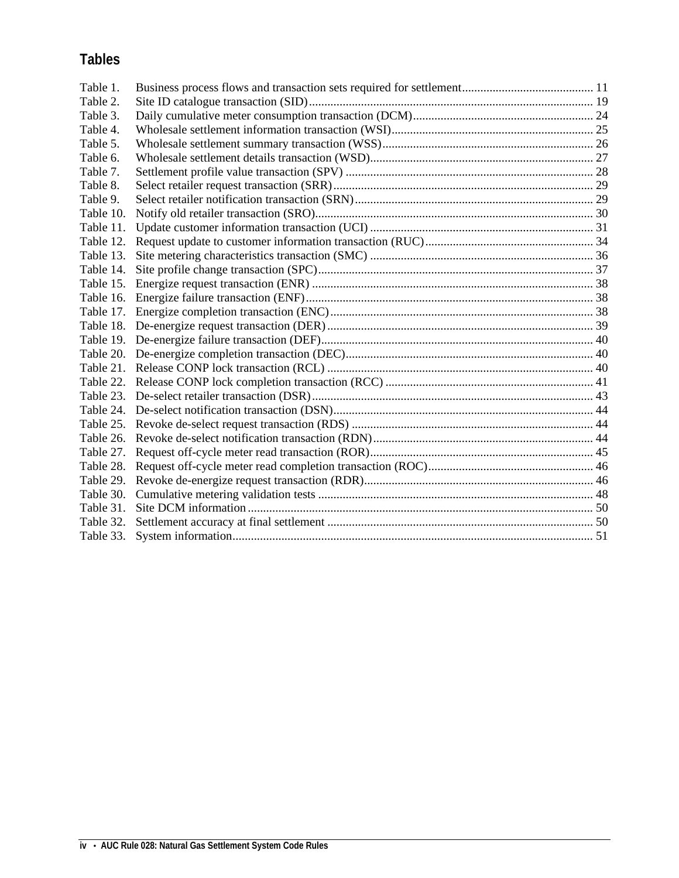## Tables

Table 1. Business process flows and transaction sets required for settlement .......... 11
Table 2. Site ID catalogue transaction (SID) .......... 19
Table 3. Daily cumulative meter consumption transaction (DCM) .......... 24
Table 4. Wholesale settlement information transaction (WSI) .......... 25
Table 5. Wholesale settlement summary transaction (WSS) .......... 26
Table 6. Wholesale settlement details transaction (WSD) .......... 27
Table 7. Settlement profile value transaction (SPV) .......... 28
Table 8. Select retailer request transaction (SRR) .......... 29
Table 9. Select retailer notification transaction (SRN) .......... 29
Table 10. Notify old retailer transaction (SRO) .......... 30
Table 11. Update customer information transaction (UCI) .......... 31
Table 12. Request update to customer information transaction (RUC) .......... 34
Table 13. Site metering characteristics transaction (SMC) .......... 36
Table 14. Site profile change transaction (SPC) .......... 37
Table 15. Energize request transaction (ENR) .......... 38
Table 16. Energize failure transaction (ENF) .......... 38
Table 17. Energize completion transaction (ENC) .......... 38
Table 18. De-energize request transaction (DER) .......... 39
Table 19. De-energize failure transaction (DEF) .......... 40
Table 20. De-energize completion transaction (DEC) .......... 40
Table 21. Release CONP lock transaction (RCL) .......... 40
Table 22. Release CONP lock completion transaction (RCC) .......... 41
Table 23. De-select retailer transaction (DSR) .......... 43
Table 24. De-select notification transaction (DSN) .......... 44
Table 25. Revoke de-select request transaction (RDS) .......... 44
Table 26. Revoke de-select notification transaction (RDN) .......... 44
Table 27. Request off-cycle meter read transaction (ROR) .......... 45
Table 28. Request off-cycle meter read completion transaction (ROC) .......... 46
Table 29. Revoke de-energize request transaction (RDR) .......... 46
Table 30. Cumulative metering validation tests .......... 48
Table 31. Site DCM information .......... 50
Table 32. Settlement accuracy at final settlement .......... 50
Table 33. System information .......... 51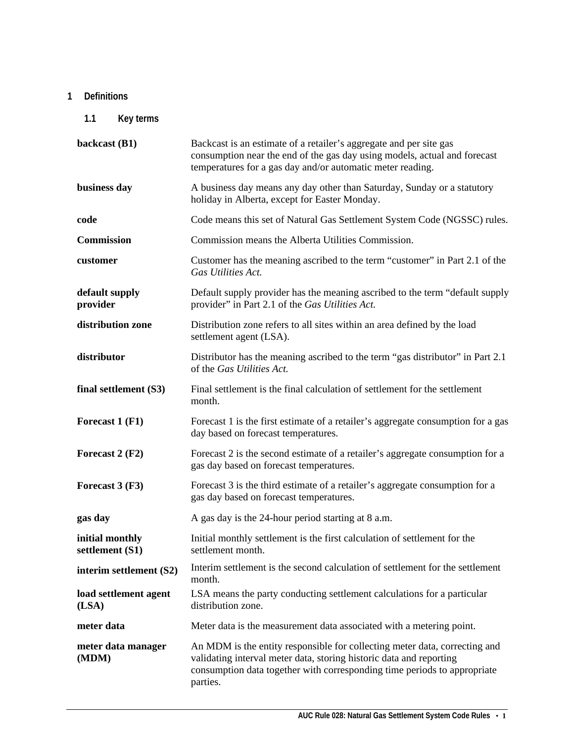# 1 Definitions

## 1.1 Key terms

| | |
|---|---|
| **backcast (B1)** | Backcast is an estimate of a retailer’s aggregate and per site gas consumption near the end of the gas day using models, actual and forecast temperatures for a gas day and/or automatic meter reading. |
| **business day** | A business day means any day other than Saturday, Sunday or a statutory holiday in Alberta, except for Easter Monday. |
| **code** | Code means this set of Natural Gas Settlement System Code (NGSSC) rules. |
| **Commission** | Commission means the Alberta Utilities Commission. |
| **customer** | Customer has the meaning ascribed to the term “customer” in Part 2.1 of the *Gas Utilities Act.* |
| **default supply provider** | Default supply provider has the meaning ascribed to the term “default supply provider” in Part 2.1 of the *Gas Utilities Act.* |
| **distribution zone** | Distribution zone refers to all sites within an area defined by the load settlement agent (LSA). |
| **distributor** | Distributor has the meaning ascribed to the term “gas distributor” in Part 2.1 of the *Gas Utilities Act.* |
| **final settlement (S3)** | Final settlement is the final calculation of settlement for the settlement month. |
| **Forecast 1 (F1)** | Forecast 1 is the first estimate of a retailer’s aggregate consumption for a gas day based on forecast temperatures. |
| **Forecast 2 (F2)** | Forecast 2 is the second estimate of a retailer’s aggregate consumption for a gas day based on forecast temperatures. |
| **Forecast 3 (F3)** | Forecast 3 is the third estimate of a retailer’s aggregate consumption for a gas day based on forecast temperatures. |
| **gas day** | A gas day is the 24-hour period starting at 8 a.m. |
| **initial monthly settlement (S1)** | Initial monthly settlement is the first calculation of settlement for the settlement month. |
| **interim settlement (S2)** | Interim settlement is the second calculation of settlement for the settlement month. |
| **load settlement agent (LSA)** | LSA means the party conducting settlement calculations for a particular distribution zone. |
| **meter data** | Meter data is the measurement data associated with a metering point. |
| **meter data manager (MDM)** | An MDM is the entity responsible for collecting meter data, correcting and validating interval meter data, storing historic data and reporting consumption data together with corresponding time periods to appropriate parties. |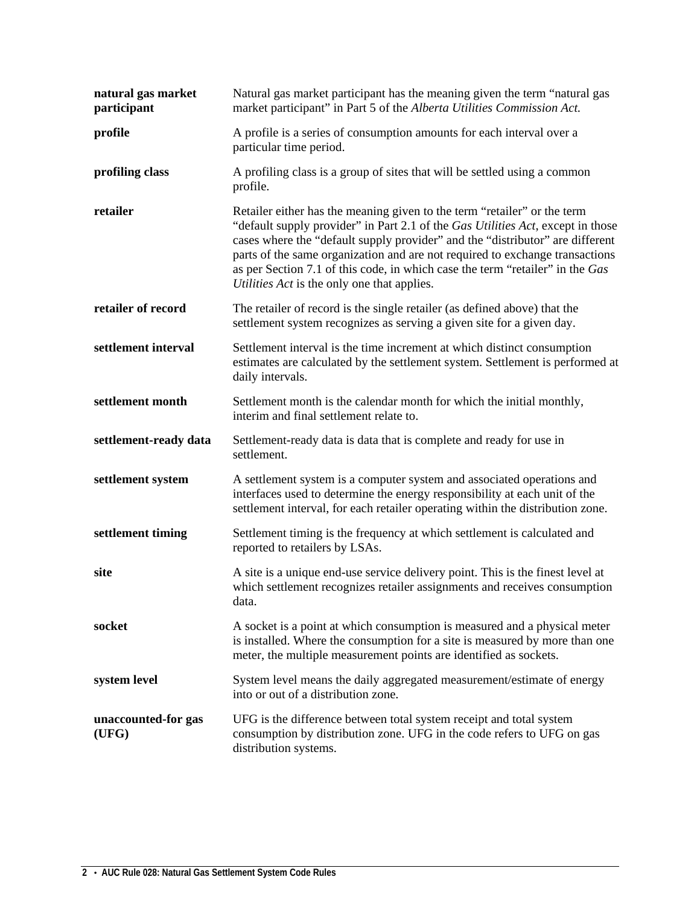| | |
|---|---|
| **natural gas market participant** | Natural gas market participant has the meaning given the term "natural gas market participant" in Part 5 of the *Alberta Utilities Commission Act.* |
| **profile** | A profile is a series of consumption amounts for each interval over a particular time period. |
| **profiling class** | A profiling class is a group of sites that will be settled using a common profile. |
| **retailer** | Retailer either has the meaning given to the term "retailer" or the term "default supply provider" in Part 2.1 of the *Gas Utilities Act*, except in those cases where the "default supply provider" and the "distributor" are different parts of the same organization and are not required to exchange transactions as per Section 7.1 of this code, in which case the term "retailer" in the *Gas Utilities Act* is the only one that applies. |
| **retailer of record** | The retailer of record is the single retailer (as defined above) that the settlement system recognizes as serving a given site for a given day. |
| **settlement interval** | Settlement interval is the time increment at which distinct consumption estimates are calculated by the settlement system. Settlement is performed at daily intervals. |
| **settlement month** | Settlement month is the calendar month for which the initial monthly, interim and final settlement relate to. |
| **settlement-ready data** | Settlement-ready data is data that is complete and ready for use in settlement. |
| **settlement system** | A settlement system is a computer system and associated operations and interfaces used to determine the energy responsibility at each unit of the settlement interval, for each retailer operating within the distribution zone. |
| **settlement timing** | Settlement timing is the frequency at which settlement is calculated and reported to retailers by LSAs. |
| **site** | A site is a unique end-use service delivery point. This is the finest level at which settlement recognizes retailer assignments and receives consumption data. |
| **socket** | A socket is a point at which consumption is measured and a physical meter is installed. Where the consumption for a site is measured by more than one meter, the multiple measurement points are identified as sockets. |
| **system level** | System level means the daily aggregated measurement/estimate of energy into or out of a distribution zone. |
| **unaccounted-for gas (UFG)** | UFG is the difference between total system receipt and total system consumption by distribution zone. UFG in the code refers to UFG on gas distribution systems. |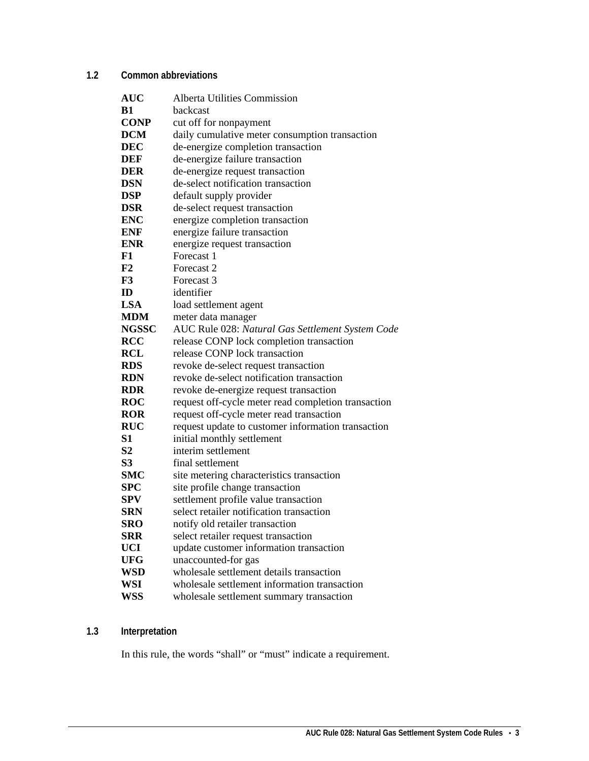### 1.2 Common abbreviations

| | |
|---|---|
| **AUC** | Alberta Utilities Commission |
| **B1** | backcast |
| **CONP** | cut off for nonpayment |
| **DCM** | daily cumulative meter consumption transaction |
| **DEC** | de-energize completion transaction |
| **DEF** | de-energize failure transaction |
| **DER** | de-energize request transaction |
| **DSN** | de-select notification transaction |
| **DSP** | default supply provider |
| **DSR** | de-select request transaction |
| **ENC** | energize completion transaction |
| **ENF** | energize failure transaction |
| **ENR** | energize request transaction |
| **F1** | Forecast 1 |
| **F2** | Forecast 2 |
| **F3** | Forecast 3 |
| **ID** | identifier |
| **LSA** | load settlement agent |
| **MDM** | meter data manager |
| **NGSSC** | AUC Rule 028: *Natural Gas Settlement System Code* |
| **RCC** | release CONP lock completion transaction |
| **RCL** | release CONP lock transaction |
| **RDS** | revoke de-select request transaction |
| **RDN** | revoke de-select notification transaction |
| **RDR** | revoke de-energize request transaction |
| **ROC** | request off-cycle meter read completion transaction |
| **ROR** | request off-cycle meter read transaction |
| **RUC** | request update to customer information transaction |
| **S1** | initial monthly settlement |
| **S2** | interim settlement |
| **S3** | final settlement |
| **SMC** | site metering characteristics transaction |
| **SPC** | site profile change transaction |
| **SPV** | settlement profile value transaction |
| **SRN** | select retailer notification transaction |
| **SRO** | notify old retailer transaction |
| **SRR** | select retailer request transaction |
| **UCI** | update customer information transaction |
| **UFG** | unaccounted-for gas |
| **WSD** | wholesale settlement details transaction |
| **WSI** | wholesale settlement information transaction |
| **WSS** | wholesale settlement summary transaction |

### 1.3 Interpretation

In this rule, the words "shall" or "must" indicate a requirement.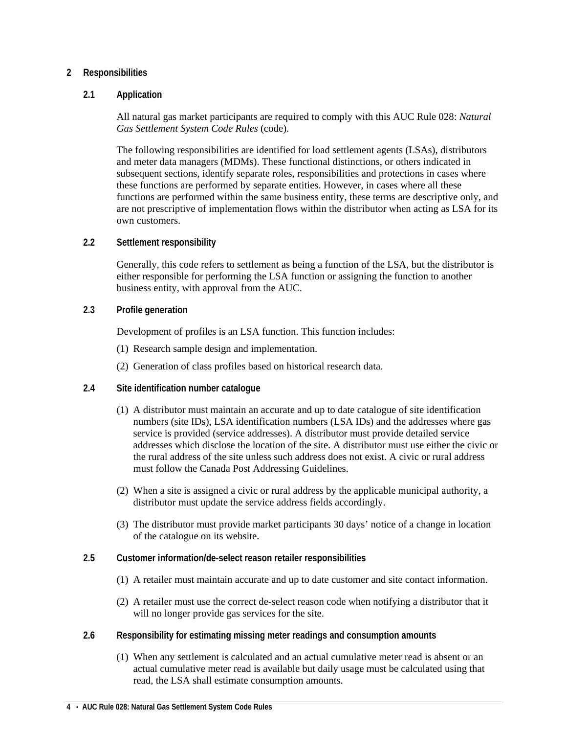# 2 Responsibilities

## 2.1 Application

All natural gas market participants are required to comply with this AUC Rule 028: *Natural Gas Settlement System Code Rules* (code).

The following responsibilities are identified for load settlement agents (LSAs), distributors and meter data managers (MDMs). These functional distinctions, or others indicated in subsequent sections, identify separate roles, responsibilities and protections in cases where these functions are performed by separate entities. However, in cases where all these functions are performed within the same business entity, these terms are descriptive only, and are not prescriptive of implementation flows within the distributor when acting as LSA for its own customers.

## 2.2 Settlement responsibility

Generally, this code refers to settlement as being a function of the LSA, but the distributor is either responsible for performing the LSA function or assigning the function to another business entity, with approval from the AUC.

## 2.3 Profile generation

Development of profiles is an LSA function. This function includes:

(1) Research sample design and implementation.

(2) Generation of class profiles based on historical research data.

## 2.4 Site identification number catalogue

(1) A distributor must maintain an accurate and up to date catalogue of site identification numbers (site IDs), LSA identification numbers (LSA IDs) and the addresses where gas service is provided (service addresses). A distributor must provide detailed service addresses which disclose the location of the site. A distributor must use either the civic or the rural address of the site unless such address does not exist. A civic or rural address must follow the Canada Post Addressing Guidelines.

(2) When a site is assigned a civic or rural address by the applicable municipal authority, a distributor must update the service address fields accordingly.

(3) The distributor must provide market participants 30 days' notice of a change in location of the catalogue on its website.

## 2.5 Customer information/de-select reason retailer responsibilities

(1) A retailer must maintain accurate and up to date customer and site contact information.

(2) A retailer must use the correct de-select reason code when notifying a distributor that it will no longer provide gas services for the site.

## 2.6 Responsibility for estimating missing meter readings and consumption amounts

(1) When any settlement is calculated and an actual cumulative meter read is absent or an actual cumulative meter read is available but daily usage must be calculated using that read, the LSA shall estimate consumption amounts.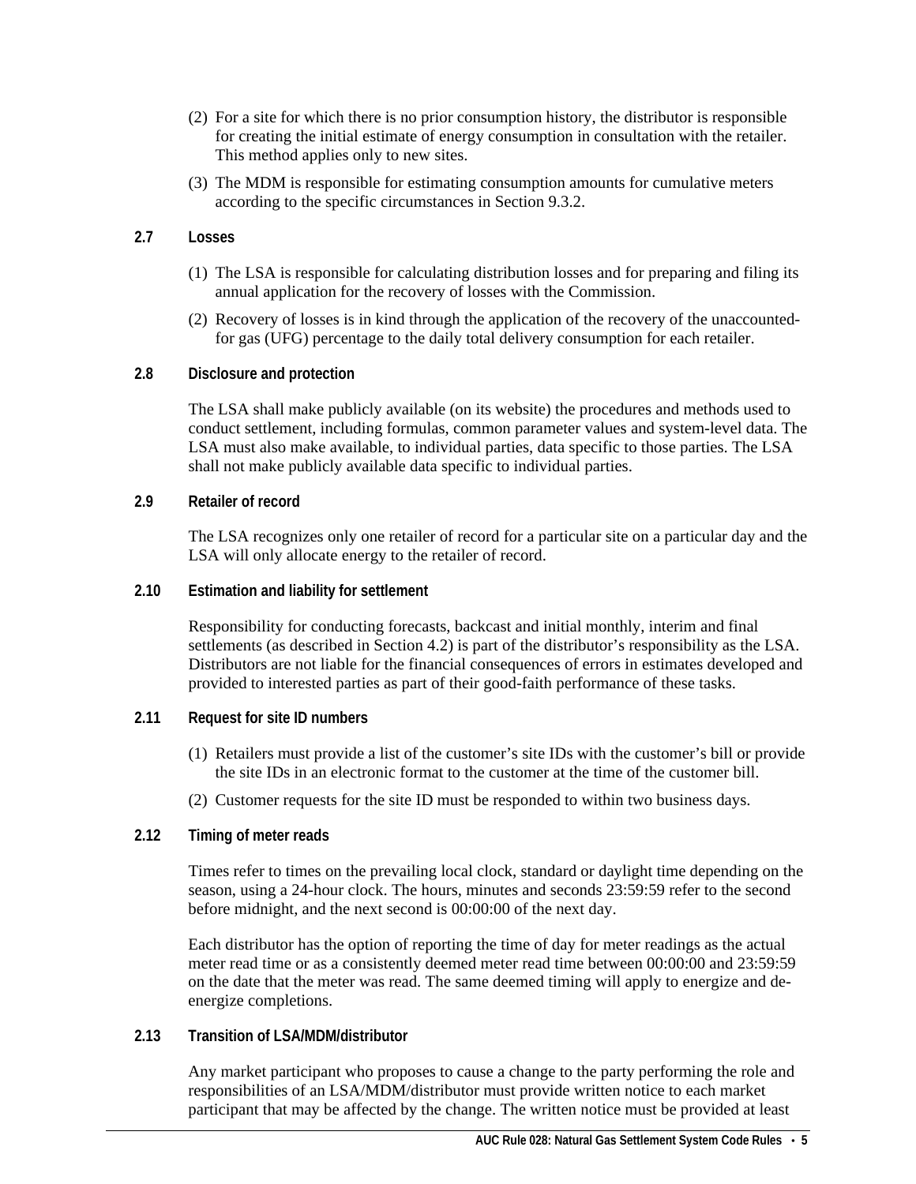(2) For a site for which there is no prior consumption history, the distributor is responsible for creating the initial estimate of energy consumption in consultation with the retailer. This method applies only to new sites.

(3) The MDM is responsible for estimating consumption amounts for cumulative meters according to the specific circumstances in Section 9.3.2.

### 2.7 Losses

(1) The LSA is responsible for calculating distribution losses and for preparing and filing its annual application for the recovery of losses with the Commission.

(2) Recovery of losses is in kind through the application of the recovery of the unaccounted-for gas (UFG) percentage to the daily total delivery consumption for each retailer.

### 2.8 Disclosure and protection

The LSA shall make publicly available (on its website) the procedures and methods used to conduct settlement, including formulas, common parameter values and system-level data. The LSA must also make available, to individual parties, data specific to those parties. The LSA shall not make publicly available data specific to individual parties.

### 2.9 Retailer of record

The LSA recognizes only one retailer of record for a particular site on a particular day and the LSA will only allocate energy to the retailer of record.

### 2.10 Estimation and liability for settlement

Responsibility for conducting forecasts, backcast and initial monthly, interim and final settlements (as described in Section 4.2) is part of the distributor's responsibility as the LSA. Distributors are not liable for the financial consequences of errors in estimates developed and provided to interested parties as part of their good-faith performance of these tasks.

### 2.11 Request for site ID numbers

(1) Retailers must provide a list of the customer's site IDs with the customer's bill or provide the site IDs in an electronic format to the customer at the time of the customer bill.

(2) Customer requests for the site ID must be responded to within two business days.

### 2.12 Timing of meter reads

Times refer to times on the prevailing local clock, standard or daylight time depending on the season, using a 24-hour clock. The hours, minutes and seconds 23:59:59 refer to the second before midnight, and the next second is 00:00:00 of the next day.

Each distributor has the option of reporting the time of day for meter readings as the actual meter read time or as a consistently deemed meter read time between 00:00:00 and 23:59:59 on the date that the meter was read. The same deemed timing will apply to energize and de-energize completions.

### 2.13 Transition of LSA/MDM/distributor

Any market participant who proposes to cause a change to the party performing the role and responsibilities of an LSA/MDM/distributor must provide written notice to each market participant that may be affected by the change. The written notice must be provided at least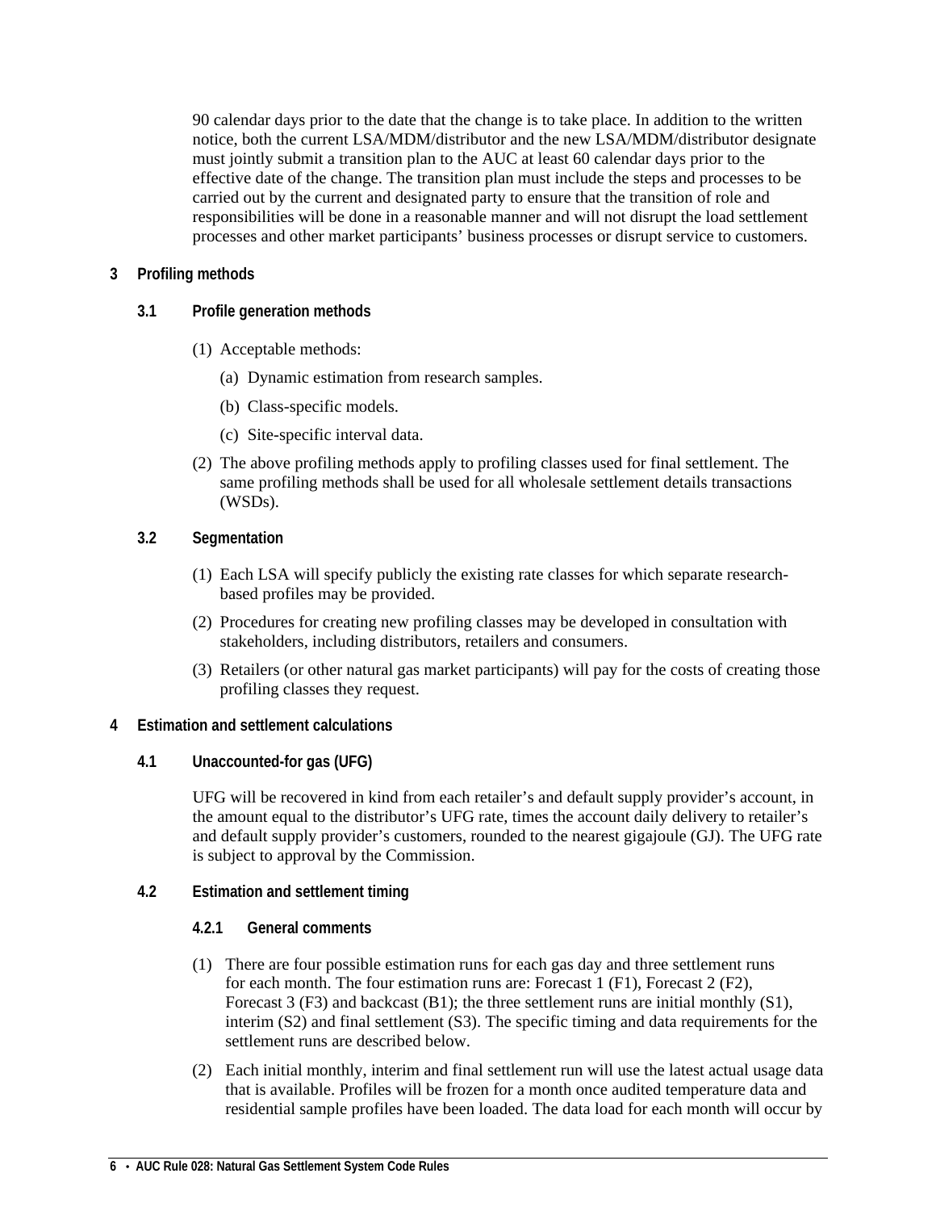90 calendar days prior to the date that the change is to take place. In addition to the written notice, both the current LSA/MDM/distributor and the new LSA/MDM/distributor designate must jointly submit a transition plan to the AUC at least 60 calendar days prior to the effective date of the change. The transition plan must include the steps and processes to be carried out by the current and designated party to ensure that the transition of role and responsibilities will be done in a reasonable manner and will not disrupt the load settlement processes and other market participants' business processes or disrupt service to customers.

## 3 Profiling methods

### 3.1 Profile generation methods

(1) Acceptable methods:

(a) Dynamic estimation from research samples.

(b) Class-specific models.

(c) Site-specific interval data.

(2) The above profiling methods apply to profiling classes used for final settlement. The same profiling methods shall be used for all wholesale settlement details transactions (WSDs).

### 3.2 Segmentation

(1) Each LSA will specify publicly the existing rate classes for which separate research-based profiles may be provided.

(2) Procedures for creating new profiling classes may be developed in consultation with stakeholders, including distributors, retailers and consumers.

(3) Retailers (or other natural gas market participants) will pay for the costs of creating those profiling classes they request.

## 4 Estimation and settlement calculations

### 4.1 Unaccounted-for gas (UFG)

UFG will be recovered in kind from each retailer's and default supply provider's account, in the amount equal to the distributor's UFG rate, times the account daily delivery to retailer's and default supply provider's customers, rounded to the nearest gigajoule (GJ). The UFG rate is subject to approval by the Commission.

### 4.2 Estimation and settlement timing

#### 4.2.1 General comments

(1) There are four possible estimation runs for each gas day and three settlement runs for each month. The four estimation runs are: Forecast 1 (F1), Forecast 2 (F2), Forecast 3 (F3) and backcast (B1); the three settlement runs are initial monthly (S1), interim (S2) and final settlement (S3). The specific timing and data requirements for the settlement runs are described below.

(2) Each initial monthly, interim and final settlement run will use the latest actual usage data that is available. Profiles will be frozen for a month once audited temperature data and residential sample profiles have been loaded. The data load for each month will occur by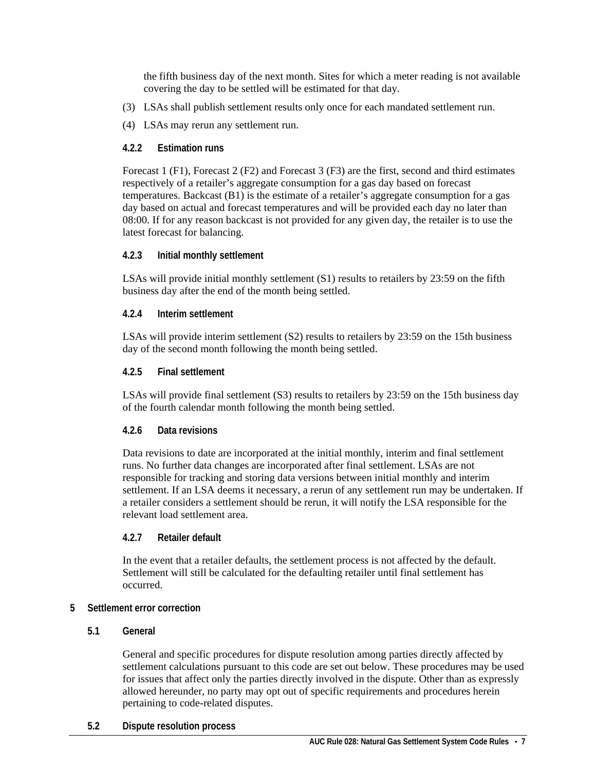the fifth business day of the next month. Sites for which a meter reading is not available covering the day to be settled will be estimated for that day.

(3) LSAs shall publish settlement results only once for each mandated settlement run.

(4) LSAs may rerun any settlement run.

#### 4.2.2 Estimation runs

Forecast 1 (F1), Forecast 2 (F2) and Forecast 3 (F3) are the first, second and third estimates respectively of a retailer's aggregate consumption for a gas day based on forecast temperatures. Backcast (B1) is the estimate of a retailer's aggregate consumption for a gas day based on actual and forecast temperatures and will be provided each day no later than 08:00. If for any reason backcast is not provided for any given day, the retailer is to use the latest forecast for balancing.

#### 4.2.3 Initial monthly settlement

LSAs will provide initial monthly settlement (S1) results to retailers by 23:59 on the fifth business day after the end of the month being settled.

#### 4.2.4 Interim settlement

LSAs will provide interim settlement (S2) results to retailers by 23:59 on the 15th business day of the second month following the month being settled.

#### 4.2.5 Final settlement

LSAs will provide final settlement (S3) results to retailers by 23:59 on the 15th business day of the fourth calendar month following the month being settled.

#### 4.2.6 Data revisions

Data revisions to date are incorporated at the initial monthly, interim and final settlement runs. No further data changes are incorporated after final settlement. LSAs are not responsible for tracking and storing data versions between initial monthly and interim settlement. If an LSA deems it necessary, a rerun of any settlement run may be undertaken. If a retailer considers a settlement should be rerun, it will notify the LSA responsible for the relevant load settlement area.

#### 4.2.7 Retailer default

In the event that a retailer defaults, the settlement process is not affected by the default. Settlement will still be calculated for the defaulting retailer until final settlement has occurred.

## 5 Settlement error correction

### 5.1 General

General and specific procedures for dispute resolution among parties directly affected by settlement calculations pursuant to this code are set out below. These procedures may be used for issues that affect only the parties directly involved in the dispute. Other than as expressly allowed hereunder, no party may opt out of specific requirements and procedures herein pertaining to code-related disputes.

### 5.2 Dispute resolution process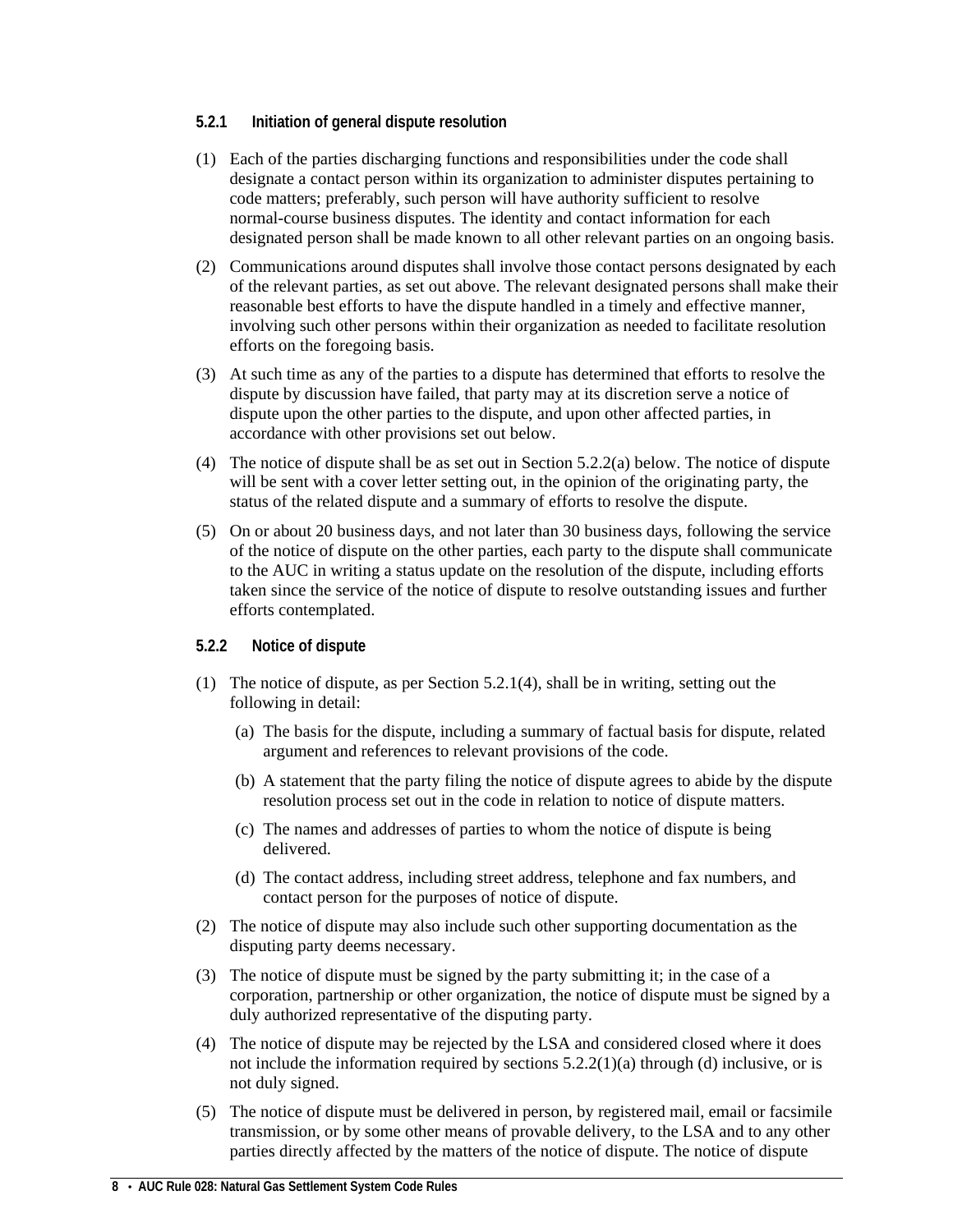#### 5.2.1 Initiation of general dispute resolution

(1) Each of the parties discharging functions and responsibilities under the code shall designate a contact person within its organization to administer disputes pertaining to code matters; preferably, such person will have authority sufficient to resolve normal-course business disputes. The identity and contact information for each designated person shall be made known to all other relevant parties on an ongoing basis.

(2) Communications around disputes shall involve those contact persons designated by each of the relevant parties, as set out above. The relevant designated persons shall make their reasonable best efforts to have the dispute handled in a timely and effective manner, involving such other persons within their organization as needed to facilitate resolution efforts on the foregoing basis.

(3) At such time as any of the parties to a dispute has determined that efforts to resolve the dispute by discussion have failed, that party may at its discretion serve a notice of dispute upon the other parties to the dispute, and upon other affected parties, in accordance with other provisions set out below.

(4) The notice of dispute shall be as set out in Section 5.2.2(a) below. The notice of dispute will be sent with a cover letter setting out, in the opinion of the originating party, the status of the related dispute and a summary of efforts to resolve the dispute.

(5) On or about 20 business days, and not later than 30 business days, following the service of the notice of dispute on the other parties, each party to the dispute shall communicate to the AUC in writing a status update on the resolution of the dispute, including efforts taken since the service of the notice of dispute to resolve outstanding issues and further efforts contemplated.

#### 5.2.2 Notice of dispute

(1) The notice of dispute, as per Section 5.2.1(4), shall be in writing, setting out the following in detail:

 (a) The basis for the dispute, including a summary of factual basis for dispute, related argument and references to relevant provisions of the code.

 (b) A statement that the party filing the notice of dispute agrees to abide by the dispute resolution process set out in the code in relation to notice of dispute matters.

 (c) The names and addresses of parties to whom the notice of dispute is being delivered.

 (d) The contact address, including street address, telephone and fax numbers, and contact person for the purposes of notice of dispute.

(2) The notice of dispute may also include such other supporting documentation as the disputing party deems necessary.

(3) The notice of dispute must be signed by the party submitting it; in the case of a corporation, partnership or other organization, the notice of dispute must be signed by a duly authorized representative of the disputing party.

(4) The notice of dispute may be rejected by the LSA and considered closed where it does not include the information required by sections 5.2.2(1)(a) through (d) inclusive, or is not duly signed.

(5) The notice of dispute must be delivered in person, by registered mail, email or facsimile transmission, or by some other means of provable delivery, to the LSA and to any other parties directly affected by the matters of the notice of dispute. The notice of dispute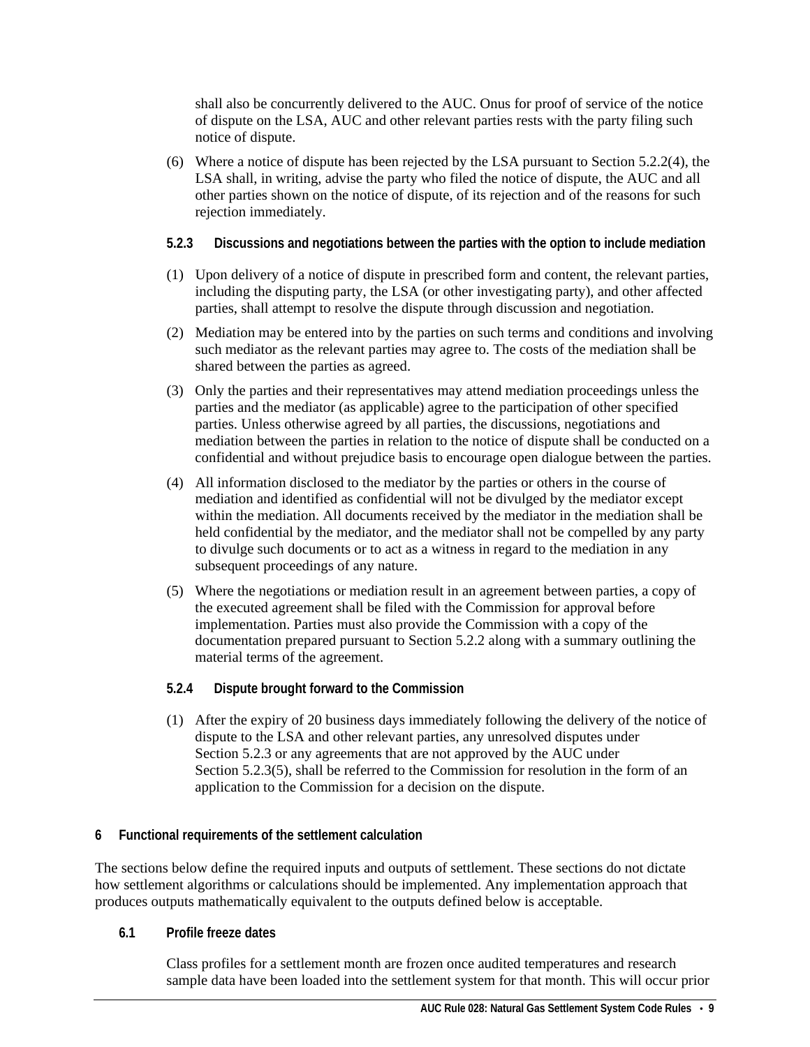shall also be concurrently delivered to the AUC. Onus for proof of service of the notice of dispute on the LSA, AUC and other relevant parties rests with the party filing such notice of dispute.

(6) Where a notice of dispute has been rejected by the LSA pursuant to Section 5.2.2(4), the LSA shall, in writing, advise the party who filed the notice of dispute, the AUC and all other parties shown on the notice of dispute, of its rejection and of the reasons for such rejection immediately.

#### 5.2.3 Discussions and negotiations between the parties with the option to include mediation

(1) Upon delivery of a notice of dispute in prescribed form and content, the relevant parties, including the disputing party, the LSA (or other investigating party), and other affected parties, shall attempt to resolve the dispute through discussion and negotiation.

(2) Mediation may be entered into by the parties on such terms and conditions and involving such mediator as the relevant parties may agree to. The costs of the mediation shall be shared between the parties as agreed.

(3) Only the parties and their representatives may attend mediation proceedings unless the parties and the mediator (as applicable) agree to the participation of other specified parties. Unless otherwise agreed by all parties, the discussions, negotiations and mediation between the parties in relation to the notice of dispute shall be conducted on a confidential and without prejudice basis to encourage open dialogue between the parties.

(4) All information disclosed to the mediator by the parties or others in the course of mediation and identified as confidential will not be divulged by the mediator except within the mediation. All documents received by the mediator in the mediation shall be held confidential by the mediator, and the mediator shall not be compelled by any party to divulge such documents or to act as a witness in regard to the mediation in any subsequent proceedings of any nature.

(5) Where the negotiations or mediation result in an agreement between parties, a copy of the executed agreement shall be filed with the Commission for approval before implementation. Parties must also provide the Commission with a copy of the documentation prepared pursuant to Section 5.2.2 along with a summary outlining the material terms of the agreement.

#### 5.2.4 Dispute brought forward to the Commission

(1) After the expiry of 20 business days immediately following the delivery of the notice of dispute to the LSA and other relevant parties, any unresolved disputes under Section 5.2.3 or any agreements that are not approved by the AUC under Section 5.2.3(5), shall be referred to the Commission for resolution in the form of an application to the Commission for a decision on the dispute.

## 6 Functional requirements of the settlement calculation

The sections below define the required inputs and outputs of settlement. These sections do not dictate how settlement algorithms or calculations should be implemented. Any implementation approach that produces outputs mathematically equivalent to the outputs defined below is acceptable.

### 6.1 Profile freeze dates

Class profiles for a settlement month are frozen once audited temperatures and research sample data have been loaded into the settlement system for that month. This will occur prior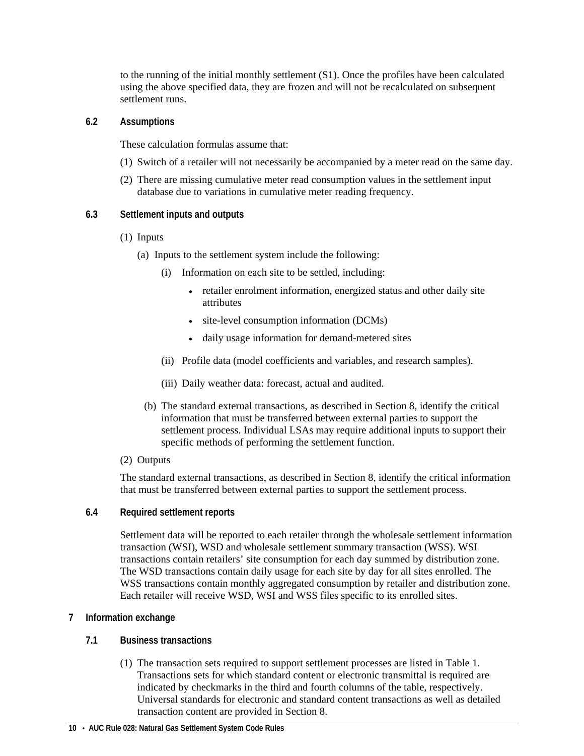to the running of the initial monthly settlement (S1). Once the profiles have been calculated using the above specified data, they are frozen and will not be recalculated on subsequent settlement runs.

### 6.2 Assumptions

These calculation formulas assume that:

(1) Switch of a retailer will not necessarily be accompanied by a meter read on the same day.

(2) There are missing cumulative meter read consumption values in the settlement input database due to variations in cumulative meter reading frequency.

### 6.3 Settlement inputs and outputs

(1) Inputs

(a) Inputs to the settlement system include the following:

(i) Information on each site to be settled, including:

- retailer enrolment information, energized status and other daily site attributes
- site-level consumption information (DCMs)
- daily usage information for demand-metered sites

(ii) Profile data (model coefficients and variables, and research samples).

(iii) Daily weather data: forecast, actual and audited.

(b) The standard external transactions, as described in Section 8, identify the critical information that must be transferred between external parties to support the settlement process. Individual LSAs may require additional inputs to support their specific methods of performing the settlement function.

(2) Outputs

The standard external transactions, as described in Section 8, identify the critical information that must be transferred between external parties to support the settlement process.

### 6.4 Required settlement reports

Settlement data will be reported to each retailer through the wholesale settlement information transaction (WSI), WSD and wholesale settlement summary transaction (WSS). WSI transactions contain retailers' site consumption for each day summed by distribution zone. The WSD transactions contain daily usage for each site by day for all sites enrolled. The WSS transactions contain monthly aggregated consumption by retailer and distribution zone. Each retailer will receive WSD, WSI and WSS files specific to its enrolled sites.

## 7 Information exchange

### 7.1 Business transactions

(1) The transaction sets required to support settlement processes are listed in Table 1. Transactions sets for which standard content or electronic transmittal is required are indicated by checkmarks in the third and fourth columns of the table, respectively. Universal standards for electronic and standard content transactions as well as detailed transaction content are provided in Section 8.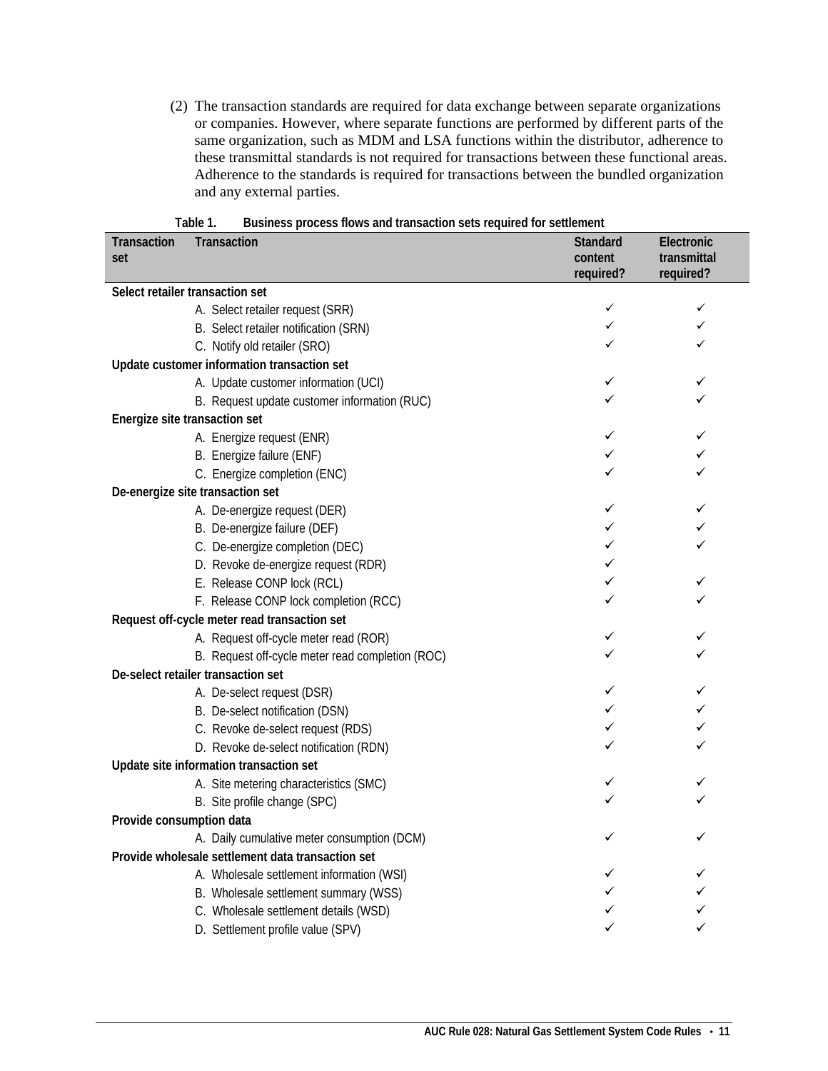(2) The transaction standards are required for data exchange between separate organizations or companies. However, where separate functions are performed by different parts of the same organization, such as MDM and LSA functions within the distributor, adherence to these transmittal standards is not required for transactions between these functional areas. Adherence to the standards is required for transactions between the bundled organization and any external parties.

**Table 1. Business process flows and transaction sets required for settlement**

| Transaction set | Transaction | Standard content required? | Electronic transmittal required? |
|---|---|---|---|
| **Select retailer transaction set** | | | |
| | A. Select retailer request (SRR) | ✓ | ✓ |
| | B. Select retailer notification (SRN) | ✓ | ✓ |
| | C. Notify old retailer (SRO) | ✓ | ✓ |
| **Update customer information transaction set** | | | |
| | A. Update customer information (UCI) | ✓ | ✓ |
| | B. Request update customer information (RUC) | ✓ | ✓ |
| **Energize site transaction set** | | | |
| | A. Energize request (ENR) | ✓ | ✓ |
| | B. Energize failure (ENF) | ✓ | ✓ |
| | C. Energize completion (ENC) | ✓ | ✓ |
| **De-energize site transaction set** | | | |
| | A. De-energize request (DER) | ✓ | ✓ |
| | B. De-energize failure (DEF) | ✓ | ✓ |
| | C. De-energize completion (DEC) | ✓ | ✓ |
| | D. Revoke de-energize request (RDR) | ✓ | |
| | E. Release CONP lock (RCL) | ✓ | ✓ |
| | F. Release CONP lock completion (RCC) | ✓ | ✓ |
| **Request off-cycle meter read transaction set** | | | |
| | A. Request off-cycle meter read (ROR) | ✓ | ✓ |
| | B. Request off-cycle meter read completion (ROC) | ✓ | ✓ |
| **De-select retailer transaction set** | | | |
| | A. De-select request (DSR) | ✓ | ✓ |
| | B. De-select notification (DSN) | ✓ | ✓ |
| | C. Revoke de-select request (RDS) | ✓ | ✓ |
| | D. Revoke de-select notification (RDN) | ✓ | ✓ |
| **Update site information transaction set** | | | |
| | A. Site metering characteristics (SMC) | ✓ | ✓ |
| | B. Site profile change (SPC) | ✓ | ✓ |
| **Provide consumption data** | | | |
| | A. Daily cumulative meter consumption (DCM) | ✓ | ✓ |
| **Provide wholesale settlement data transaction set** | | | |
| | A. Wholesale settlement information (WSI) | ✓ | ✓ |
| | B. Wholesale settlement summary (WSS) | ✓ | ✓ |
| | C. Wholesale settlement details (WSD) | ✓ | ✓ |
| | D. Settlement profile value (SPV) | ✓ | ✓ |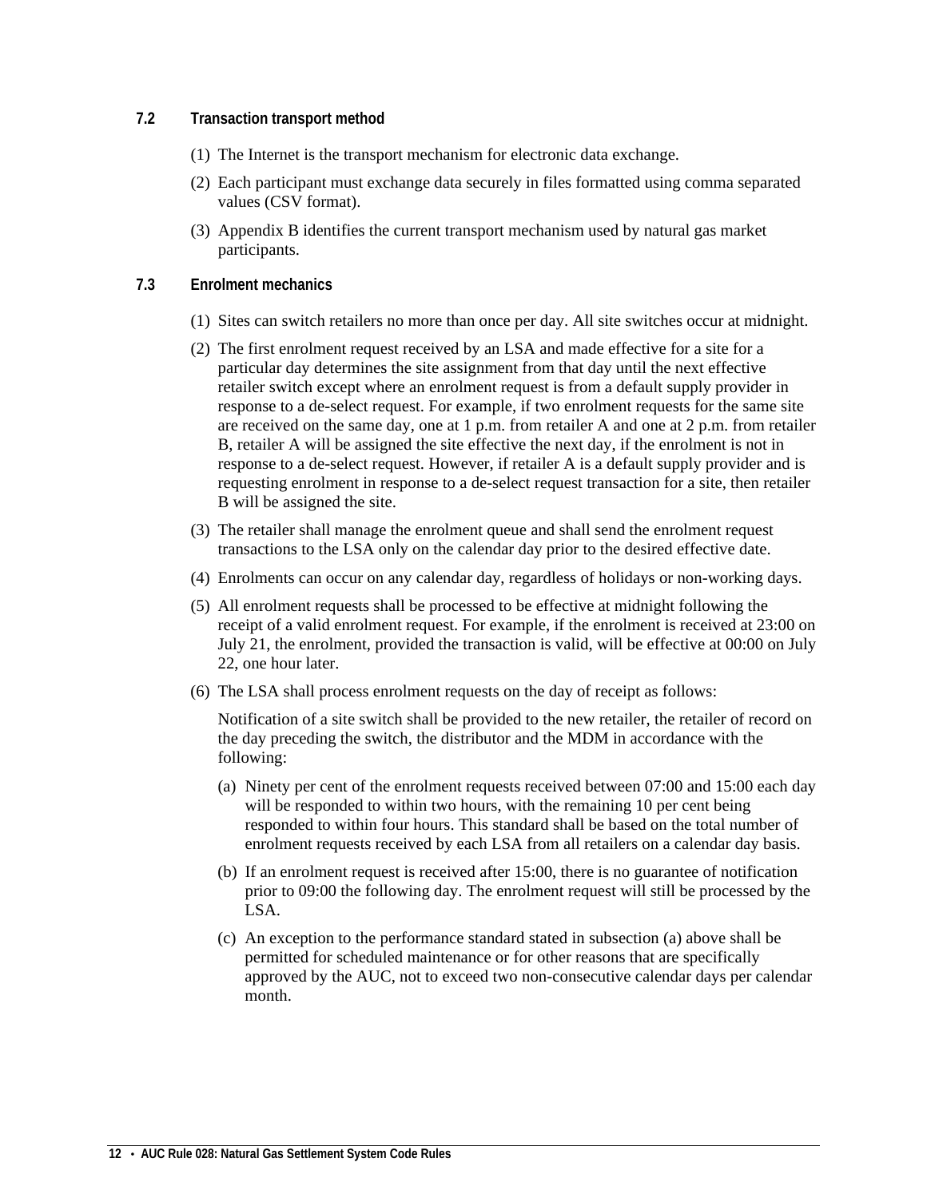### 7.2 Transaction transport method

(1) The Internet is the transport mechanism for electronic data exchange.

(2) Each participant must exchange data securely in files formatted using comma separated values (CSV format).

(3) Appendix B identifies the current transport mechanism used by natural gas market participants.

### 7.3 Enrolment mechanics

(1) Sites can switch retailers no more than once per day. All site switches occur at midnight.

(2) The first enrolment request received by an LSA and made effective for a site for a particular day determines the site assignment from that day until the next effective retailer switch except where an enrolment request is from a default supply provider in response to a de-select request. For example, if two enrolment requests for the same site are received on the same day, one at 1 p.m. from retailer A and one at 2 p.m. from retailer B, retailer A will be assigned the site effective the next day, if the enrolment is not in response to a de-select request. However, if retailer A is a default supply provider and is requesting enrolment in response to a de-select request transaction for a site, then retailer B will be assigned the site.

(3) The retailer shall manage the enrolment queue and shall send the enrolment request transactions to the LSA only on the calendar day prior to the desired effective date.

(4) Enrolments can occur on any calendar day, regardless of holidays or non-working days.

(5) All enrolment requests shall be processed to be effective at midnight following the receipt of a valid enrolment request. For example, if the enrolment is received at 23:00 on July 21, the enrolment, provided the transaction is valid, will be effective at 00:00 on July 22, one hour later.

(6) The LSA shall process enrolment requests on the day of receipt as follows:

Notification of a site switch shall be provided to the new retailer, the retailer of record on the day preceding the switch, the distributor and the MDM in accordance with the following:

(a) Ninety per cent of the enrolment requests received between 07:00 and 15:00 each day will be responded to within two hours, with the remaining 10 per cent being responded to within four hours. This standard shall be based on the total number of enrolment requests received by each LSA from all retailers on a calendar day basis.

(b) If an enrolment request is received after 15:00, there is no guarantee of notification prior to 09:00 the following day. The enrolment request will still be processed by the LSA.

(c) An exception to the performance standard stated in subsection (a) above shall be permitted for scheduled maintenance or for other reasons that are specifically approved by the AUC, not to exceed two non-consecutive calendar days per calendar month.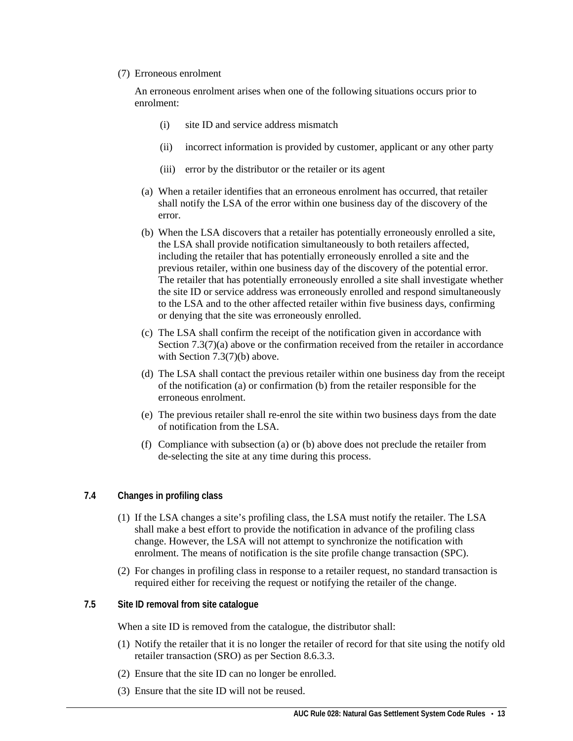(7) Erroneous enrolment

An erroneous enrolment arises when one of the following situations occurs prior to enrolment:

(i) site ID and service address mismatch

(ii) incorrect information is provided by customer, applicant or any other party

(iii) error by the distributor or the retailer or its agent

(a) When a retailer identifies that an erroneous enrolment has occurred, that retailer shall notify the LSA of the error within one business day of the discovery of the error.

(b) When the LSA discovers that a retailer has potentially erroneously enrolled a site, the LSA shall provide notification simultaneously to both retailers affected, including the retailer that has potentially erroneously enrolled a site and the previous retailer, within one business day of the discovery of the potential error. The retailer that has potentially erroneously enrolled a site shall investigate whether the site ID or service address was erroneously enrolled and respond simultaneously to the LSA and to the other affected retailer within five business days, confirming or denying that the site was erroneously enrolled.

(c) The LSA shall confirm the receipt of the notification given in accordance with Section 7.3(7)(a) above or the confirmation received from the retailer in accordance with Section 7.3(7)(b) above.

(d) The LSA shall contact the previous retailer within one business day from the receipt of the notification (a) or confirmation (b) from the retailer responsible for the erroneous enrolment.

(e) The previous retailer shall re-enrol the site within two business days from the date of notification from the LSA.

(f) Compliance with subsection (a) or (b) above does not preclude the retailer from de-selecting the site at any time during this process.

### 7.4 Changes in profiling class

(1) If the LSA changes a site's profiling class, the LSA must notify the retailer. The LSA shall make a best effort to provide the notification in advance of the profiling class change. However, the LSA will not attempt to synchronize the notification with enrolment. The means of notification is the site profile change transaction (SPC).

(2) For changes in profiling class in response to a retailer request, no standard transaction is required either for receiving the request or notifying the retailer of the change.

### 7.5 Site ID removal from site catalogue

When a site ID is removed from the catalogue, the distributor shall:

(1) Notify the retailer that it is no longer the retailer of record for that site using the notify old retailer transaction (SRO) as per Section 8.6.3.3.

(2) Ensure that the site ID can no longer be enrolled.

(3) Ensure that the site ID will not be reused.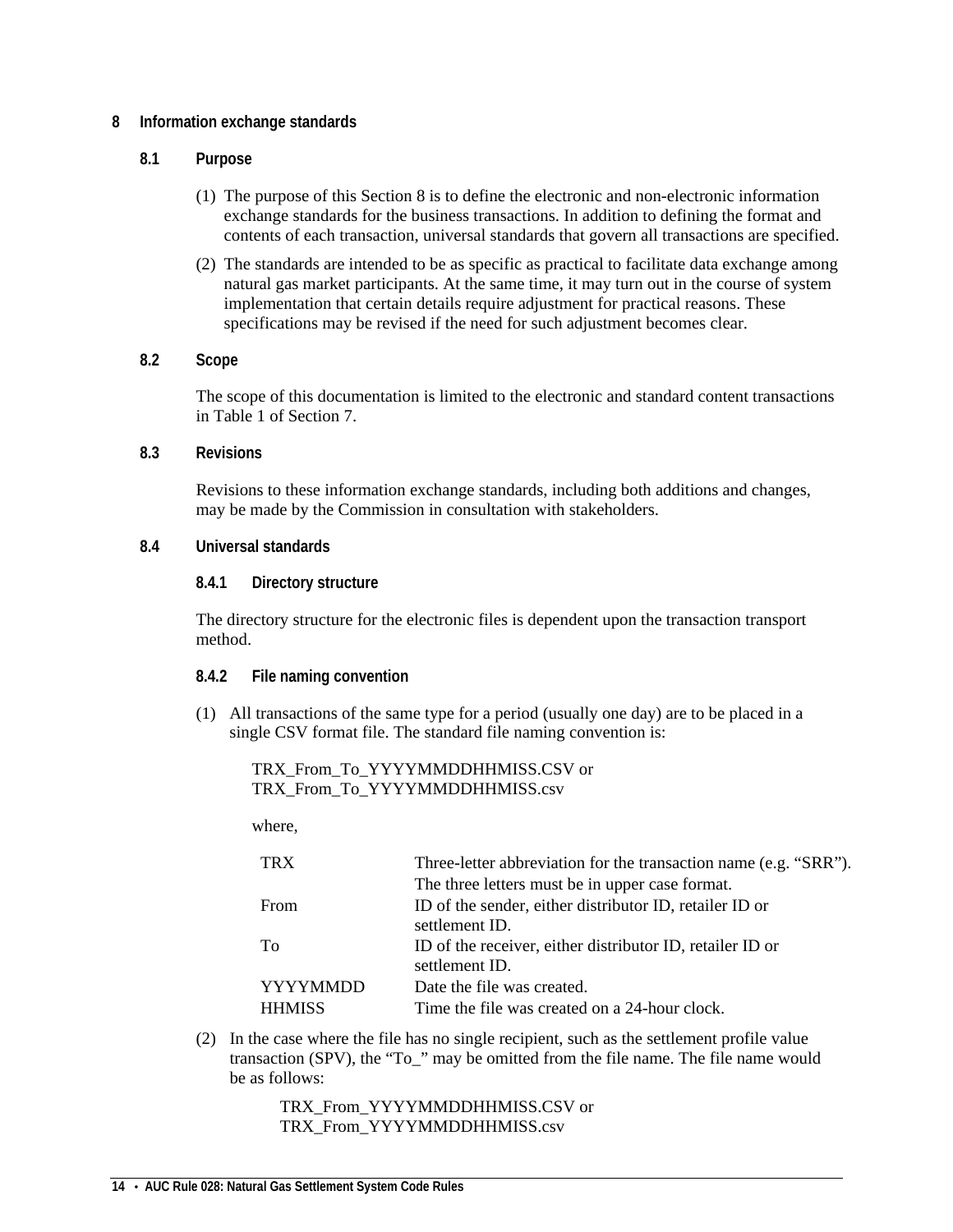# 8 Information exchange standards

## 8.1 Purpose

(1) The purpose of this Section 8 is to define the electronic and non-electronic information exchange standards for the business transactions. In addition to defining the format and contents of each transaction, universal standards that govern all transactions are specified.

(2) The standards are intended to be as specific as practical to facilitate data exchange among natural gas market participants. At the same time, it may turn out in the course of system implementation that certain details require adjustment for practical reasons. These specifications may be revised if the need for such adjustment becomes clear.

## 8.2 Scope

The scope of this documentation is limited to the electronic and standard content transactions in Table 1 of Section 7.

## 8.3 Revisions

Revisions to these information exchange standards, including both additions and changes, may be made by the Commission in consultation with stakeholders.

## 8.4 Universal standards

### 8.4.1 Directory structure

The directory structure for the electronic files is dependent upon the transaction transport method.

### 8.4.2 File naming convention

(1) All transactions of the same type for a period (usually one day) are to be placed in a single CSV format file. The standard file naming convention is:

TRX_From_To_YYYYMMDDHHMISS.CSV or
TRX_From_To_YYYYMMDDHHMISS.csv

where,

| | |
|---|---|
| TRX | Three-letter abbreviation for the transaction name (e.g. “SRR”). The three letters must be in upper case format. |
| From | ID of the sender, either distributor ID, retailer ID or settlement ID. |
| To | ID of the receiver, either distributor ID, retailer ID or settlement ID. |
| YYYYMMDD | Date the file was created. |
| HHMISS | Time the file was created on a 24-hour clock. |

(2) In the case where the file has no single recipient, such as the settlement profile value transaction (SPV), the “To_” may be omitted from the file name. The file name would be as follows:

TRX_From_YYYYMMDDHHMISS.CSV or
TRX_From_YYYYMMDDHHMISS.csv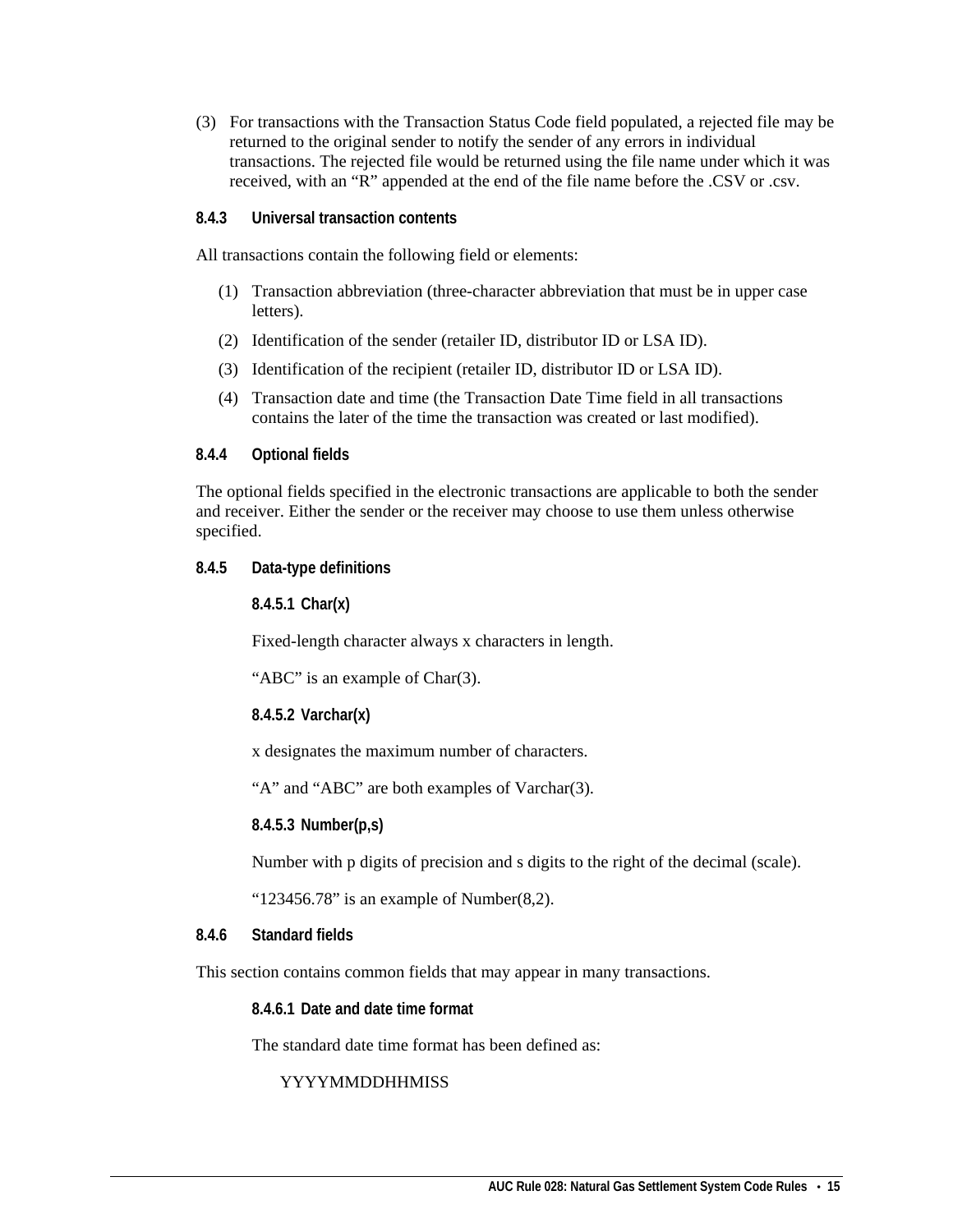(3) For transactions with the Transaction Status Code field populated, a rejected file may be returned to the original sender to notify the sender of any errors in individual transactions. The rejected file would be returned using the file name under which it was received, with an "R" appended at the end of the file name before the .CSV or .csv.

### 8.4.3 Universal transaction contents

All transactions contain the following field or elements:

(1) Transaction abbreviation (three-character abbreviation that must be in upper case letters).

(2) Identification of the sender (retailer ID, distributor ID or LSA ID).

(3) Identification of the recipient (retailer ID, distributor ID or LSA ID).

(4) Transaction date and time (the Transaction Date Time field in all transactions contains the later of the time the transaction was created or last modified).

### 8.4.4 Optional fields

The optional fields specified in the electronic transactions are applicable to both the sender and receiver. Either the sender or the receiver may choose to use them unless otherwise specified.

### 8.4.5 Data-type definitions

#### 8.4.5.1 Char(x)

Fixed-length character always x characters in length.

"ABC" is an example of Char(3).

#### 8.4.5.2 Varchar(x)

x designates the maximum number of characters.

"A" and "ABC" are both examples of Varchar(3).

#### 8.4.5.3 Number(p,s)

Number with p digits of precision and s digits to the right of the decimal (scale).

"123456.78" is an example of Number(8,2).

### 8.4.6 Standard fields

This section contains common fields that may appear in many transactions.

#### 8.4.6.1 Date and date time format

The standard date time format has been defined as:

YYYYMMDDHHMISS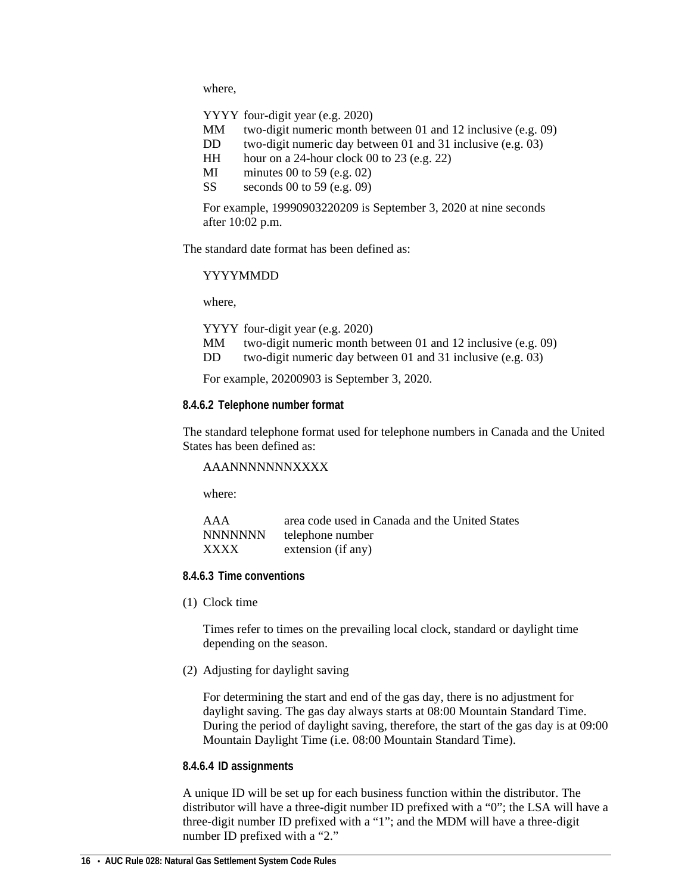where,

YYYY four-digit year (e.g. 2020)
MM two-digit numeric month between 01 and 12 inclusive (e.g. 09)
DD two-digit numeric day between 01 and 31 inclusive (e.g. 03)
HH hour on a 24-hour clock 00 to 23 (e.g. 22)
MI minutes 00 to 59 (e.g. 02)
SS seconds 00 to 59 (e.g. 09)

For example, 19990903220209 is September 3, 2020 at nine seconds after 10:02 p.m.

The standard date format has been defined as:

YYYYMMDD

where,

YYYY four-digit year (e.g. 2020)
MM two-digit numeric month between 01 and 12 inclusive (e.g. 09)
DD two-digit numeric day between 01 and 31 inclusive (e.g. 03)

For example, 20200903 is September 3, 2020.

#### 8.4.6.2 Telephone number format

The standard telephone format used for telephone numbers in Canada and the United States has been defined as:

AAANNNNNNNXXXX

where:

AAA area code used in Canada and the United States
NNNNNNN telephone number
XXXX extension (if any)

#### 8.4.6.3 Time conventions

(1) Clock time

Times refer to times on the prevailing local clock, standard or daylight time depending on the season.

(2) Adjusting for daylight saving

For determining the start and end of the gas day, there is no adjustment for daylight saving. The gas day always starts at 08:00 Mountain Standard Time. During the period of daylight saving, therefore, the start of the gas day is at 09:00 Mountain Daylight Time (i.e. 08:00 Mountain Standard Time).

#### 8.4.6.4 ID assignments

A unique ID will be set up for each business function within the distributor. The distributor will have a three-digit number ID prefixed with a “0”; the LSA will have a three-digit number ID prefixed with a “1”; and the MDM will have a three-digit number ID prefixed with a “2.”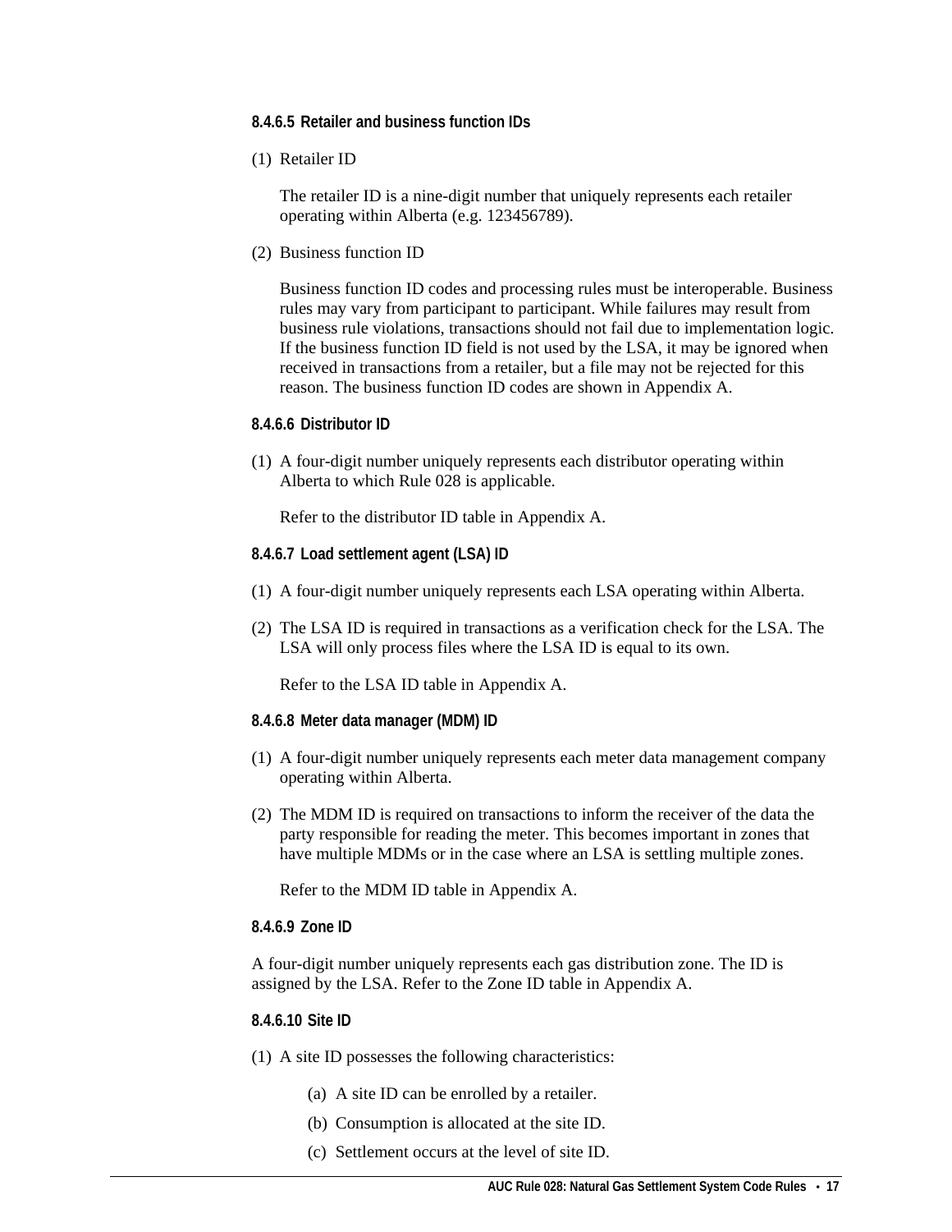#### 8.4.6.5 Retailer and business function IDs

(1) Retailer ID

The retailer ID is a nine-digit number that uniquely represents each retailer operating within Alberta (e.g. 123456789).

(2) Business function ID

Business function ID codes and processing rules must be interoperable. Business rules may vary from participant to participant. While failures may result from business rule violations, transactions should not fail due to implementation logic. If the business function ID field is not used by the LSA, it may be ignored when received in transactions from a retailer, but a file may not be rejected for this reason. The business function ID codes are shown in Appendix A.

#### 8.4.6.6 Distributor ID

(1) A four-digit number uniquely represents each distributor operating within Alberta to which Rule 028 is applicable.

Refer to the distributor ID table in Appendix A.

#### 8.4.6.7 Load settlement agent (LSA) ID

(1) A four-digit number uniquely represents each LSA operating within Alberta.

(2) The LSA ID is required in transactions as a verification check for the LSA. The LSA will only process files where the LSA ID is equal to its own.

Refer to the LSA ID table in Appendix A.

#### 8.4.6.8 Meter data manager (MDM) ID

(1) A four-digit number uniquely represents each meter data management company operating within Alberta.

(2) The MDM ID is required on transactions to inform the receiver of the data the party responsible for reading the meter. This becomes important in zones that have multiple MDMs or in the case where an LSA is settling multiple zones.

Refer to the MDM ID table in Appendix A.

#### 8.4.6.9 Zone ID

A four-digit number uniquely represents each gas distribution zone. The ID is assigned by the LSA. Refer to the Zone ID table in Appendix A.

#### 8.4.6.10 Site ID

(1) A site ID possesses the following characteristics:

(a) A site ID can be enrolled by a retailer.

(b) Consumption is allocated at the site ID.

(c) Settlement occurs at the level of site ID.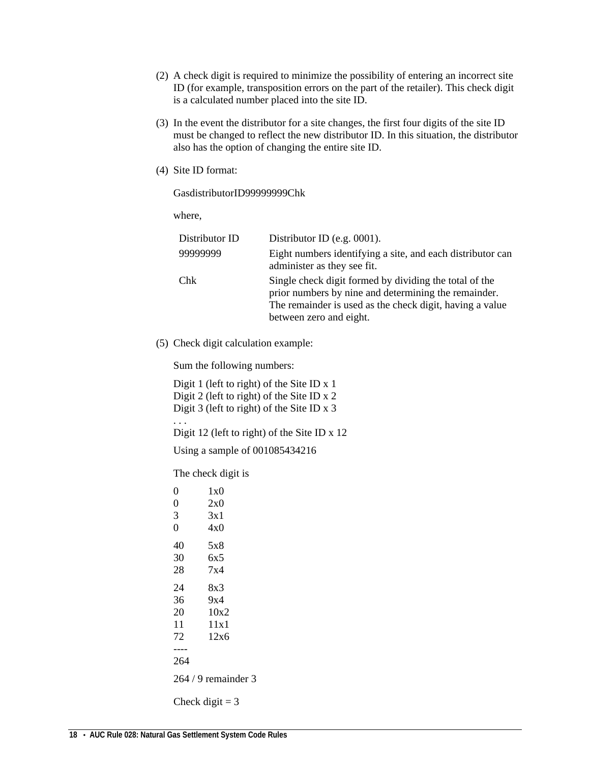(2) A check digit is required to minimize the possibility of entering an incorrect site ID (for example, transposition errors on the part of the retailer). This check digit is a calculated number placed into the site ID.

(3) In the event the distributor for a site changes, the first four digits of the site ID must be changed to reflect the new distributor ID. In this situation, the distributor also has the option of changing the entire site ID.

(4) Site ID format:

GasdistributorID99999999Chk

where,

| | |
|---|---|
| Distributor ID | Distributor ID (e.g. 0001). |
| 99999999 | Eight numbers identifying a site, and each distributor can administer as they see fit. |
| Chk | Single check digit formed by dividing the total of the prior numbers by nine and determining the remainder. The remainder is used as the check digit, having a value between zero and eight. |

(5) Check digit calculation example:

Sum the following numbers:

Digit 1 (left to right) of the Site ID x 1
Digit 2 (left to right) of the Site ID x 2
Digit 3 (left to right) of the Site ID x 3
. . .
Digit 12 (left to right) of the Site ID x 12

Using a sample of 001085434216

The check digit is

```
0     1x0
0     2x0
3     3x1
0     4x0

40    5x8
30    6x5
28    7x4

24    8x3
36    9x4
20    10x2
11    11x1
72    12x6
----
264
```

264 / 9 remainder 3

Check digit = 3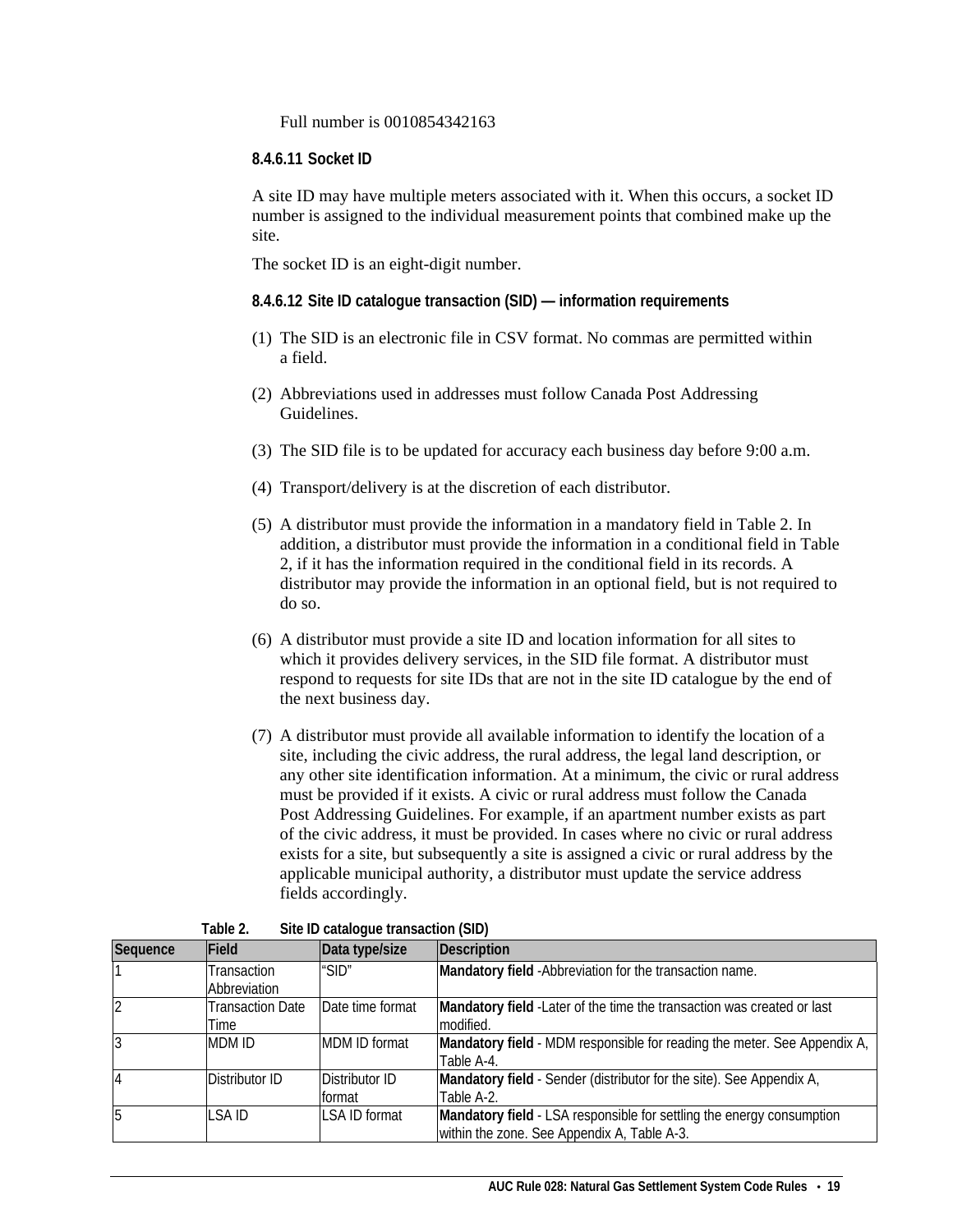Full number is 0010854342163

#### 8.4.6.11 Socket ID

A site ID may have multiple meters associated with it. When this occurs, a socket ID number is assigned to the individual measurement points that combined make up the site.

The socket ID is an eight-digit number.

#### 8.4.6.12 Site ID catalogue transaction (SID) — information requirements

(1) The SID is an electronic file in CSV format. No commas are permitted within a field.

(2) Abbreviations used in addresses must follow Canada Post Addressing Guidelines.

(3) The SID file is to be updated for accuracy each business day before 9:00 a.m.

(4) Transport/delivery is at the discretion of each distributor.

(5) A distributor must provide the information in a mandatory field in Table 2. In addition, a distributor must provide the information in a conditional field in Table 2, if it has the information required in the conditional field in its records. A distributor may provide the information in an optional field, but is not required to do so.

(6) A distributor must provide a site ID and location information for all sites to which it provides delivery services, in the SID file format. A distributor must respond to requests for site IDs that are not in the site ID catalogue by the end of the next business day.

(7) A distributor must provide all available information to identify the location of a site, including the civic address, the rural address, the legal land description, or any other site identification information. At a minimum, the civic or rural address must be provided if it exists. A civic or rural address must follow the Canada Post Addressing Guidelines. For example, if an apartment number exists as part of the civic address, it must be provided. In cases where no civic or rural address exists for a site, but subsequently a site is assigned a civic or rural address by the applicable municipal authority, a distributor must update the service address fields accordingly.

Table 2. Site ID catalogue transaction (SID)

| Sequence | Field | Data type/size | Description |
|---|---|---|---|
| 1 | Transaction Abbreviation | "SID" | **Mandatory field** -Abbreviation for the transaction name. |
| 2 | Transaction Date Time | Date time format | **Mandatory field** -Later of the time the transaction was created or last modified. |
| 3 | MDM ID | MDM ID format | **Mandatory field** - MDM responsible for reading the meter. See Appendix A, Table A-4. |
| 4 | Distributor ID | Distributor ID format | **Mandatory field** - Sender (distributor for the site). See Appendix A, Table A-2. |
| 5 | LSA ID | LSA ID format | **Mandatory field** - LSA responsible for settling the energy consumption within the zone. See Appendix A, Table A-3. |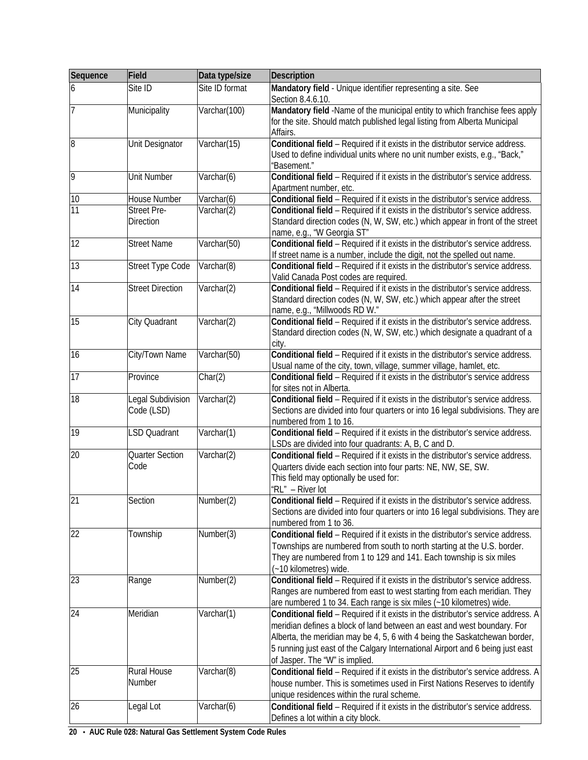| Sequence | Field | Data type/size | Description |
|---|---|---|---|
| 6 | Site ID | Site ID format | **Mandatory field** - Unique identifier representing a site. See Section 8.4.6.10. |
| 7 | Municipality | Varchar(100) | **Mandatory field** -Name of the municipal entity to which franchise fees apply for the site. Should match published legal listing from Alberta Municipal Affairs. |
| 8 | Unit Designator | Varchar(15) | **Conditional field** – Required if it exists in the distributor service address. Used to define individual units where no unit number exists, e.g., "Back," "Basement." |
| 9 | Unit Number | Varchar(6) | **Conditional field** – Required if it exists in the distributor's service address. Apartment number, etc. |
| 10 | House Number | Varchar(6) | **Conditional field** – Required if it exists in the distributor's service address. |
| 11 | Street Pre-Direction | Varchar(2) | **Conditional field** – Required if it exists in the distributor's service address. Standard direction codes (N, W, SW, etc.) which appear in front of the street name, e.g., "W Georgia ST" |
| 12 | Street Name | Varchar(50) | **Conditional field** – Required if it exists in the distributor's service address. If street name is a number, include the digit, not the spelled out name. |
| 13 | Street Type Code | Varchar(8) | **Conditional field** – Required if it exists in the distributor's service address. Valid Canada Post codes are required. |
| 14 | Street Direction | Varchar(2) | **Conditional field** – Required if it exists in the distributor's service address. Standard direction codes (N, W, SW, etc.) which appear after the street name, e.g., "Millwoods RD W." |
| 15 | City Quadrant | Varchar(2) | **Conditional field** – Required if it exists in the distributor's service address. Standard direction codes (N, W, SW, etc.) which designate a quadrant of a city. |
| 16 | City/Town Name | Varchar(50) | **Conditional field** – Required if it exists in the distributor's service address. Usual name of the city, town, village, summer village, hamlet, etc. |
| 17 | Province | Char(2) | **Conditional field** – Required if it exists in the distributor's service address for sites not in Alberta. |
| 18 | Legal Subdivision Code (LSD) | Varchar(2) | **Conditional field** – Required if it exists in the distributor's service address. Sections are divided into four quarters or into 16 legal subdivisions. They are numbered from 1 to 16. |
| 19 | LSD Quadrant | Varchar(1) | **Conditional field** – Required if it exists in the distributor's service address. LSDs are divided into four quadrants: A, B, C and D. |
| 20 | Quarter Section Code | Varchar(2) | **Conditional field** – Required if it exists in the distributor's service address. Quarters divide each section into four parts: NE, NW, SE, SW. This field may optionally be used for: "RL" – River lot |
| 21 | Section | Number(2) | **Conditional field** – Required if it exists in the distributor's service address. Sections are divided into four quarters or into 16 legal subdivisions. They are numbered from 1 to 36. |
| 22 | Township | Number(3) | **Conditional field** – Required if it exists in the distributor's service address. Townships are numbered from south to north starting at the U.S. border. They are numbered from 1 to 129 and 141. Each township is six miles (~10 kilometres) wide. |
| 23 | Range | Number(2) | **Conditional field** – Required if it exists in the distributor's service address. Ranges are numbered from east to west starting from each meridian. They are numbered 1 to 34. Each range is six miles (~10 kilometres) wide. |
| 24 | Meridian | Varchar(1) | **Conditional field** – Required if it exists in the distributor's service address. A meridian defines a block of land between an east and west boundary. For Alberta, the meridian may be 4, 5, 6 with 4 being the Saskatchewan border, 5 running just east of the Calgary International Airport and 6 being just east of Jasper. The "W" is implied. |
| 25 | Rural House Number | Varchar(8) | **Conditional field** – Required if it exists in the distributor's service address. A house number. This is sometimes used in First Nations Reserves to identify unique residences within the rural scheme. |
| 26 | Legal Lot | Varchar(6) | **Conditional field** – Required if it exists in the distributor's service address. Defines a lot within a city block. |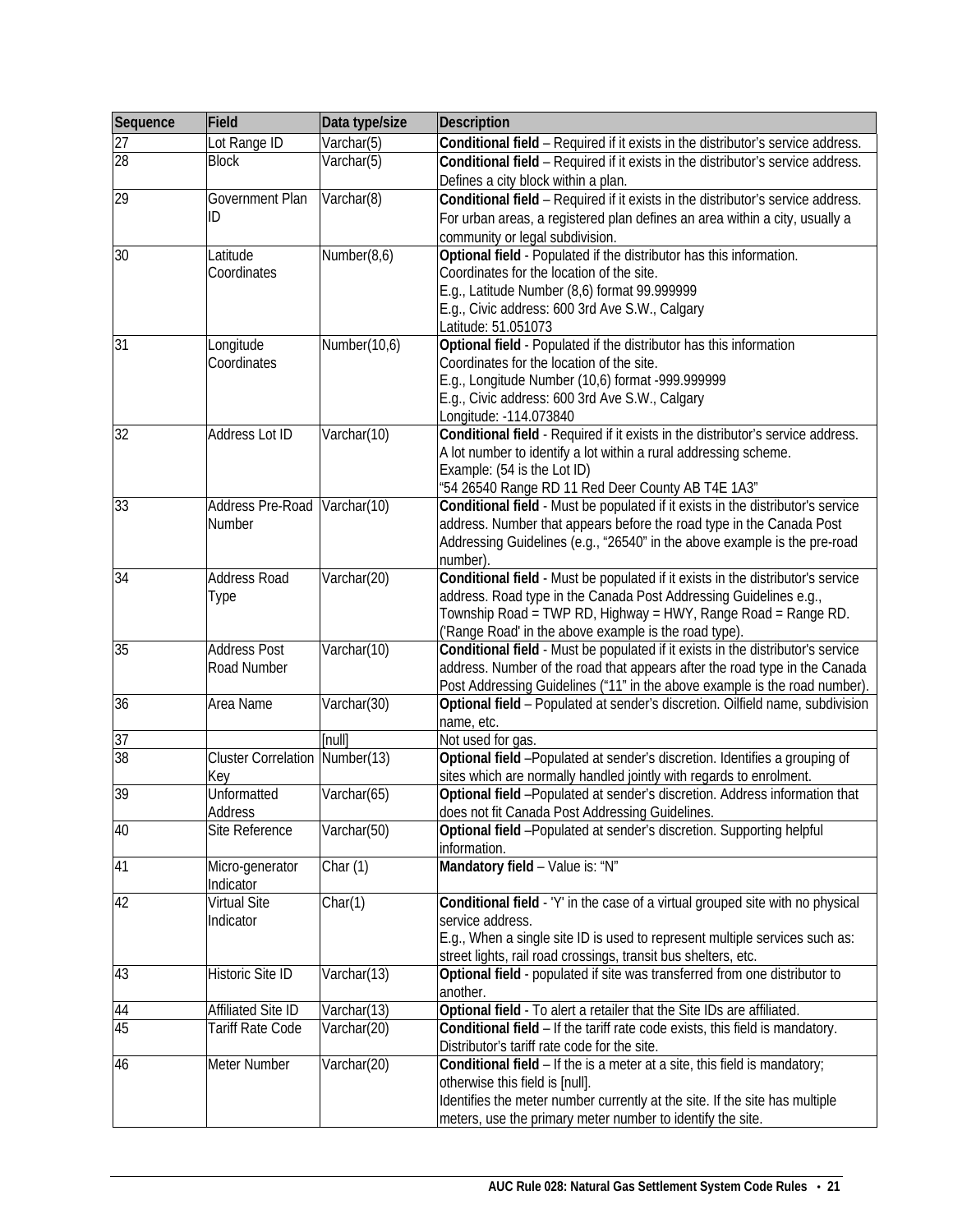| Sequence | Field | Data type/size | Description |
| --- | --- | --- | --- |
| 27 | Lot Range ID | Varchar(5) | **Conditional field** – Required if it exists in the distributor's service address. |
| 28 | Block | Varchar(5) | **Conditional field** – Required if it exists in the distributor's service address. Defines a city block within a plan. |
| 29 | Government Plan ID | Varchar(8) | **Conditional field** – Required if it exists in the distributor's service address. For urban areas, a registered plan defines an area within a city, usually a community or legal subdivision. |
| 30 | Latitude Coordinates | Number(8,6) | **Optional field** - Populated if the distributor has this information. Coordinates for the location of the site. E.g., Latitude Number (8,6) format 99.999999 E.g., Civic address: 600 3rd Ave S.W., Calgary Latitude: 51.051073 |
| 31 | Longitude Coordinates | Number(10,6) | **Optional field** - Populated if the distributor has this information Coordinates for the location of the site. E.g., Longitude Number (10,6) format -999.999999 E.g., Civic address: 600 3rd Ave S.W., Calgary Longitude: -114.073840 |
| 32 | Address Lot ID | Varchar(10) | **Conditional field** - Required if it exists in the distributor's service address. A lot number to identify a lot within a rural addressing scheme. Example: (54 is the Lot ID) "54 26540 Range RD 11 Red Deer County AB T4E 1A3" |
| 33 | Address Pre-Road Number | Varchar(10) | **Conditional field** - Must be populated if it exists in the distributor's service address. Number that appears before the road type in the Canada Post Addressing Guidelines (e.g., "26540" in the above example is the pre-road number). |
| 34 | Address Road Type | Varchar(20) | **Conditional field** - Must be populated if it exists in the distributor's service address. Road type in the Canada Post Addressing Guidelines e.g., Township Road = TWP RD, Highway = HWY, Range Road = Range RD. ('Range Road' in the above example is the road type). |
| 35 | Address Post Road Number | Varchar(10) | **Conditional field** - Must be populated if it exists in the distributor's service address. Number of the road that appears after the road type in the Canada Post Addressing Guidelines ("11" in the above example is the road number). |
| 36 | Area Name | Varchar(30) | **Optional field** – Populated at sender's discretion. Oilfield name, subdivision name, etc. |
| 37 | | [null] | Not used for gas. |
| 38 | Cluster Correlation Key | Number(13) | **Optional field** –Populated at sender's discretion. Identifies a grouping of sites which are normally handled jointly with regards to enrolment. |
| 39 | Unformatted Address | Varchar(65) | **Optional field** –Populated at sender's discretion. Address information that does not fit Canada Post Addressing Guidelines. |
| 40 | Site Reference | Varchar(50) | **Optional field** –Populated at sender's discretion. Supporting helpful information. |
| 41 | Micro-generator Indicator | Char (1) | **Mandatory field** – Value is: "N" |
| 42 | Virtual Site Indicator | Char(1) | **Conditional field** - 'Y' in the case of a virtual grouped site with no physical service address. E.g., When a single site ID is used to represent multiple services such as: street lights, rail road crossings, transit bus shelters, etc. |
| 43 | Historic Site ID | Varchar(13) | **Optional field** - populated if site was transferred from one distributor to another. |
| 44 | Affiliated Site ID | Varchar(13) | **Optional field** - To alert a retailer that the Site IDs are affiliated. |
| 45 | Tariff Rate Code | Varchar(20) | **Conditional field** – If the tariff rate code exists, this field is mandatory. Distributor's tariff rate code for the site. |
| 46 | Meter Number | Varchar(20) | **Conditional field** – If the is a meter at a site, this field is mandatory; otherwise this field is [null]. Identifies the meter number currently at the site. If the site has multiple meters, use the primary meter number to identify the site. |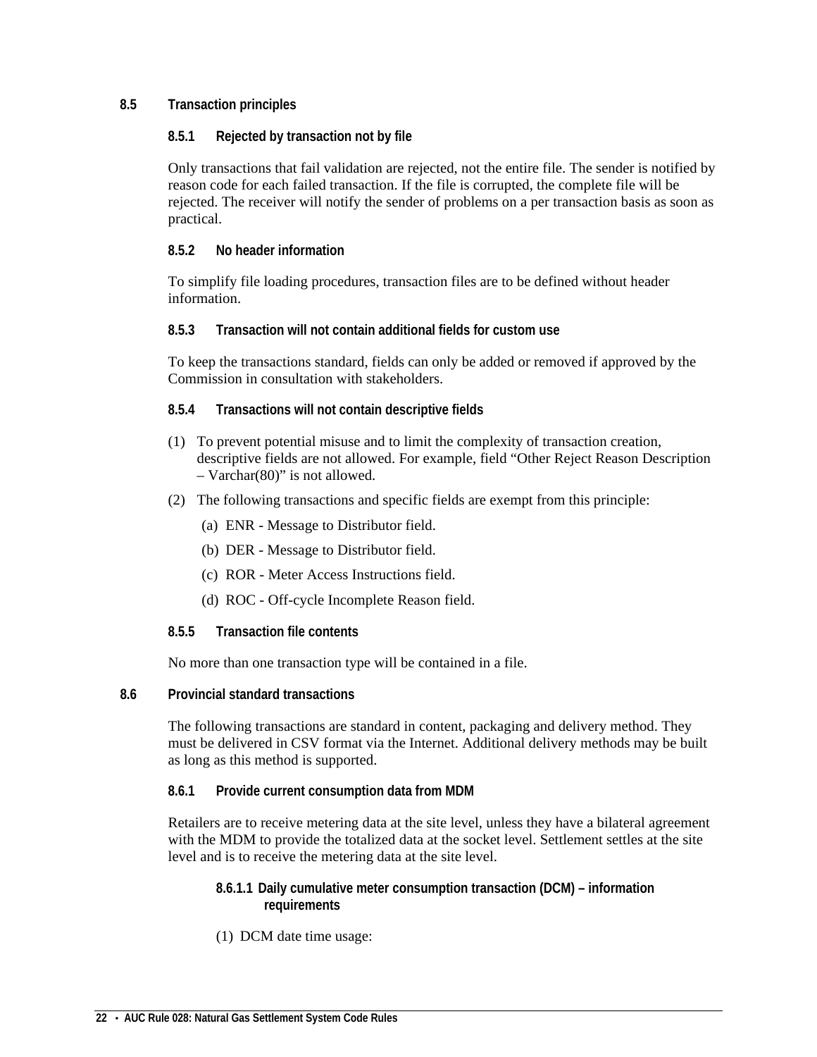## 8.5 Transaction principles

### 8.5.1 Rejected by transaction not by file

Only transactions that fail validation are rejected, not the entire file. The sender is notified by reason code for each failed transaction. If the file is corrupted, the complete file will be rejected. The receiver will notify the sender of problems on a per transaction basis as soon as practical.

### 8.5.2 No header information

To simplify file loading procedures, transaction files are to be defined without header information.

### 8.5.3 Transaction will not contain additional fields for custom use

To keep the transactions standard, fields can only be added or removed if approved by the Commission in consultation with stakeholders.

### 8.5.4 Transactions will not contain descriptive fields

(1) To prevent potential misuse and to limit the complexity of transaction creation, descriptive fields are not allowed. For example, field “Other Reject Reason Description – Varchar(80)” is not allowed.

(2) The following transactions and specific fields are exempt from this principle:

(a) ENR - Message to Distributor field.

(b) DER - Message to Distributor field.

(c) ROR - Meter Access Instructions field.

(d) ROC - Off-cycle Incomplete Reason field.

### 8.5.5 Transaction file contents

No more than one transaction type will be contained in a file.

## 8.6 Provincial standard transactions

The following transactions are standard in content, packaging and delivery method. They must be delivered in CSV format via the Internet. Additional delivery methods may be built as long as this method is supported.

### 8.6.1 Provide current consumption data from MDM

Retailers are to receive metering data at the site level, unless they have a bilateral agreement with the MDM to provide the totalized data at the socket level. Settlement settles at the site level and is to receive the metering data at the site level.

#### 8.6.1.1 Daily cumulative meter consumption transaction (DCM) – information requirements

(1) DCM date time usage: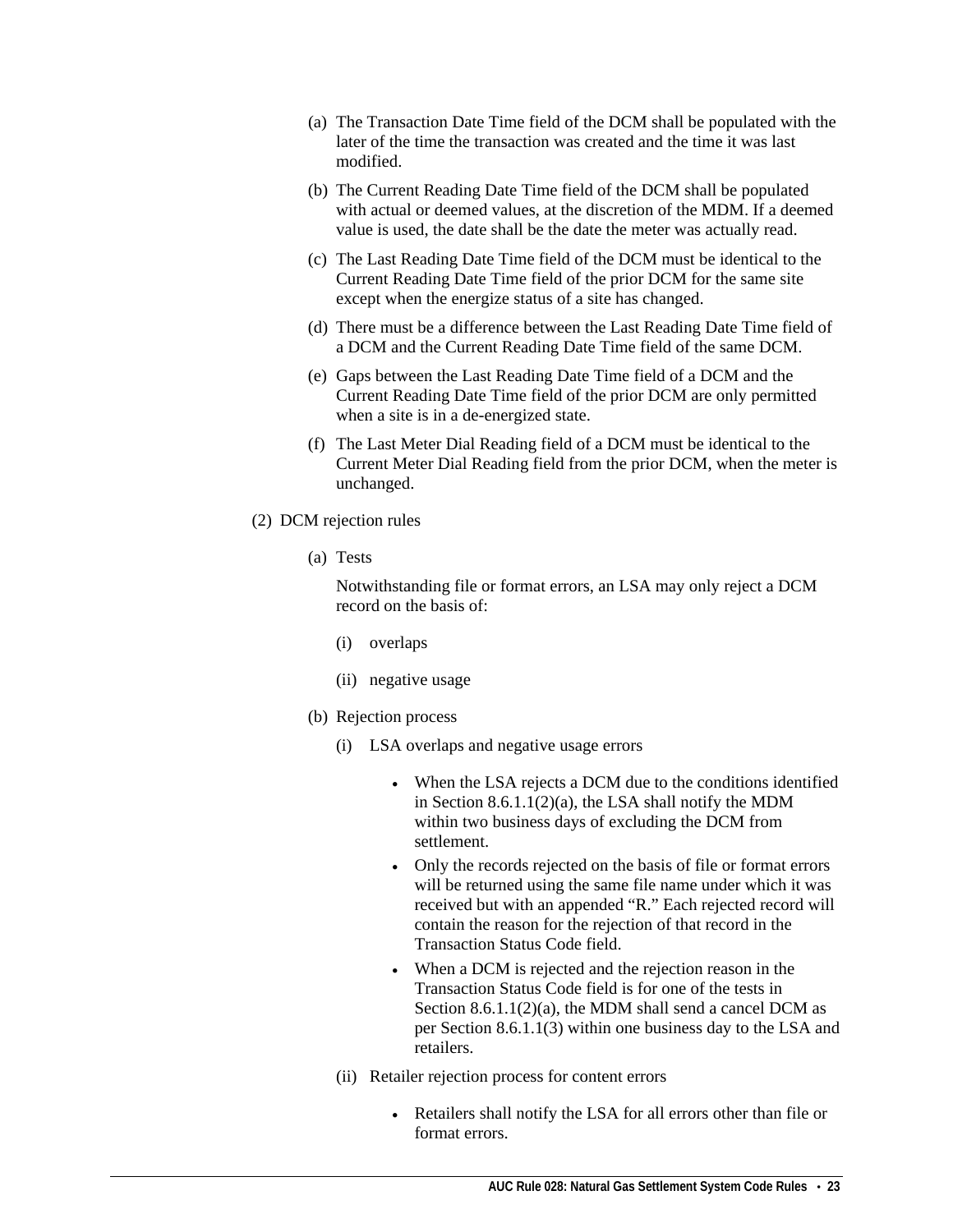(a) The Transaction Date Time field of the DCM shall be populated with the later of the time the transaction was created and the time it was last modified.

(b) The Current Reading Date Time field of the DCM shall be populated with actual or deemed values, at the discretion of the MDM. If a deemed value is used, the date shall be the date the meter was actually read.

(c) The Last Reading Date Time field of the DCM must be identical to the Current Reading Date Time field of the prior DCM for the same site except when the energize status of a site has changed.

(d) There must be a difference between the Last Reading Date Time field of a DCM and the Current Reading Date Time field of the same DCM.

(e) Gaps between the Last Reading Date Time field of a DCM and the Current Reading Date Time field of the prior DCM are only permitted when a site is in a de-energized state.

(f) The Last Meter Dial Reading field of a DCM must be identical to the Current Meter Dial Reading field from the prior DCM, when the meter is unchanged.

(2) DCM rejection rules

(a) Tests

Notwithstanding file or format errors, an LSA may only reject a DCM record on the basis of:

(i) overlaps

(ii) negative usage

(b) Rejection process

(i) LSA overlaps and negative usage errors

- When the LSA rejects a DCM due to the conditions identified in Section 8.6.1.1(2)(a), the LSA shall notify the MDM within two business days of excluding the DCM from settlement.
- Only the records rejected on the basis of file or format errors will be returned using the same file name under which it was received but with an appended "R." Each rejected record will contain the reason for the rejection of that record in the Transaction Status Code field.
- When a DCM is rejected and the rejection reason in the Transaction Status Code field is for one of the tests in Section 8.6.1.1(2)(a), the MDM shall send a cancel DCM as per Section 8.6.1.1(3) within one business day to the LSA and retailers.

(ii) Retailer rejection process for content errors

- Retailers shall notify the LSA for all errors other than file or format errors.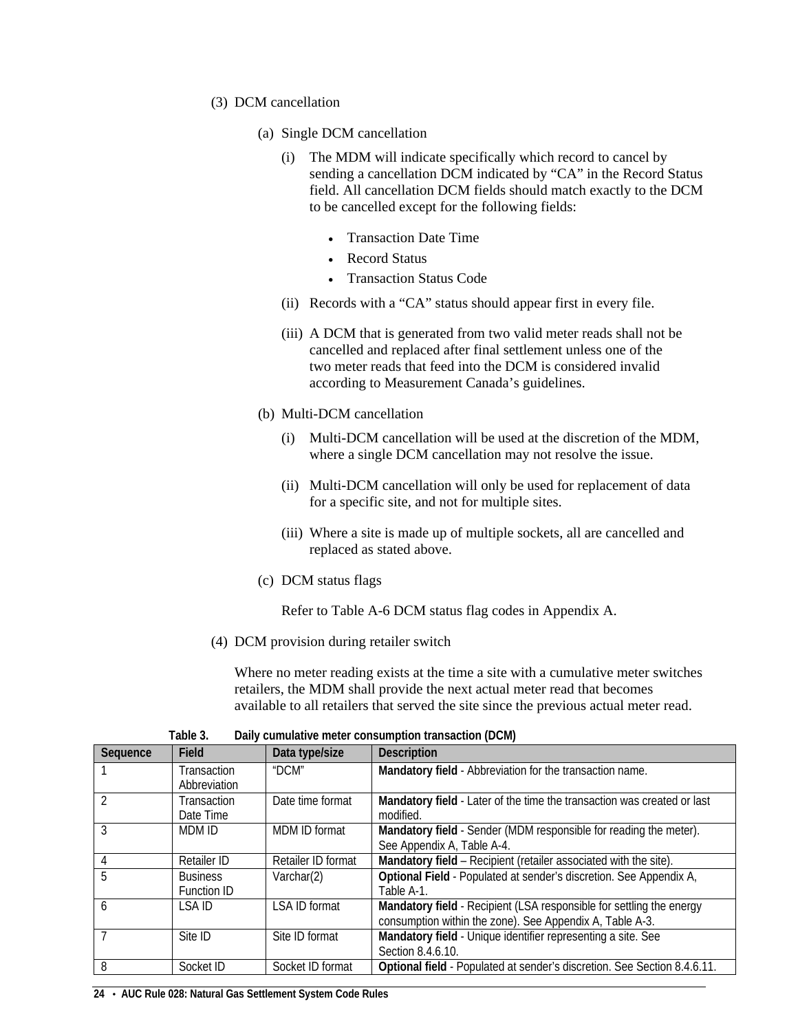(3) DCM cancellation

(a) Single DCM cancellation

(i) The MDM will indicate specifically which record to cancel by sending a cancellation DCM indicated by "CA" in the Record Status field. All cancellation DCM fields should match exactly to the DCM to be cancelled except for the following fields:

- Transaction Date Time
- Record Status
- Transaction Status Code

(ii) Records with a "CA" status should appear first in every file.

(iii) A DCM that is generated from two valid meter reads shall not be cancelled and replaced after final settlement unless one of the two meter reads that feed into the DCM is considered invalid according to Measurement Canada's guidelines.

(b) Multi-DCM cancellation

(i) Multi-DCM cancellation will be used at the discretion of the MDM, where a single DCM cancellation may not resolve the issue.

(ii) Multi-DCM cancellation will only be used for replacement of data for a specific site, and not for multiple sites.

(iii) Where a site is made up of multiple sockets, all are cancelled and replaced as stated above.

(c) DCM status flags

Refer to Table A-6 DCM status flag codes in Appendix A.

(4) DCM provision during retailer switch

Where no meter reading exists at the time a site with a cumulative meter switches retailers, the MDM shall provide the next actual meter read that becomes available to all retailers that served the site since the previous actual meter read.

**Table 3. Daily cumulative meter consumption transaction (DCM)**

| Sequence | Field | Data type/size | Description |
|---|---|---|---|
| 1 | Transaction Abbreviation | "DCM" | **Mandatory field** - Abbreviation for the transaction name. |
| 2 | Transaction Date Time | Date time format | **Mandatory field** - Later of the time the transaction was created or last modified. |
| 3 | MDM ID | MDM ID format | **Mandatory field** - Sender (MDM responsible for reading the meter). See Appendix A, Table A-4. |
| 4 | Retailer ID | Retailer ID format | **Mandatory field** – Recipient (retailer associated with the site). |
| 5 | Business Function ID | Varchar(2) | **Optional Field** - Populated at sender's discretion. See Appendix A, Table A-1. |
| 6 | LSA ID | LSA ID format | **Mandatory field** - Recipient (LSA responsible for settling the energy consumption within the zone). See Appendix A, Table A-3. |
| 7 | Site ID | Site ID format | **Mandatory field** - Unique identifier representing a site. See Section 8.4.6.10. |
| 8 | Socket ID | Socket ID format | **Optional field** - Populated at sender's discretion. See Section 8.4.6.11. |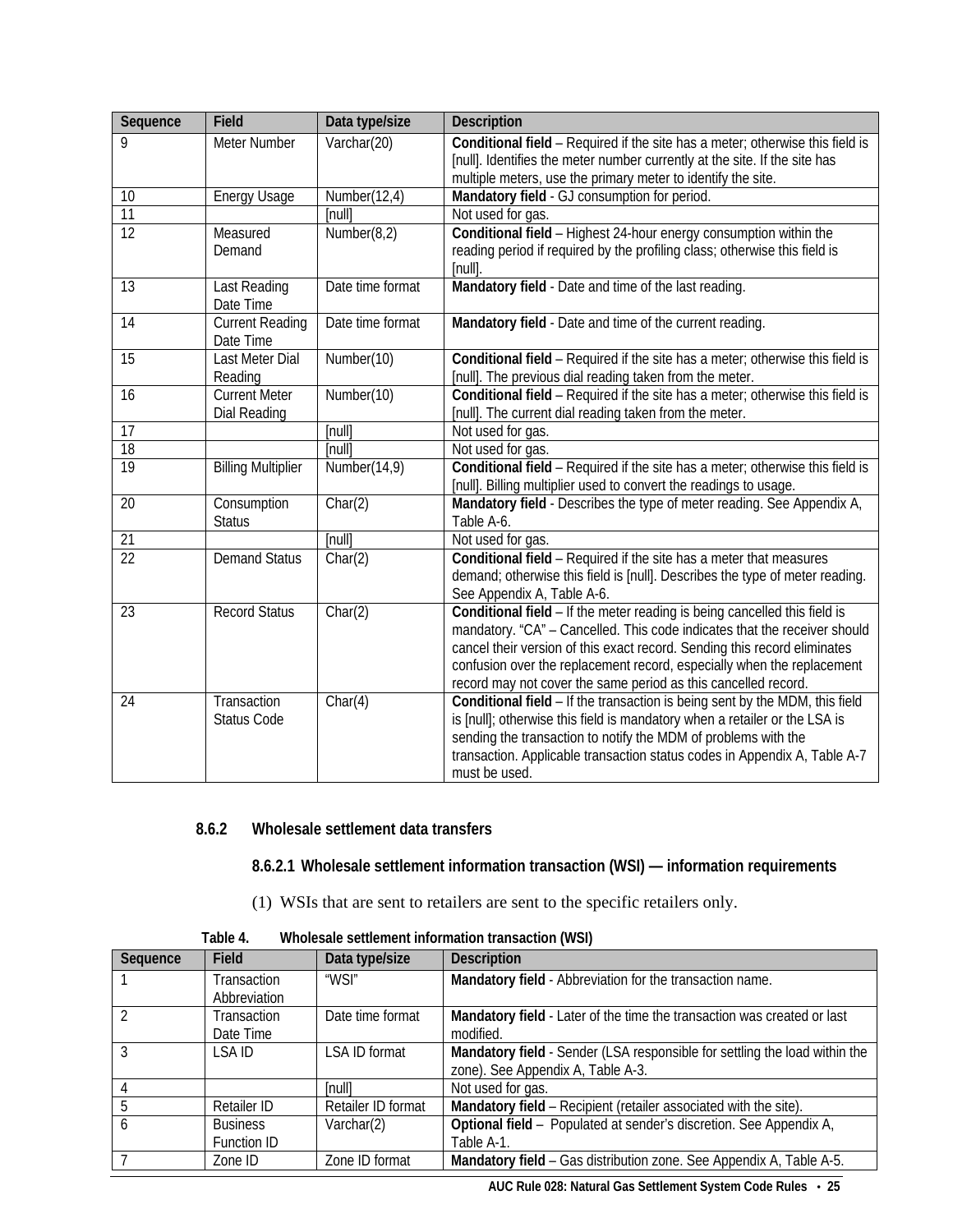| Sequence | Field | Data type/size | Description |
|---|---|---|---|
| 9 | Meter Number | Varchar(20) | **Conditional field** – Required if the site has a meter; otherwise this field is [null]. Identifies the meter number currently at the site. If the site has multiple meters, use the primary meter to identify the site. |
| 10 | Energy Usage | Number(12,4) | **Mandatory field** - GJ consumption for period. |
| 11 | | [null] | Not used for gas. |
| 12 | Measured Demand | Number(8,2) | **Conditional field** – Highest 24-hour energy consumption within the reading period if required by the profiling class; otherwise this field is [null]. |
| 13 | Last Reading Date Time | Date time format | **Mandatory field** - Date and time of the last reading. |
| 14 | Current Reading Date Time | Date time format | **Mandatory field** - Date and time of the current reading. |
| 15 | Last Meter Dial Reading | Number(10) | **Conditional field** – Required if the site has a meter; otherwise this field is [null]. The previous dial reading taken from the meter. |
| 16 | Current Meter Dial Reading | Number(10) | **Conditional field** – Required if the site has a meter; otherwise this field is [null]. The current dial reading taken from the meter. |
| 17 | | [null] | Not used for gas. |
| 18 | | [null] | Not used for gas. |
| 19 | Billing Multiplier | Number(14,9) | **Conditional field** – Required if the site has a meter; otherwise this field is [null]. Billing multiplier used to convert the readings to usage. |
| 20 | Consumption Status | Char(2) | **Mandatory field** - Describes the type of meter reading. See Appendix A, Table A-6. |
| 21 | | [null] | Not used for gas. |
| 22 | Demand Status | Char(2) | **Conditional field** – Required if the site has a meter that measures demand; otherwise this field is [null]. Describes the type of meter reading. See Appendix A, Table A-6. |
| 23 | Record Status | Char(2) | **Conditional field** – If the meter reading is being cancelled this field is mandatory. "CA" – Cancelled. This code indicates that the receiver should cancel their version of this exact record. Sending this record eliminates confusion over the replacement record, especially when the replacement record may not cover the same period as this cancelled record. |
| 24 | Transaction Status Code | Char(4) | **Conditional field** – If the transaction is being sent by the MDM, this field is [null]; otherwise this field is mandatory when a retailer or the LSA is sending the transaction to notify the MDM of problems with the transaction. Applicable transaction status codes in Appendix A, Table A-7 must be used. |

### 8.6.2 Wholesale settlement data transfers

#### 8.6.2.1 Wholesale settlement information transaction (WSI) — information requirements

(1) WSIs that are sent to retailers are sent to the specific retailers only.

**Table 4. Wholesale settlement information transaction (WSI)**

| Sequence | Field | Data type/size | Description |
|---|---|---|---|
| 1 | Transaction Abbreviation | "WSI" | **Mandatory field** - Abbreviation for the transaction name. |
| 2 | Transaction Date Time | Date time format | **Mandatory field** - Later of the time the transaction was created or last modified. |
| 3 | LSA ID | LSA ID format | **Mandatory field** - Sender (LSA responsible for settling the load within the zone). See Appendix A, Table A-3. |
| 4 | | [null] | Not used for gas. |
| 5 | Retailer ID | Retailer ID format | **Mandatory field** – Recipient (retailer associated with the site). |
| 6 | Business Function ID | Varchar(2) | **Optional field** – Populated at sender's discretion. See Appendix A, Table A-1. |
| 7 | Zone ID | Zone ID format | **Mandatory field** – Gas distribution zone. See Appendix A, Table A-5. |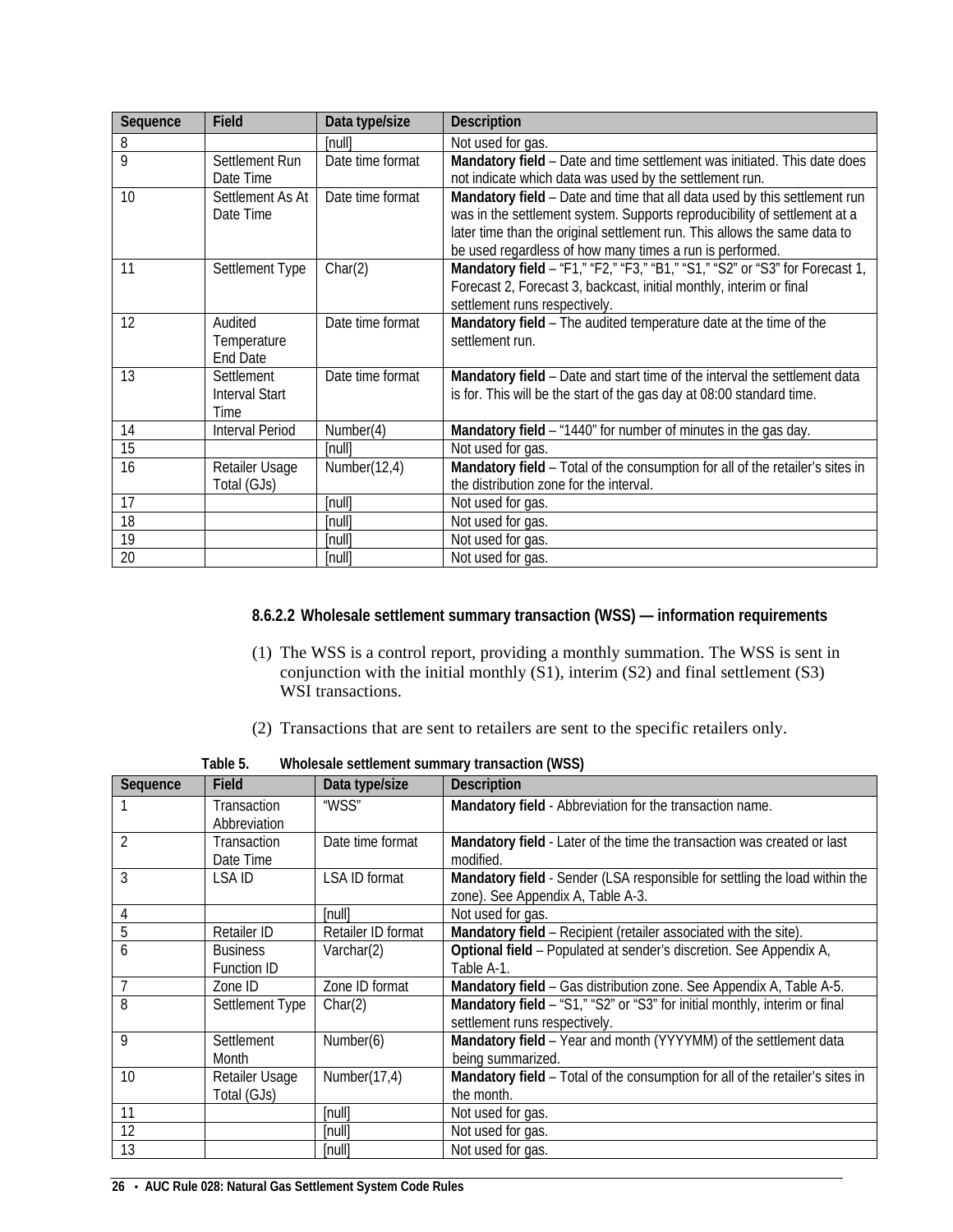| Sequence | Field | Data type/size | Description |
|---|---|---|---|
| 8 | | [null] | Not used for gas. |
| 9 | Settlement Run Date Time | Date time format | **Mandatory field** – Date and time settlement was initiated. This date does not indicate which data was used by the settlement run. |
| 10 | Settlement As At Date Time | Date time format | **Mandatory field** – Date and time that all data used by this settlement run was in the settlement system. Supports reproducibility of settlement at a later time than the original settlement run. This allows the same data to be used regardless of how many times a run is performed. |
| 11 | Settlement Type | Char(2) | **Mandatory field** – “F1,” “F2,” “F3,” “B1,” “S1,” “S2” or “S3” for Forecast 1, Forecast 2, Forecast 3, backcast, initial monthly, interim or final settlement runs respectively. |
| 12 | Audited Temperature End Date | Date time format | **Mandatory field** – The audited temperature date at the time of the settlement run. |
| 13 | Settlement Interval Start Time | Date time format | **Mandatory field** – Date and start time of the interval the settlement data is for. This will be the start of the gas day at 08:00 standard time. |
| 14 | Interval Period | Number(4) | **Mandatory field** – “1440” for number of minutes in the gas day. |
| 15 | | [null] | Not used for gas. |
| 16 | Retailer Usage Total (GJs) | Number(12,4) | **Mandatory field** – Total of the consumption for all of the retailer’s sites in the distribution zone for the interval. |
| 17 | | [null] | Not used for gas. |
| 18 | | [null] | Not used for gas. |
| 19 | | [null] | Not used for gas. |
| 20 | | [null] | Not used for gas. |

#### 8.6.2.2 Wholesale settlement summary transaction (WSS) — information requirements

(1) The WSS is a control report, providing a monthly summation. The WSS is sent in conjunction with the initial monthly (S1), interim (S2) and final settlement (S3) WSI transactions.

(2) Transactions that are sent to retailers are sent to the specific retailers only.

**Table 5. Wholesale settlement summary transaction (WSS)**

| Sequence | Field | Data type/size | Description |
|---|---|---|---|
| 1 | Transaction Abbreviation | “WSS” | **Mandatory field** - Abbreviation for the transaction name. |
| 2 | Transaction Date Time | Date time format | **Mandatory field** - Later of the time the transaction was created or last modified. |
| 3 | LSA ID | LSA ID format | **Mandatory field** - Sender (LSA responsible for settling the load within the zone). See Appendix A, Table A-3. |
| 4 | | [null] | Not used for gas. |
| 5 | Retailer ID | Retailer ID format | **Mandatory field** – Recipient (retailer associated with the site). |
| 6 | Business Function ID | Varchar(2) | **Optional field** – Populated at sender’s discretion. See Appendix A, Table A-1. |
| 7 | Zone ID | Zone ID format | **Mandatory field** – Gas distribution zone. See Appendix A, Table A-5. |
| 8 | Settlement Type | Char(2) | **Mandatory field** – “S1,” “S2” or “S3” for initial monthly, interim or final settlement runs respectively. |
| 9 | Settlement Month | Number(6) | **Mandatory field** – Year and month (YYYYMM) of the settlement data being summarized. |
| 10 | Retailer Usage Total (GJs) | Number(17,4) | **Mandatory field** – Total of the consumption for all of the retailer’s sites in the month. |
| 11 | | [null] | Not used for gas. |
| 12 | | [null] | Not used for gas. |
| 13 | | [null] | Not used for gas. |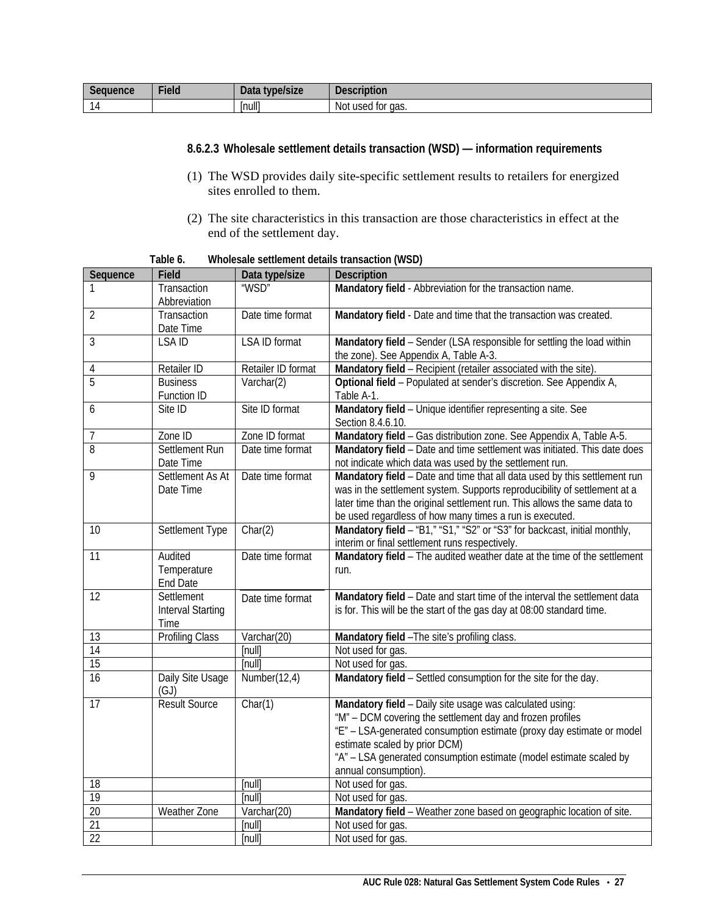| Sequence | Field | Data type/size | Description |
|---|---|---|---|
| 14 | | [null] | Not used for gas. |

#### 8.6.2.3 Wholesale settlement details transaction (WSD) — information requirements

(1) The WSD provides daily site-specific settlement results to retailers for energized sites enrolled to them.

(2) The site characteristics in this transaction are those characteristics in effect at the end of the settlement day.

**Table 6. Wholesale settlement details transaction (WSD)**

| Sequence | Field | Data type/size | Description |
|---|---|---|---|
| 1 | Transaction Abbreviation | "WSD" | **Mandatory field** - Abbreviation for the transaction name. |
| 2 | Transaction Date Time | Date time format | **Mandatory field** - Date and time that the transaction was created. |
| 3 | LSA ID | LSA ID format | **Mandatory field** – Sender (LSA responsible for settling the load within the zone). See Appendix A, Table A-3. |
| 4 | Retailer ID | Retailer ID format | **Mandatory field** – Recipient (retailer associated with the site). |
| 5 | Business Function ID | Varchar(2) | **Optional field** – Populated at sender's discretion. See Appendix A, Table A-1. |
| 6 | Site ID | Site ID format | **Mandatory field** – Unique identifier representing a site. See Section 8.4.6.10. |
| 7 | Zone ID | Zone ID format | **Mandatory field** – Gas distribution zone. See Appendix A, Table A-5. |
| 8 | Settlement Run Date Time | Date time format | **Mandatory field** – Date and time settlement was initiated. This date does not indicate which data was used by the settlement run. |
| 9 | Settlement As At Date Time | Date time format | **Mandatory field** – Date and time that all data used by this settlement run was in the settlement system. Supports reproducibility of settlement at a later time than the original settlement run. This allows the same data to be used regardless of how many times a run is executed. |
| 10 | Settlement Type | Char(2) | **Mandatory field** – "B1," "S1," "S2" or "S3" for backcast, initial monthly, interim or final settlement runs respectively. |
| 11 | Audited Temperature End Date | Date time format | **Mandatory field** – The audited weather date at the time of the settlement run. |
| 12 | Settlement Interval Starting Time | Date time format | **Mandatory field** – Date and start time of the interval the settlement data is for. This will be the start of the gas day at 08:00 standard time. |
| 13 | Profiling Class | Varchar(20) | **Mandatory field** –The site's profiling class. |
| 14 | | [null] | Not used for gas. |
| 15 | | [null] | Not used for gas. |
| 16 | Daily Site Usage (GJ) | Number(12,4) | **Mandatory field** – Settled consumption for the site for the day. |
| 17 | Result Source | Char(1) | **Mandatory field** – Daily site usage was calculated using:<br>"M" – DCM covering the settlement day and frozen profiles<br>"E" – LSA-generated consumption estimate (proxy day estimate or model estimate scaled by prior DCM)<br>"A" – LSA generated consumption estimate (model estimate scaled by annual consumption). |
| 18 | | [null] | Not used for gas. |
| 19 | | [null] | Not used for gas. |
| 20 | Weather Zone | Varchar(20) | **Mandatory field** – Weather zone based on geographic location of site. |
| 21 | | [null] | Not used for gas. |
| 22 | | [null] | Not used for gas. |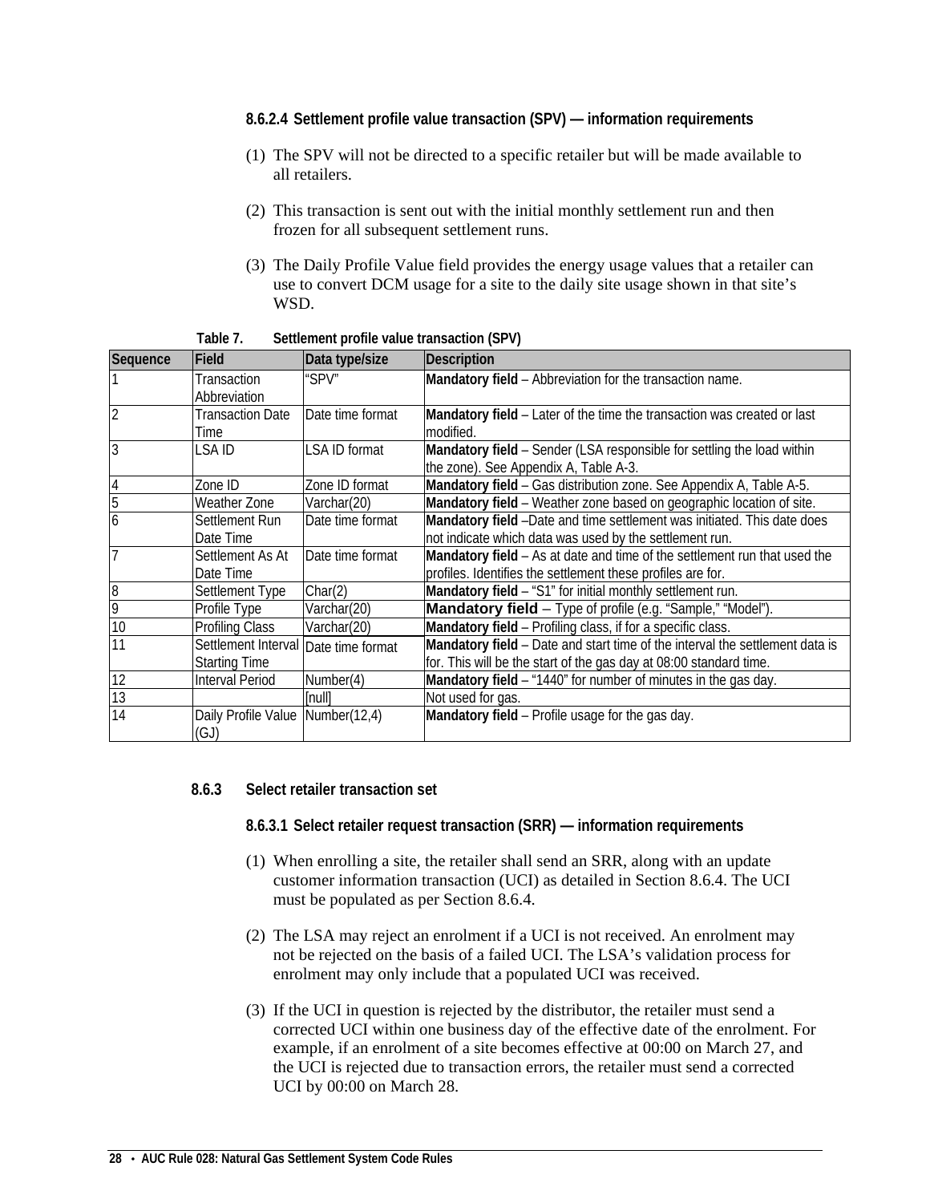#### 8.6.2.4 Settlement profile value transaction (SPV) — information requirements

(1) The SPV will not be directed to a specific retailer but will be made available to all retailers.

(2) This transaction is sent out with the initial monthly settlement run and then frozen for all subsequent settlement runs.

(3) The Daily Profile Value field provides the energy usage values that a retailer can use to convert DCM usage for a site to the daily site usage shown in that site's WSD.

**Table 7. Settlement profile value transaction (SPV)**

| Sequence | Field | Data type/size | Description |
|---|---|---|---|
| 1 | Transaction Abbreviation | "SPV" | **Mandatory field** – Abbreviation for the transaction name. |
| 2 | Transaction Date Time | Date time format | **Mandatory field** – Later of the time the transaction was created or last modified. |
| 3 | LSA ID | LSA ID format | **Mandatory field** – Sender (LSA responsible for settling the load within the zone). See Appendix A, Table A-3. |
| 4 | Zone ID | Zone ID format | **Mandatory field** – Gas distribution zone. See Appendix A, Table A-5. |
| 5 | Weather Zone | Varchar(20) | **Mandatory field** – Weather zone based on geographic location of site. |
| 6 | Settlement Run Date Time | Date time format | **Mandatory field** –Date and time settlement was initiated. This date does not indicate which data was used by the settlement run. |
| 7 | Settlement As At Date Time | Date time format | **Mandatory field** – As at date and time of the settlement run that used the profiles. Identifies the settlement these profiles are for. |
| 8 | Settlement Type | Char(2) | **Mandatory field** – "S1" for initial monthly settlement run. |
| 9 | Profile Type | Varchar(20) | **Mandatory field** – Type of profile (e.g. "Sample," "Model"). |
| 10 | Profiling Class | Varchar(20) | **Mandatory field** – Profiling class, if for a specific class. |
| 11 | Settlement Interval Starting Time | Date time format | **Mandatory field** – Date and start time of the interval the settlement data is for. This will be the start of the gas day at 08:00 standard time. |
| 12 | Interval Period | Number(4) | **Mandatory field** – "1440" for number of minutes in the gas day. |
| 13 | | [null] | Not used for gas. |
| 14 | Daily Profile Value (GJ) | Number(12,4) | **Mandatory field** – Profile usage for the gas day. |

### 8.6.3 Select retailer transaction set

#### 8.6.3.1 Select retailer request transaction (SRR) — information requirements

(1) When enrolling a site, the retailer shall send an SRR, along with an update customer information transaction (UCI) as detailed in Section 8.6.4. The UCI must be populated as per Section 8.6.4.

(2) The LSA may reject an enrolment if a UCI is not received. An enrolment may not be rejected on the basis of a failed UCI. The LSA's validation process for enrolment may only include that a populated UCI was received.

(3) If the UCI in question is rejected by the distributor, the retailer must send a corrected UCI within one business day of the effective date of the enrolment. For example, if an enrolment of a site becomes effective at 00:00 on March 27, and the UCI is rejected due to transaction errors, the retailer must send a corrected UCI by 00:00 on March 28.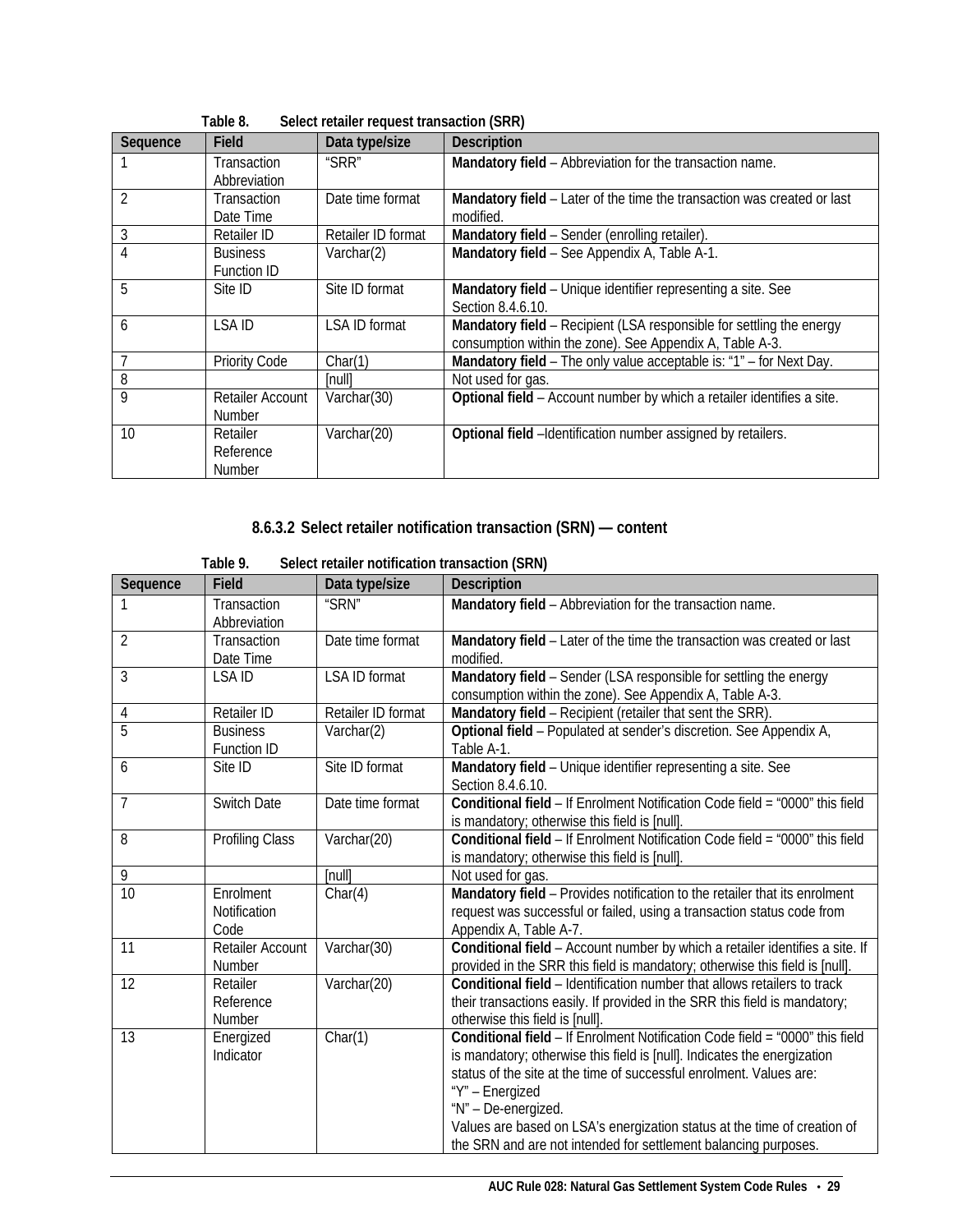Table 8. Select retailer request transaction (SRR)

| Sequence | Field | Data type/size | Description |
|---|---|---|---|
| 1 | Transaction Abbreviation | “SRR” | **Mandatory field** – Abbreviation for the transaction name. |
| 2 | Transaction Date Time | Date time format | **Mandatory field** – Later of the time the transaction was created or last modified. |
| 3 | Retailer ID | Retailer ID format | **Mandatory field** – Sender (enrolling retailer). |
| 4 | Business Function ID | Varchar(2) | **Mandatory field** – See Appendix A, Table A-1. |
| 5 | Site ID | Site ID format | **Mandatory field** – Unique identifier representing a site. See Section 8.4.6.10. |
| 6 | LSA ID | LSA ID format | **Mandatory field** – Recipient (LSA responsible for settling the energy consumption within the zone). See Appendix A, Table A-3. |
| 7 | Priority Code | Char(1) | **Mandatory field** – The only value acceptable is: “1” – for Next Day. |
| 8 | | [null] | Not used for gas. |
| 9 | Retailer Account Number | Varchar(30) | **Optional field** – Account number by which a retailer identifies a site. |
| 10 | Retailer Reference Number | Varchar(20) | **Optional field** –Identification number assigned by retailers. |

#### 8.6.3.2 Select retailer notification transaction (SRN) — content

Table 9. Select retailer notification transaction (SRN)

| Sequence | Field | Data type/size | Description |
|---|---|---|---|
| 1 | Transaction Abbreviation | “SRN” | **Mandatory field** – Abbreviation for the transaction name. |
| 2 | Transaction Date Time | Date time format | **Mandatory field** – Later of the time the transaction was created or last modified. |
| 3 | LSA ID | LSA ID format | **Mandatory field** – Sender (LSA responsible for settling the energy consumption within the zone). See Appendix A, Table A-3. |
| 4 | Retailer ID | Retailer ID format | **Mandatory field** – Recipient (retailer that sent the SRR). |
| 5 | Business Function ID | Varchar(2) | **Optional field** – Populated at sender’s discretion. See Appendix A, Table A-1. |
| 6 | Site ID | Site ID format | **Mandatory field** – Unique identifier representing a site. See Section 8.4.6.10. |
| 7 | Switch Date | Date time format | **Conditional field** – If Enrolment Notification Code field = “0000” this field is mandatory; otherwise this field is [null]. |
| 8 | Profiling Class | Varchar(20) | **Conditional field** – If Enrolment Notification Code field = “0000” this field is mandatory; otherwise this field is [null]. |
| 9 | | [null] | Not used for gas. |
| 10 | Enrolment Notification Code | Char(4) | **Mandatory field** – Provides notification to the retailer that its enrolment request was successful or failed, using a transaction status code from Appendix A, Table A-7. |
| 11 | Retailer Account Number | Varchar(30) | **Conditional field** – Account number by which a retailer identifies a site. If provided in the SRR this field is mandatory; otherwise this field is [null]. |
| 12 | Retailer Reference Number | Varchar(20) | **Conditional field** – Identification number that allows retailers to track their transactions easily. If provided in the SRR this field is mandatory; otherwise this field is [null]. |
| 13 | Energized Indicator | Char(1) | **Conditional field** – If Enrolment Notification Code field = “0000” this field is mandatory; otherwise this field is [null]. Indicates the energization status of the site at the time of successful enrolment. Values are:<br>“Y” – Energized<br>“N” – De-energized.<br>Values are based on LSA’s energization status at the time of creation of the SRN and are not intended for settlement balancing purposes. |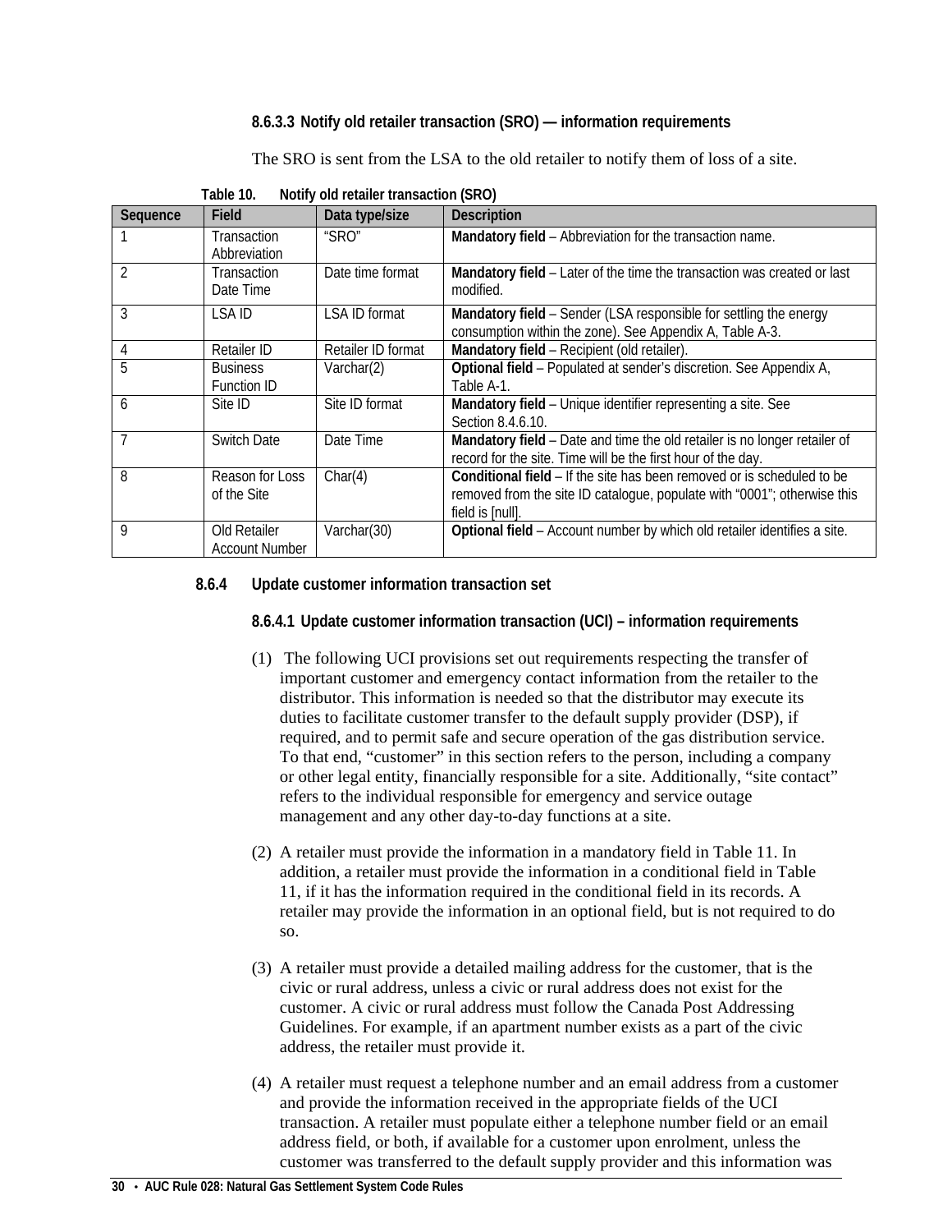#### 8.6.3.3 Notify old retailer transaction (SRO) — information requirements

The SRO is sent from the LSA to the old retailer to notify them of loss of a site.

Table 10. Notify old retailer transaction (SRO)

| Sequence | Field | Data type/size | Description |
|---|---|---|---|
| 1 | Transaction Abbreviation | "SRO" | **Mandatory field** – Abbreviation for the transaction name. |
| 2 | Transaction Date Time | Date time format | **Mandatory field** – Later of the time the transaction was created or last modified. |
| 3 | LSA ID | LSA ID format | **Mandatory field** – Sender (LSA responsible for settling the energy consumption within the zone). See Appendix A, Table A-3. |
| 4 | Retailer ID | Retailer ID format | **Mandatory field** – Recipient (old retailer). |
| 5 | Business Function ID | Varchar(2) | **Optional field** – Populated at sender's discretion. See Appendix A, Table A-1. |
| 6 | Site ID | Site ID format | **Mandatory field** – Unique identifier representing a site. See Section 8.4.6.10. |
| 7 | Switch Date | Date Time | **Mandatory field** – Date and time the old retailer is no longer retailer of record for the site. Time will be the first hour of the day. |
| 8 | Reason for Loss of the Site | Char(4) | **Conditional field** – If the site has been removed or is scheduled to be removed from the site ID catalogue, populate with "0001"; otherwise this field is [null]. |
| 9 | Old Retailer Account Number | Varchar(30) | **Optional field** – Account number by which old retailer identifies a site. |

### 8.6.4 Update customer information transaction set

#### 8.6.4.1 Update customer information transaction (UCI) – information requirements

(1) The following UCI provisions set out requirements respecting the transfer of important customer and emergency contact information from the retailer to the distributor. This information is needed so that the distributor may execute its duties to facilitate customer transfer to the default supply provider (DSP), if required, and to permit safe and secure operation of the gas distribution service. To that end, "customer" in this section refers to the person, including a company or other legal entity, financially responsible for a site. Additionally, "site contact" refers to the individual responsible for emergency and service outage management and any other day-to-day functions at a site.

(2) A retailer must provide the information in a mandatory field in Table 11. In addition, a retailer must provide the information in a conditional field in Table 11, if it has the information required in the conditional field in its records. A retailer may provide the information in an optional field, but is not required to do so.

(3) A retailer must provide a detailed mailing address for the customer, that is the civic or rural address, unless a civic or rural address does not exist for the customer. A civic or rural address must follow the Canada Post Addressing Guidelines. For example, if an apartment number exists as a part of the civic address, the retailer must provide it.

(4) A retailer must request a telephone number and an email address from a customer and provide the information received in the appropriate fields of the UCI transaction. A retailer must populate either a telephone number field or an email address field, or both, if available for a customer upon enrolment, unless the customer was transferred to the default supply provider and this information was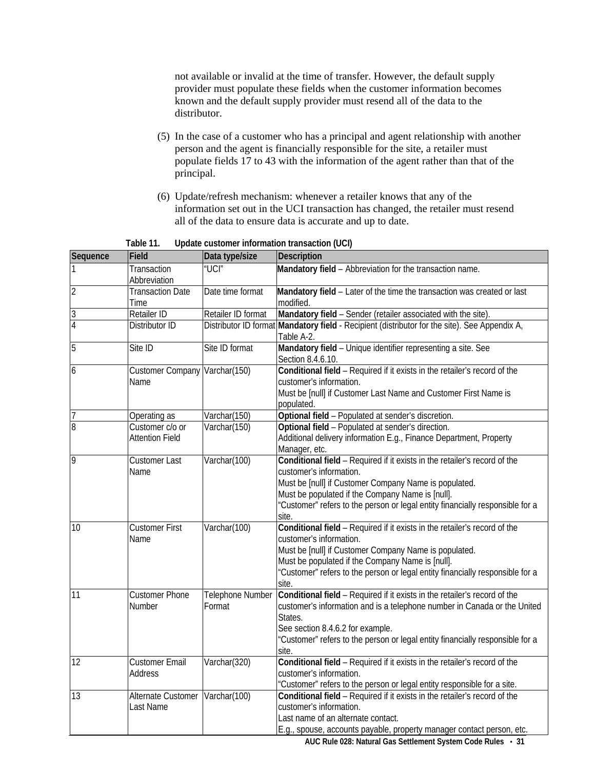not available or invalid at the time of transfer. However, the default supply provider must populate these fields when the customer information becomes known and the default supply provider must resend all of the data to the distributor.

(5) In the case of a customer who has a principal and agent relationship with another person and the agent is financially responsible for the site, a retailer must populate fields 17 to 43 with the information of the agent rather than that of the principal.

(6) Update/refresh mechanism: whenever a retailer knows that any of the information set out in the UCI transaction has changed, the retailer must resend all of the data to ensure data is accurate and up to date.

**Table 11. Update customer information transaction (UCI)**

| Sequence | Field | Data type/size | Description |
|---|---|---|---|
| 1 | Transaction Abbreviation | "UCI" | **Mandatory field** – Abbreviation for the transaction name. |
| 2 | Transaction Date Time | Date time format | **Mandatory field** – Later of the time the transaction was created or last modified. |
| 3 | Retailer ID | Retailer ID format | **Mandatory field** – Sender (retailer associated with the site). |
| 4 | Distributor ID | Distributor ID format | **Mandatory field** - Recipient (distributor for the site). See Appendix A, Table A-2. |
| 5 | Site ID | Site ID format | **Mandatory field** – Unique identifier representing a site. See Section 8.4.6.10. |
| 6 | Customer Company Name | Varchar(150) | **Conditional field** – Required if it exists in the retailer's record of the customer's information.<br>Must be [null] if Customer Last Name and Customer First Name is populated. |
| 7 | Operating as | Varchar(150) | **Optional field** – Populated at sender's discretion. |
| 8 | Customer c/o or Attention Field | Varchar(150) | **Optional field** – Populated at sender's direction.<br>Additional delivery information E.g., Finance Department, Property Manager, etc. |
| 9 | Customer Last Name | Varchar(100) | **Conditional field** – Required if it exists in the retailer's record of the customer's information.<br>Must be [null] if Customer Company Name is populated.<br>Must be populated if the Company Name is [null].<br>"Customer" refers to the person or legal entity financially responsible for a site. |
| 10 | Customer First Name | Varchar(100) | **Conditional field** – Required if it exists in the retailer's record of the customer's information.<br>Must be [null] if Customer Company Name is populated.<br>Must be populated if the Company Name is [null].<br>"Customer" refers to the person or legal entity financially responsible for a site. |
| 11 | Customer Phone Number | Telephone Number Format | **Conditional field** – Required if it exists in the retailer's record of the customer's information and is a telephone number in Canada or the United States.<br>See section 8.4.6.2 for example.<br>"Customer" refers to the person or legal entity financially responsible for a site. |
| 12 | Customer Email Address | Varchar(320) | **Conditional field** – Required if it exists in the retailer's record of the customer's information.<br>"Customer" refers to the person or legal entity responsible for a site. |
| 13 | Alternate Customer Last Name | Varchar(100) | **Conditional field** – Required if it exists in the retailer's record of the customer's information.<br>Last name of an alternate contact.<br>E.g., spouse, accounts payable, property manager contact person, etc. |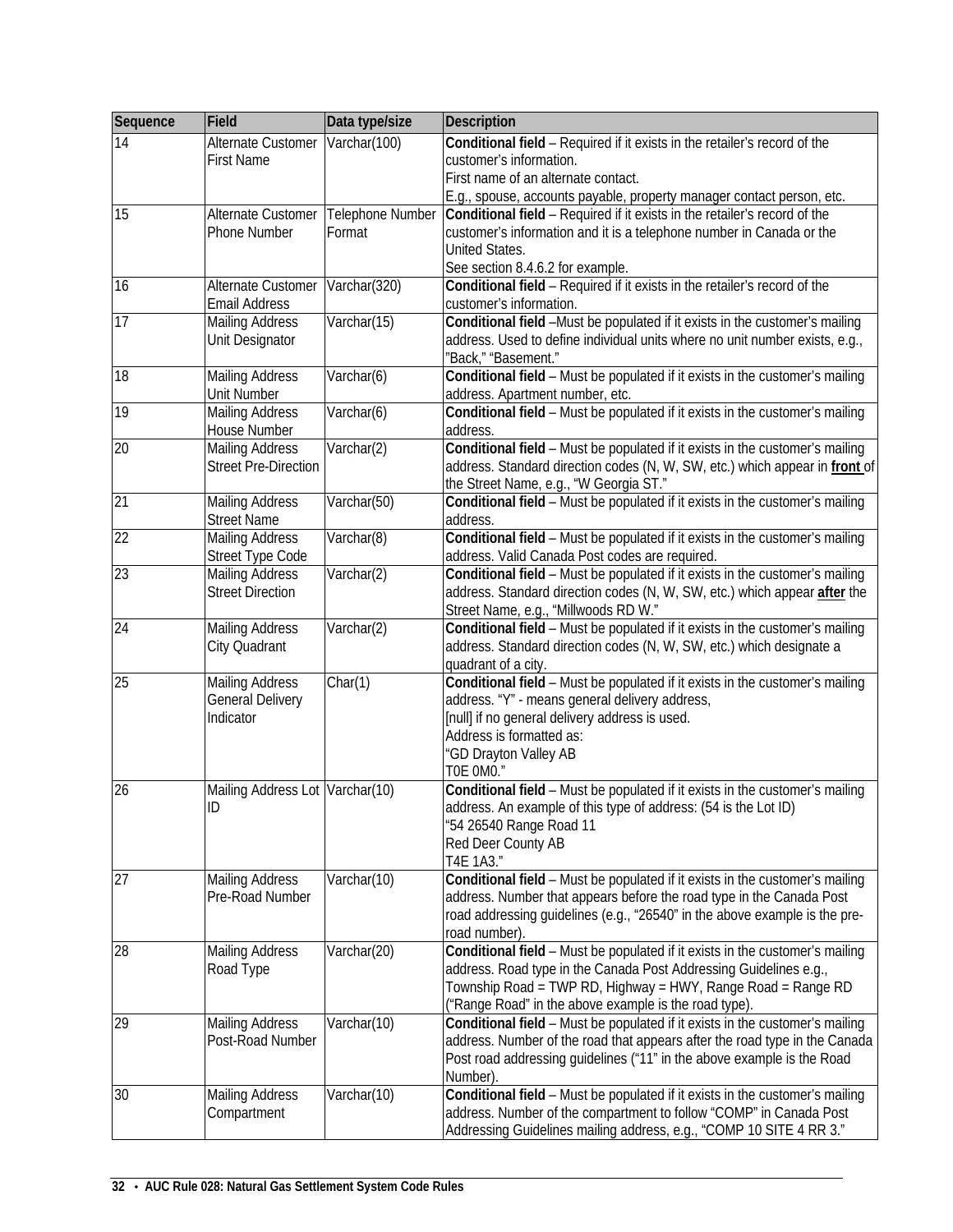| Sequence | Field | Data type/size | Description |
|---|---|---|---|
| 14 | Alternate Customer First Name | Varchar(100) | **Conditional field** – Required if it exists in the retailer's record of the customer's information.<br>First name of an alternate contact.<br>E.g., spouse, accounts payable, property manager contact person, etc. |
| 15 | Alternate Customer Phone Number | Telephone Number Format | **Conditional field** – Required if it exists in the retailer's record of the customer's information and it is a telephone number in Canada or the United States.<br>See section 8.4.6.2 for example. |
| 16 | Alternate Customer Email Address | Varchar(320) | **Conditional field** – Required if it exists in the retailer's record of the customer's information. |
| 17 | Mailing Address Unit Designator | Varchar(15) | **Conditional field** –Must be populated if it exists in the customer's mailing address. Used to define individual units where no unit number exists, e.g., "Back," "Basement." |
| 18 | Mailing Address Unit Number | Varchar(6) | **Conditional field** – Must be populated if it exists in the customer's mailing address. Apartment number, etc. |
| 19 | Mailing Address House Number | Varchar(6) | **Conditional field** – Must be populated if it exists in the customer's mailing address. |
| 20 | Mailing Address Street Pre-Direction | Varchar(2) | **Conditional field** – Must be populated if it exists in the customer's mailing address. Standard direction codes (N, W, SW, etc.) which appear in **front** of the Street Name, e.g., "W Georgia ST." |
| 21 | Mailing Address Street Name | Varchar(50) | **Conditional field** – Must be populated if it exists in the customer's mailing address. |
| 22 | Mailing Address Street Type Code | Varchar(8) | **Conditional field** – Must be populated if it exists in the customer's mailing address. Valid Canada Post codes are required. |
| 23 | Mailing Address Street Direction | Varchar(2) | **Conditional field** – Must be populated if it exists in the customer's mailing address. Standard direction codes (N, W, SW, etc.) which appear **after** the Street Name, e.g., "Millwoods RD W." |
| 24 | Mailing Address City Quadrant | Varchar(2) | **Conditional field** – Must be populated if it exists in the customer's mailing address. Standard direction codes (N, W, SW, etc.) which designate a quadrant of a city. |
| 25 | Mailing Address General Delivery Indicator | Char(1) | **Conditional field** – Must be populated if it exists in the customer's mailing address. "Y" - means general delivery address,<br>[null] if no general delivery address is used.<br>Address is formatted as:<br>"GD Drayton Valley AB<br>T0E 0M0." |
| 26 | Mailing Address Lot ID | Varchar(10) | **Conditional field** – Must be populated if it exists in the customer's mailing address. An example of this type of address: (54 is the Lot ID)<br>"54 26540 Range Road 11<br>Red Deer County AB<br>T4E 1A3." |
| 27 | Mailing Address Pre-Road Number | Varchar(10) | **Conditional field** – Must be populated if it exists in the customer's mailing address. Number that appears before the road type in the Canada Post road addressing guidelines (e.g., "26540" in the above example is the pre-road number). |
| 28 | Mailing Address Road Type | Varchar(20) | **Conditional field** – Must be populated if it exists in the customer's mailing address. Road type in the Canada Post Addressing Guidelines e.g., Township Road = TWP RD, Highway = HWY, Range Road = Range RD ("Range Road" in the above example is the road type). |
| 29 | Mailing Address Post-Road Number | Varchar(10) | **Conditional field** – Must be populated if it exists in the customer's mailing address. Number of the road that appears after the road type in the Canada Post road addressing guidelines ("11" in the above example is the Road Number). |
| 30 | Mailing Address Compartment | Varchar(10) | **Conditional field** – Must be populated if it exists in the customer's mailing address. Number of the compartment to follow "COMP" in Canada Post Addressing Guidelines mailing address, e.g., "COMP 10 SITE 4 RR 3." |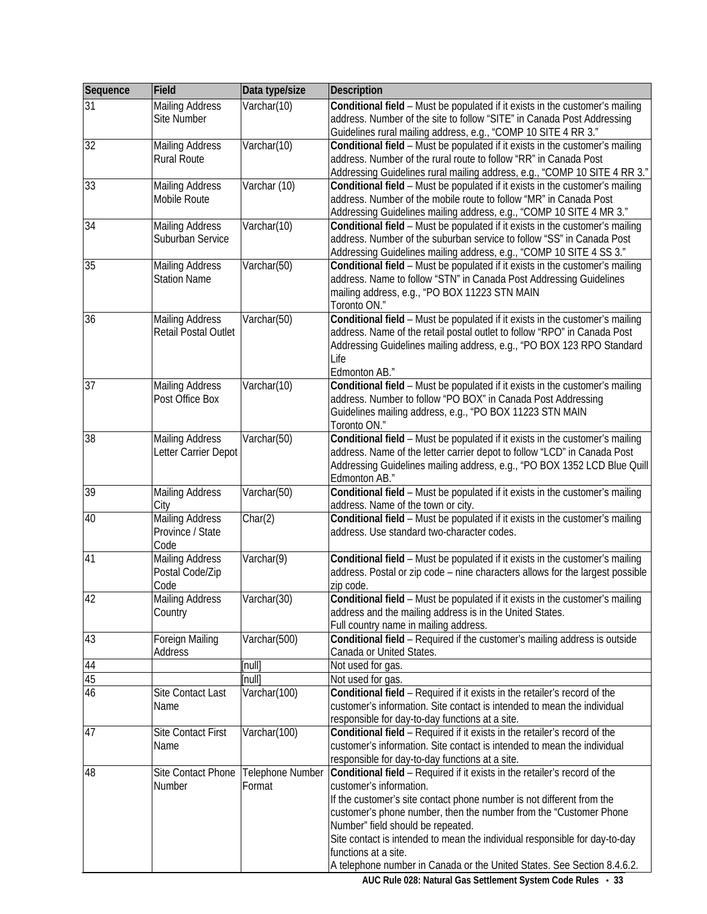| Sequence | Field | Data type/size | Description |
|---|---|---|---|
| 31 | Mailing Address Site Number | Varchar(10) | **Conditional field** – Must be populated if it exists in the customer's mailing address. Number of the site to follow "SITE" in Canada Post Addressing Guidelines rural mailing address, e.g., "COMP 10 SITE 4 RR 3." |
| 32 | Mailing Address Rural Route | Varchar(10) | **Conditional field** – Must be populated if it exists in the customer's mailing address. Number of the rural route to follow "RR" in Canada Post Addressing Guidelines rural mailing address, e.g., "COMP 10 SITE 4 RR 3." |
| 33 | Mailing Address Mobile Route | Varchar (10) | **Conditional field** – Must be populated if it exists in the customer's mailing address. Number of the mobile route to follow "MR" in Canada Post Addressing Guidelines mailing address, e.g., "COMP 10 SITE 4 MR 3." |
| 34 | Mailing Address Suburban Service | Varchar(10) | **Conditional field** – Must be populated if it exists in the customer's mailing address. Number of the suburban service to follow "SS" in Canada Post Addressing Guidelines mailing address, e.g., "COMP 10 SITE 4 SS 3." |
| 35 | Mailing Address Station Name | Varchar(50) | **Conditional field** – Must be populated if it exists in the customer's mailing address. Name to follow "STN" in Canada Post Addressing Guidelines mailing address, e.g., "PO BOX 11223 STN MAIN Toronto ON." |
| 36 | Mailing Address Retail Postal Outlet | Varchar(50) | **Conditional field** – Must be populated if it exists in the customer's mailing address. Name of the retail postal outlet to follow "RPO" in Canada Post Addressing Guidelines mailing address, e.g., "PO BOX 123 RPO Standard Life Edmonton AB." |
| 37 | Mailing Address Post Office Box | Varchar(10) | **Conditional field** – Must be populated if it exists in the customer's mailing address. Number to follow "PO BOX" in Canada Post Addressing Guidelines mailing address, e.g., "PO BOX 11223 STN MAIN Toronto ON." |
| 38 | Mailing Address Letter Carrier Depot | Varchar(50) | **Conditional field** – Must be populated if it exists in the customer's mailing address. Name of the letter carrier depot to follow "LCD" in Canada Post Addressing Guidelines mailing address, e.g., "PO BOX 1352 LCD Blue Quill Edmonton AB." |
| 39 | Mailing Address City | Varchar(50) | **Conditional field** – Must be populated if it exists in the customer's mailing address. Name of the town or city. |
| 40 | Mailing Address Province / State Code | Char(2) | **Conditional field** – Must be populated if it exists in the customer's mailing address. Use standard two-character codes. |
| 41 | Mailing Address Postal Code/Zip Code | Varchar(9) | **Conditional field** – Must be populated if it exists in the customer's mailing address. Postal or zip code – nine characters allows for the largest possible zip code. |
| 42 | Mailing Address Country | Varchar(30) | **Conditional field** – Must be populated if it exists in the customer's mailing address and the mailing address is in the United States. Full country name in mailing address. |
| 43 | Foreign Mailing Address | Varchar(500) | **Conditional field** – Required if the customer's mailing address is outside Canada or United States. |
| 44 | | [null] | Not used for gas. |
| 45 | | [null] | Not used for gas. |
| 46 | Site Contact Last Name | Varchar(100) | **Conditional field** – Required if it exists in the retailer's record of the customer's information. Site contact is intended to mean the individual responsible for day-to-day functions at a site. |
| 47 | Site Contact First Name | Varchar(100) | **Conditional field** – Required if it exists in the retailer's record of the customer's information. Site contact is intended to mean the individual responsible for day-to-day functions at a site. |
| 48 | Site Contact Phone Number | Telephone Number Format | **Conditional field** – Required if it exists in the retailer's record of the customer's information. If the customer's site contact phone number is not different from the customer's phone number, then the number from the "Customer Phone Number" field should be repeated. Site contact is intended to mean the individual responsible for day-to-day functions at a site. A telephone number in Canada or the United States. See Section 8.4.6.2. |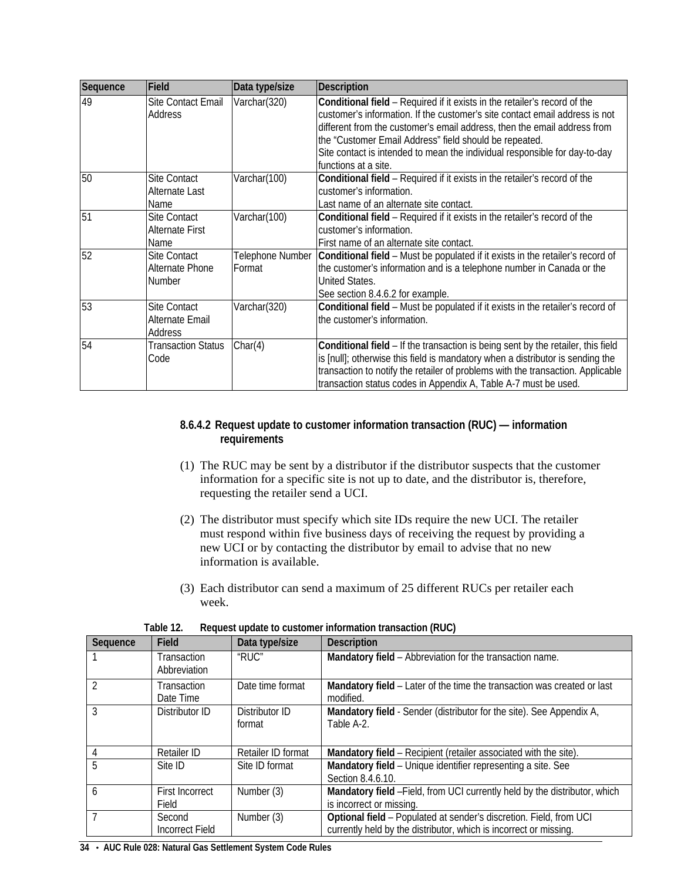| Sequence | Field | Data type/size | Description |
|---|---|---|---|
| 49 | Site Contact Email Address | Varchar(320) | **Conditional field** – Required if it exists in the retailer's record of the customer's information. If the customer's site contact email address is not different from the customer's email address, then the email address from the "Customer Email Address" field should be repeated.<br>Site contact is intended to mean the individual responsible for day-to-day functions at a site. |
| 50 | Site Contact Alternate Last Name | Varchar(100) | **Conditional field** – Required if it exists in the retailer's record of the customer's information.<br>Last name of an alternate site contact. |
| 51 | Site Contact Alternate First Name | Varchar(100) | **Conditional field** – Required if it exists in the retailer's record of the customer's information.<br>First name of an alternate site contact. |
| 52 | Site Contact Alternate Phone Number | Telephone Number Format | **Conditional field** – Must be populated if it exists in the retailer's record of the customer's information and is a telephone number in Canada or the United States.<br>See section 8.4.6.2 for example. |
| 53 | Site Contact Alternate Email Address | Varchar(320) | **Conditional field** – Must be populated if it exists in the retailer's record of the customer's information. |
| 54 | Transaction Status Code | Char(4) | **Conditional field** – If the transaction is being sent by the retailer, this field is [null]; otherwise this field is mandatory when a distributor is sending the transaction to notify the retailer of problems with the transaction. Applicable transaction status codes in Appendix A, Table A-7 must be used. |

#### 8.6.4.2 Request update to customer information transaction (RUC) — information requirements

(1) The RUC may be sent by a distributor if the distributor suspects that the customer information for a specific site is not up to date, and the distributor is, therefore, requesting the retailer send a UCI.

(2) The distributor must specify which site IDs require the new UCI. The retailer must respond within five business days of receiving the request by providing a new UCI or by contacting the distributor by email to advise that no new information is available.

(3) Each distributor can send a maximum of 25 different RUCs per retailer each week.

**Table 12. Request update to customer information transaction (RUC)**

| Sequence | Field | Data type/size | Description |
|---|---|---|---|
| 1 | Transaction Abbreviation | "RUC" | **Mandatory field** – Abbreviation for the transaction name. |
| 2 | Transaction Date Time | Date time format | **Mandatory field** – Later of the time the transaction was created or last modified. |
| 3 | Distributor ID | Distributor ID format | **Mandatory field** - Sender (distributor for the site). See Appendix A, Table A-2. |
| 4 | Retailer ID | Retailer ID format | **Mandatory field** – Recipient (retailer associated with the site). |
| 5 | Site ID | Site ID format | **Mandatory field** – Unique identifier representing a site. See Section 8.4.6.10. |
| 6 | First Incorrect Field | Number (3) | **Mandatory field** –Field, from UCI currently held by the distributor, which is incorrect or missing. |
| 7 | Second Incorrect Field | Number (3) | **Optional field** – Populated at sender's discretion. Field, from UCI currently held by the distributor, which is incorrect or missing. |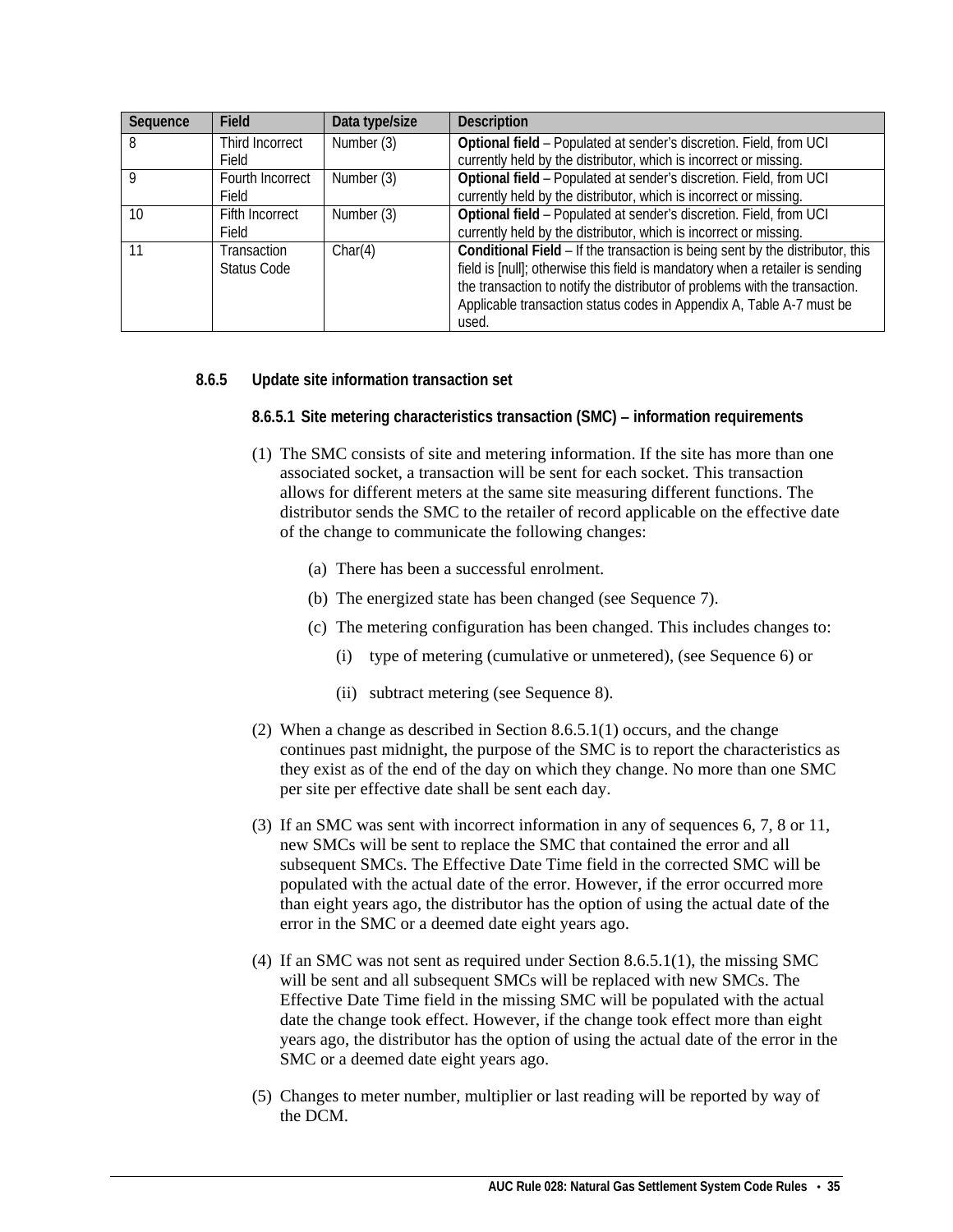| Sequence | Field | Data type/size | Description |
|---|---|---|---|
| 8 | Third Incorrect Field | Number (3) | **Optional field** – Populated at sender's discretion. Field, from UCI currently held by the distributor, which is incorrect or missing. |
| 9 | Fourth Incorrect Field | Number (3) | **Optional field** – Populated at sender's discretion. Field, from UCI currently held by the distributor, which is incorrect or missing. |
| 10 | Fifth Incorrect Field | Number (3) | **Optional field** – Populated at sender's discretion. Field, from UCI currently held by the distributor, which is incorrect or missing. |
| 11 | Transaction Status Code | Char(4) | **Conditional Field** – If the transaction is being sent by the distributor, this field is [null]; otherwise this field is mandatory when a retailer is sending the transaction to notify the distributor of problems with the transaction. Applicable transaction status codes in Appendix A, Table A-7 must be used. |

### 8.6.5 Update site information transaction set

#### 8.6.5.1 Site metering characteristics transaction (SMC) – information requirements

(1) The SMC consists of site and metering information. If the site has more than one associated socket, a transaction will be sent for each socket. This transaction allows for different meters at the same site measuring different functions. The distributor sends the SMC to the retailer of record applicable on the effective date of the change to communicate the following changes:

   (a) There has been a successful enrolment.

   (b) The energized state has been changed (see Sequence 7).

   (c) The metering configuration has been changed. This includes changes to:

      (i) type of metering (cumulative or unmetered), (see Sequence 6) or

      (ii) subtract metering (see Sequence 8).

(2) When a change as described in Section 8.6.5.1(1) occurs, and the change continues past midnight, the purpose of the SMC is to report the characteristics as they exist as of the end of the day on which they change. No more than one SMC per site per effective date shall be sent each day.

(3) If an SMC was sent with incorrect information in any of sequences 6, 7, 8 or 11, new SMCs will be sent to replace the SMC that contained the error and all subsequent SMCs. The Effective Date Time field in the corrected SMC will be populated with the actual date of the error. However, if the error occurred more than eight years ago, the distributor has the option of using the actual date of the error in the SMC or a deemed date eight years ago.

(4) If an SMC was not sent as required under Section 8.6.5.1(1), the missing SMC will be sent and all subsequent SMCs will be replaced with new SMCs. The Effective Date Time field in the missing SMC will be populated with the actual date the change took effect. However, if the change took effect more than eight years ago, the distributor has the option of using the actual date of the error in the SMC or a deemed date eight years ago.

(5) Changes to meter number, multiplier or last reading will be reported by way of the DCM.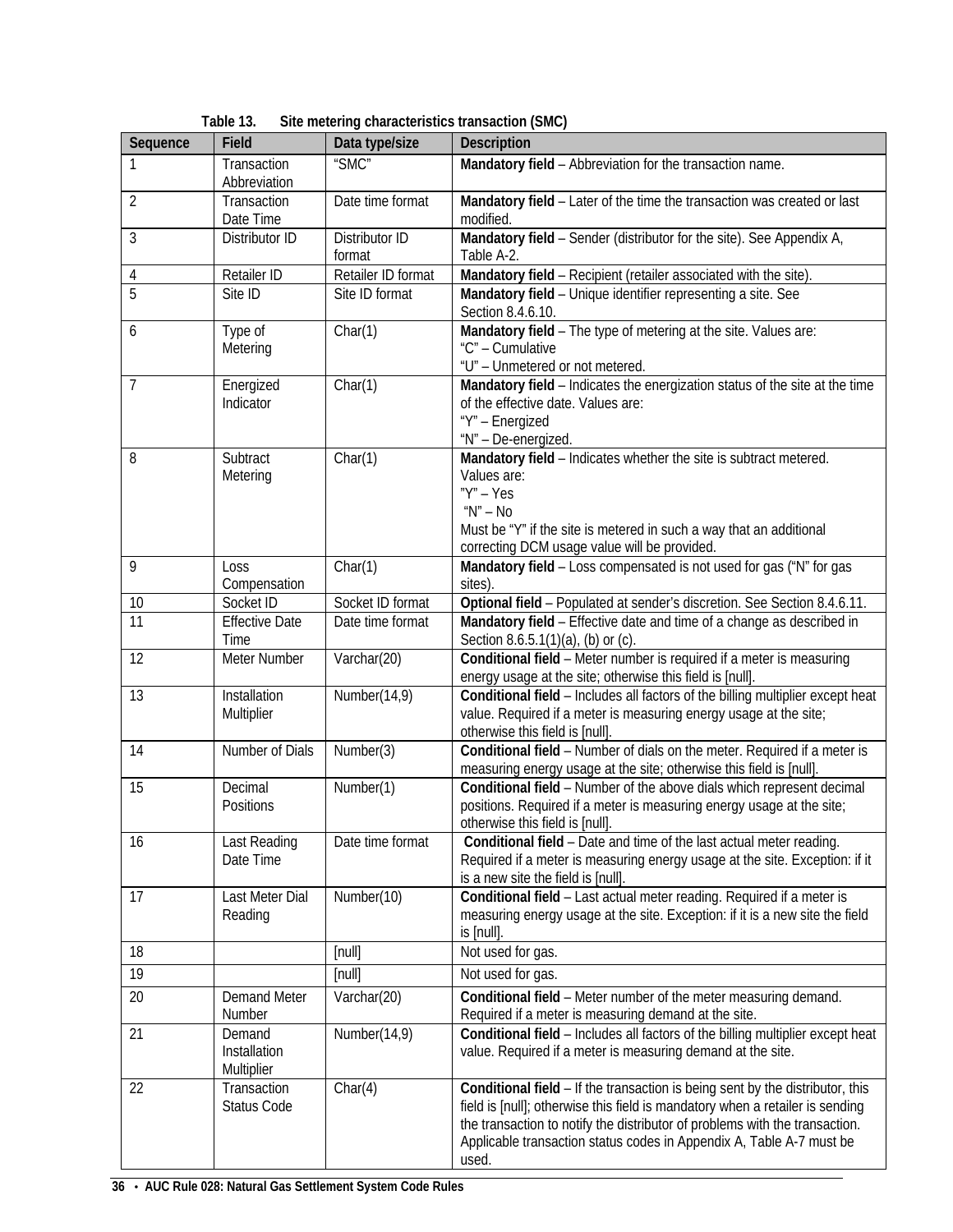**Table 13. Site metering characteristics transaction (SMC)**

| Sequence | Field | Data type/size | Description |
|---|---|---|---|
| 1 | Transaction Abbreviation | "SMC" | **Mandatory field** – Abbreviation for the transaction name. |
| 2 | Transaction Date Time | Date time format | **Mandatory field** – Later of the time the transaction was created or last modified. |
| 3 | Distributor ID | Distributor ID format | **Mandatory field** – Sender (distributor for the site). See Appendix A, Table A-2. |
| 4 | Retailer ID | Retailer ID format | **Mandatory field** – Recipient (retailer associated with the site). |
| 5 | Site ID | Site ID format | **Mandatory field** – Unique identifier representing a site. See Section 8.4.6.10. |
| 6 | Type of Metering | Char(1) | **Mandatory field** – The type of metering at the site. Values are:<br>"C" – Cumulative<br>"U" – Unmetered or not metered. |
| 7 | Energized Indicator | Char(1) | **Mandatory field** – Indicates the energization status of the site at the time of the effective date. Values are:<br>"Y" – Energized<br>"N" – De-energized. |
| 8 | Subtract Metering | Char(1) | **Mandatory field** – Indicates whether the site is subtract metered. Values are:<br>"Y" – Yes<br>"N" – No<br>Must be "Y" if the site is metered in such a way that an additional correcting DCM usage value will be provided. |
| 9 | Loss Compensation | Char(1) | **Mandatory field** – Loss compensated is not used for gas ("N" for gas sites). |
| 10 | Socket ID | Socket ID format | **Optional field** – Populated at sender's discretion. See Section 8.4.6.11. |
| 11 | Effective Date Time | Date time format | **Mandatory field** – Effective date and time of a change as described in Section 8.6.5.1(1)(a), (b) or (c). |
| 12 | Meter Number | Varchar(20) | **Conditional field** – Meter number is required if a meter is measuring energy usage at the site; otherwise this field is [null]. |
| 13 | Installation Multiplier | Number(14,9) | **Conditional field** – Includes all factors of the billing multiplier except heat value. Required if a meter is measuring energy usage at the site; otherwise this field is [null]. |
| 14 | Number of Dials | Number(3) | **Conditional field** – Number of dials on the meter. Required if a meter is measuring energy usage at the site; otherwise this field is [null]. |
| 15 | Decimal Positions | Number(1) | **Conditional field** – Number of the above dials which represent decimal positions. Required if a meter is measuring energy usage at the site; otherwise this field is [null]. |
| 16 | Last Reading Date Time | Date time format | **Conditional field** – Date and time of the last actual meter reading. Required if a meter is measuring energy usage at the site. Exception: if it is a new site the field is [null]. |
| 17 | Last Meter Dial Reading | Number(10) | **Conditional field** – Last actual meter reading. Required if a meter is measuring energy usage at the site. Exception: if it is a new site the field is [null]. |
| 18 | | [null] | Not used for gas. |
| 19 | | [null] | Not used for gas. |
| 20 | Demand Meter Number | Varchar(20) | **Conditional field** – Meter number of the meter measuring demand. Required if a meter is measuring demand at the site. |
| 21 | Demand Installation Multiplier | Number(14,9) | **Conditional field** – Includes all factors of the billing multiplier except heat value. Required if a meter is measuring demand at the site. |
| 22 | Transaction Status Code | Char(4) | **Conditional field** – If the transaction is being sent by the distributor, this field is [null]; otherwise this field is mandatory when a retailer is sending the transaction to notify the distributor of problems with the transaction. Applicable transaction status codes in Appendix A, Table A-7 must be used. |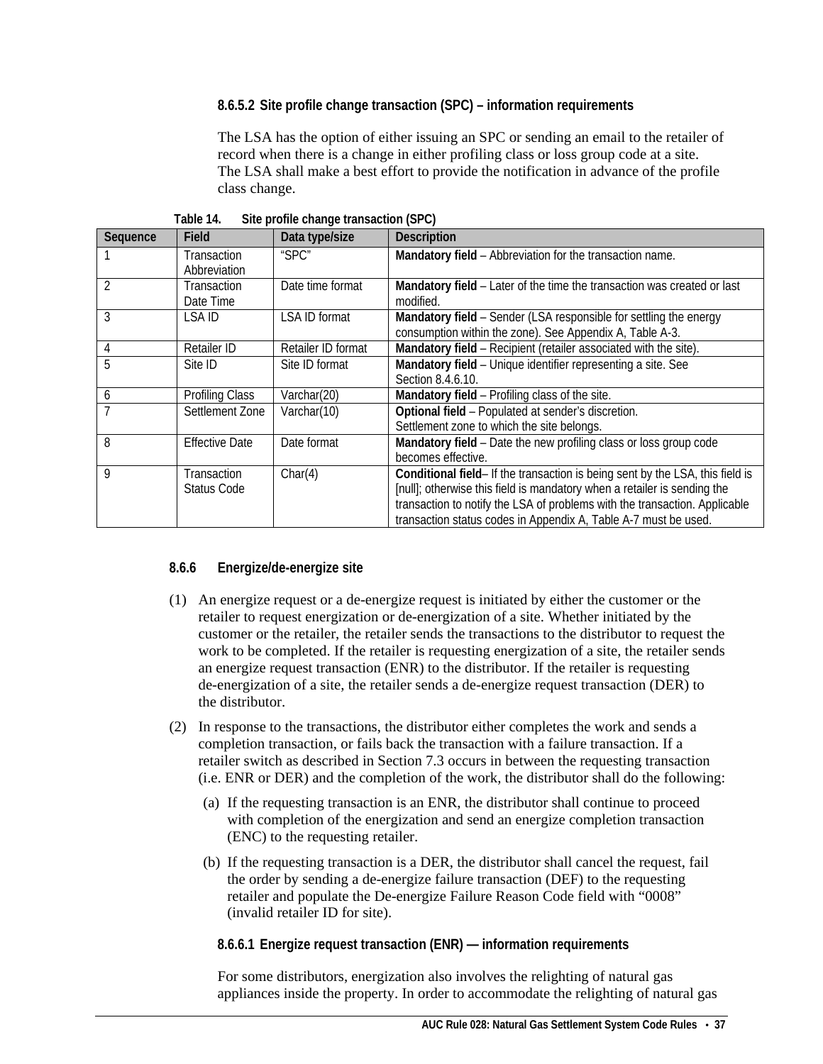#### 8.6.5.2 Site profile change transaction (SPC) – information requirements

The LSA has the option of either issuing an SPC or sending an email to the retailer of record when there is a change in either profiling class or loss group code at a site. The LSA shall make a best effort to provide the notification in advance of the profile class change.

Table 14. Site profile change transaction (SPC)

| Sequence | Field | Data type/size | Description |
|---|---|---|---|
| 1 | Transaction Abbreviation | "SPC" | **Mandatory field** – Abbreviation for the transaction name. |
| 2 | Transaction Date Time | Date time format | **Mandatory field** – Later of the time the transaction was created or last modified. |
| 3 | LSA ID | LSA ID format | **Mandatory field** – Sender (LSA responsible for settling the energy consumption within the zone). See Appendix A, Table A-3. |
| 4 | Retailer ID | Retailer ID format | **Mandatory field** – Recipient (retailer associated with the site). |
| 5 | Site ID | Site ID format | **Mandatory field** – Unique identifier representing a site. See Section 8.4.6.10. |
| 6 | Profiling Class | Varchar(20) | **Mandatory field** – Profiling class of the site. |
| 7 | Settlement Zone | Varchar(10) | **Optional field** – Populated at sender's discretion. Settlement zone to which the site belongs. |
| 8 | Effective Date | Date format | **Mandatory field** – Date the new profiling class or loss group code becomes effective. |
| 9 | Transaction Status Code | Char(4) | **Conditional field**– If the transaction is being sent by the LSA, this field is [null]; otherwise this field is mandatory when a retailer is sending the transaction to notify the LSA of problems with the transaction. Applicable transaction status codes in Appendix A, Table A-7 must be used. |

### 8.6.6 Energize/de-energize site

(1) An energize request or a de-energize request is initiated by either the customer or the retailer to request energization or de-energization of a site. Whether initiated by the customer or the retailer, the retailer sends the transactions to the distributor to request the work to be completed. If the retailer is requesting energization of a site, the retailer sends an energize request transaction (ENR) to the distributor. If the retailer is requesting de-energization of a site, the retailer sends a de-energize request transaction (DER) to the distributor.

(2) In response to the transactions, the distributor either completes the work and sends a completion transaction, or fails back the transaction with a failure transaction. If a retailer switch as described in Section 7.3 occurs in between the requesting transaction (i.e. ENR or DER) and the completion of the work, the distributor shall do the following:

(a) If the requesting transaction is an ENR, the distributor shall continue to proceed with completion of the energization and send an energize completion transaction (ENC) to the requesting retailer.

(b) If the requesting transaction is a DER, the distributor shall cancel the request, fail the order by sending a de-energize failure transaction (DEF) to the requesting retailer and populate the De-energize Failure Reason Code field with "0008" (invalid retailer ID for site).

#### 8.6.6.1 Energize request transaction (ENR) — information requirements

For some distributors, energization also involves the relighting of natural gas appliances inside the property. In order to accommodate the relighting of natural gas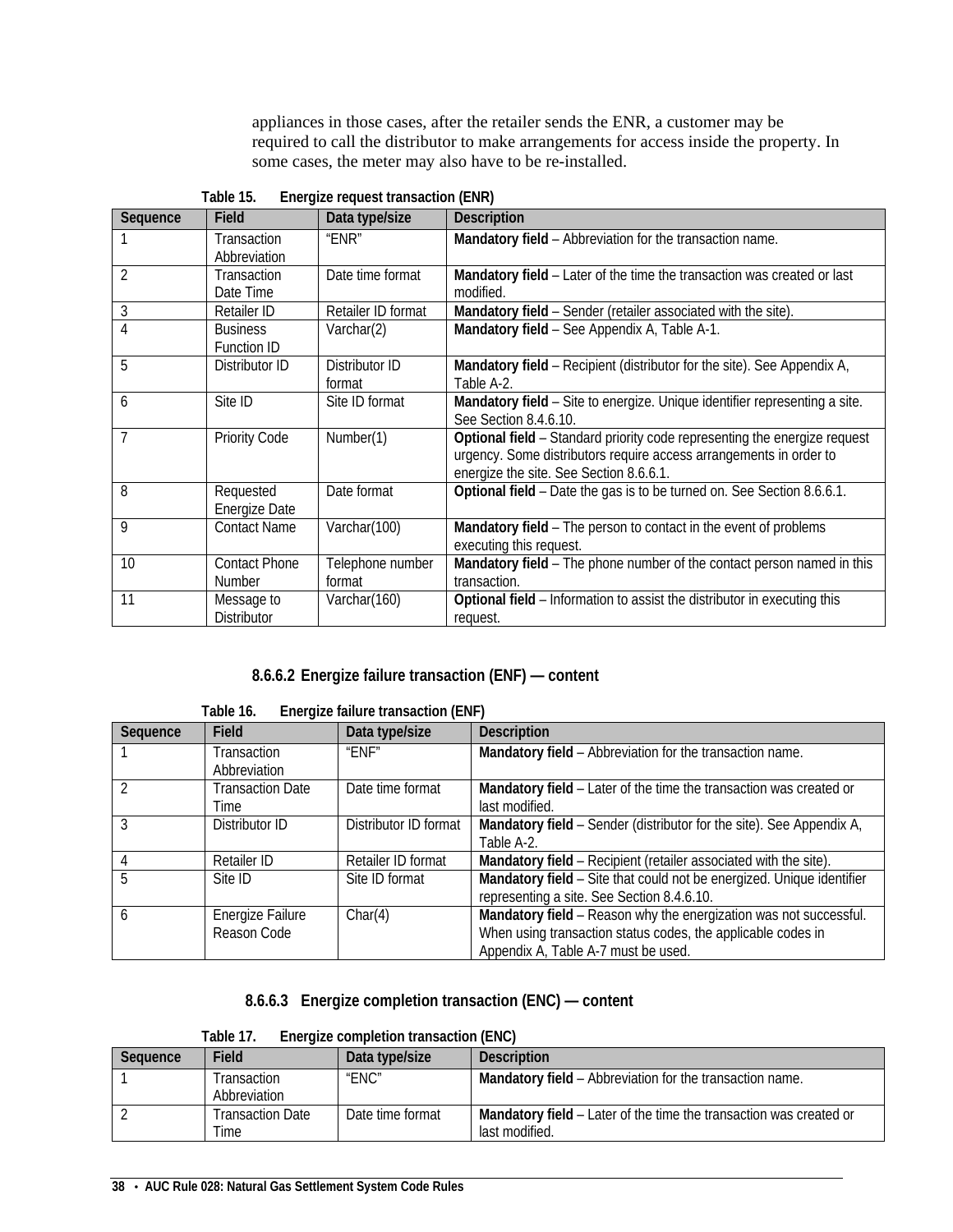appliances in those cases, after the retailer sends the ENR, a customer may be required to call the distributor to make arrangements for access inside the property. In some cases, the meter may also have to be re-installed.

Table 15. Energize request transaction (ENR)

| Sequence | Field | Data type/size | Description |
|---|---|---|---|
| 1 | Transaction Abbreviation | "ENR" | **Mandatory field** – Abbreviation for the transaction name. |
| 2 | Transaction Date Time | Date time format | **Mandatory field** – Later of the time the transaction was created or last modified. |
| 3 | Retailer ID | Retailer ID format | **Mandatory field** – Sender (retailer associated with the site). |
| 4 | Business Function ID | Varchar(2) | **Mandatory field** – See Appendix A, Table A-1. |
| 5 | Distributor ID | Distributor ID format | **Mandatory field** – Recipient (distributor for the site). See Appendix A, Table A-2. |
| 6 | Site ID | Site ID format | **Mandatory field** – Site to energize. Unique identifier representing a site. See Section 8.4.6.10. |
| 7 | Priority Code | Number(1) | **Optional field** – Standard priority code representing the energize request urgency. Some distributors require access arrangements in order to energize the site. See Section 8.6.6.1. |
| 8 | Requested Energize Date | Date format | **Optional field** – Date the gas is to be turned on. See Section 8.6.6.1. |
| 9 | Contact Name | Varchar(100) | **Mandatory field** – The person to contact in the event of problems executing this request. |
| 10 | Contact Phone Number | Telephone number format | **Mandatory field** – The phone number of the contact person named in this transaction. |
| 11 | Message to Distributor | Varchar(160) | **Optional field** – Information to assist the distributor in executing this request. |

#### 8.6.6.2 Energize failure transaction (ENF) — content

Table 16. Energize failure transaction (ENF)

| Sequence | Field | Data type/size | Description |
|---|---|---|---|
| 1 | Transaction Abbreviation | "ENF" | **Mandatory field** – Abbreviation for the transaction name. |
| 2 | Transaction Date Time | Date time format | **Mandatory field** – Later of the time the transaction was created or last modified. |
| 3 | Distributor ID | Distributor ID format | **Mandatory field** – Sender (distributor for the site). See Appendix A, Table A-2. |
| 4 | Retailer ID | Retailer ID format | **Mandatory field** – Recipient (retailer associated with the site). |
| 5 | Site ID | Site ID format | **Mandatory field** – Site that could not be energized. Unique identifier representing a site. See Section 8.4.6.10. |
| 6 | Energize Failure Reason Code | Char(4) | **Mandatory field** – Reason why the energization was not successful. When using transaction status codes, the applicable codes in Appendix A, Table A-7 must be used. |

#### 8.6.6.3 Energize completion transaction (ENC) — content

Table 17. Energize completion transaction (ENC)

| Sequence | Field | Data type/size | Description |
|---|---|---|---|
| 1 | Transaction Abbreviation | "ENC" | **Mandatory field** – Abbreviation for the transaction name. |
| 2 | Transaction Date Time | Date time format | **Mandatory field** – Later of the time the transaction was created or last modified. |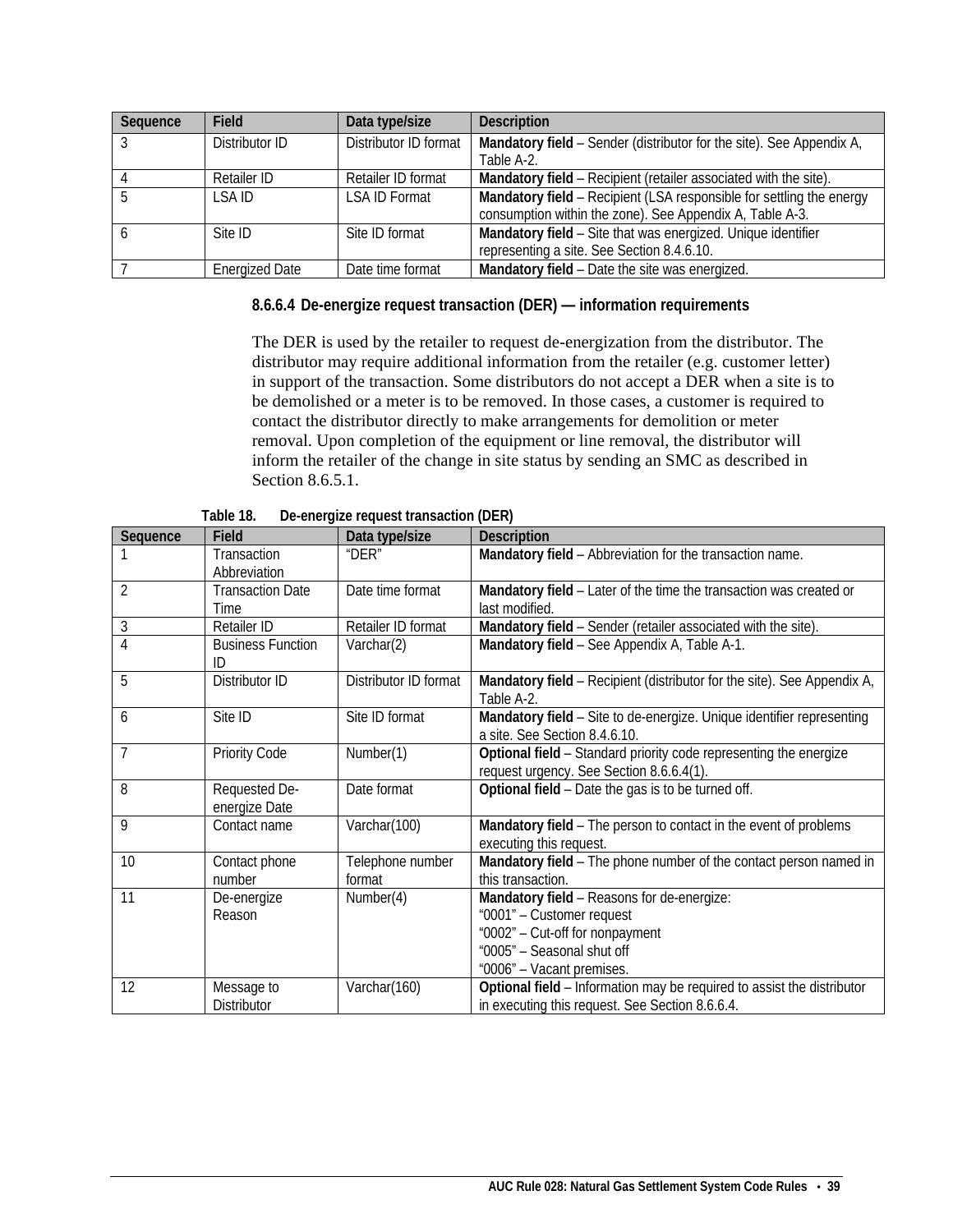| Sequence | Field | Data type/size | Description |
|---|---|---|---|
| 3 | Distributor ID | Distributor ID format | **Mandatory field** – Sender (distributor for the site). See Appendix A, Table A-2. |
| 4 | Retailer ID | Retailer ID format | **Mandatory field** – Recipient (retailer associated with the site). |
| 5 | LSA ID | LSA ID Format | **Mandatory field** – Recipient (LSA responsible for settling the energy consumption within the zone). See Appendix A, Table A-3. |
| 6 | Site ID | Site ID format | **Mandatory field** – Site that was energized. Unique identifier representing a site. See Section 8.4.6.10. |
| 7 | Energized Date | Date time format | **Mandatory field** – Date the site was energized. |

#### 8.6.6.4 De-energize request transaction (DER) — information requirements

The DER is used by the retailer to request de-energization from the distributor. The distributor may require additional information from the retailer (e.g. customer letter) in support of the transaction. Some distributors do not accept a DER when a site is to be demolished or a meter is to be removed. In those cases, a customer is required to contact the distributor directly to make arrangements for demolition or meter removal. Upon completion of the equipment or line removal, the distributor will inform the retailer of the change in site status by sending an SMC as described in Section 8.6.5.1.

**Table 18. De-energize request transaction (DER)**

| Sequence | Field | Data type/size | Description |
|---|---|---|---|
| 1 | Transaction Abbreviation | "DER" | **Mandatory field** – Abbreviation for the transaction name. |
| 2 | Transaction Date Time | Date time format | **Mandatory field** – Later of the time the transaction was created or last modified. |
| 3 | Retailer ID | Retailer ID format | **Mandatory field** – Sender (retailer associated with the site). |
| 4 | Business Function ID | Varchar(2) | **Mandatory field** – See Appendix A, Table A-1. |
| 5 | Distributor ID | Distributor ID format | **Mandatory field** – Recipient (distributor for the site). See Appendix A, Table A-2. |
| 6 | Site ID | Site ID format | **Mandatory field** – Site to de-energize. Unique identifier representing a site. See Section 8.4.6.10. |
| 7 | Priority Code | Number(1) | **Optional field** – Standard priority code representing the energize request urgency. See Section 8.6.6.4(1). |
| 8 | Requested De-energize Date | Date format | **Optional field** – Date the gas is to be turned off. |
| 9 | Contact name | Varchar(100) | **Mandatory field** – The person to contact in the event of problems executing this request. |
| 10 | Contact phone number | Telephone number format | **Mandatory field** – The phone number of the contact person named in this transaction. |
| 11 | De-energize Reason | Number(4) | **Mandatory field** – Reasons for de-energize:<br>"0001" – Customer request<br>"0002" – Cut-off for nonpayment<br>"0005" – Seasonal shut off<br>"0006" – Vacant premises. |
| 12 | Message to Distributor | Varchar(160) | **Optional field** – Information may be required to assist the distributor in executing this request. See Section 8.6.6.4. |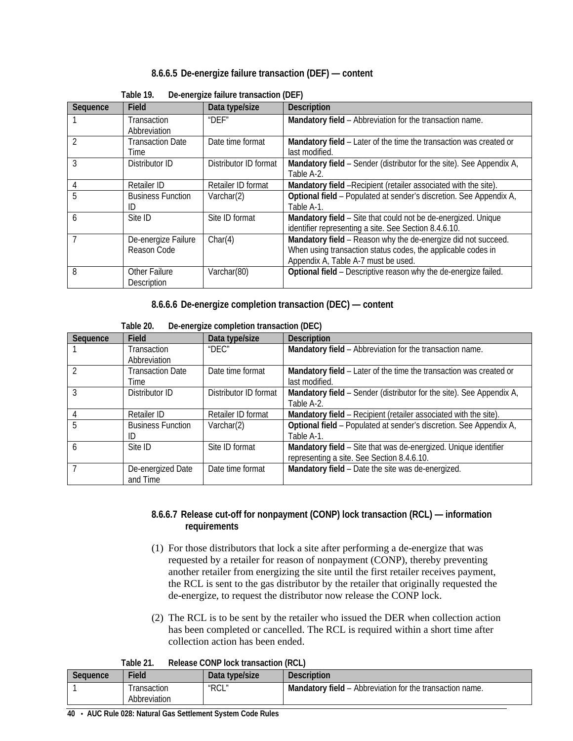#### 8.6.6.5 De-energize failure transaction (DEF) — content

Table 19. De-energize failure transaction (DEF)

| Sequence | Field | Data type/size | Description |
|---|---|---|---|
| 1 | Transaction Abbreviation | “DEF” | **Mandatory field** – Abbreviation for the transaction name. |
| 2 | Transaction Date Time | Date time format | **Mandatory field** – Later of the time the transaction was created or last modified. |
| 3 | Distributor ID | Distributor ID format | **Mandatory field** – Sender (distributor for the site). See Appendix A, Table A-2. |
| 4 | Retailer ID | Retailer ID format | **Mandatory field** –Recipient (retailer associated with the site). |
| 5 | Business Function ID | Varchar(2) | **Optional field** – Populated at sender’s discretion. See Appendix A, Table A-1. |
| 6 | Site ID | Site ID format | **Mandatory field** – Site that could not be de-energized. Unique identifier representing a site. See Section 8.4.6.10. |
| 7 | De-energize Failure Reason Code | Char(4) | **Mandatory field** – Reason why the de-energize did not succeed. When using transaction status codes, the applicable codes in Appendix A, Table A-7 must be used. |
| 8 | Other Failure Description | Varchar(80) | **Optional field** – Descriptive reason why the de-energize failed. |

#### 8.6.6.6 De-energize completion transaction (DEC) — content

Table 20. De-energize completion transaction (DEC)

| Sequence | Field | Data type/size | Description |
|---|---|---|---|
| 1 | Transaction Abbreviation | “DEC” | **Mandatory field** – Abbreviation for the transaction name. |
| 2 | Transaction Date Time | Date time format | **Mandatory field** – Later of the time the transaction was created or last modified. |
| 3 | Distributor ID | Distributor ID format | **Mandatory field** – Sender (distributor for the site). See Appendix A, Table A-2. |
| 4 | Retailer ID | Retailer ID format | **Mandatory field** – Recipient (retailer associated with the site). |
| 5 | Business Function ID | Varchar(2) | **Optional field** – Populated at sender’s discretion. See Appendix A, Table A-1. |
| 6 | Site ID | Site ID format | **Mandatory field** – Site that was de-energized. Unique identifier representing a site. See Section 8.4.6.10. |
| 7 | De-energized Date and Time | Date time format | **Mandatory field** – Date the site was de-energized. |

#### 8.6.6.7 Release cut-off for nonpayment (CONP) lock transaction (RCL) — information requirements

(1) For those distributors that lock a site after performing a de-energize that was requested by a retailer for reason of nonpayment (CONP), thereby preventing another retailer from energizing the site until the first retailer receives payment, the RCL is sent to the gas distributor by the retailer that originally requested the de-energize, to request the distributor now release the CONP lock.

(2) The RCL is to be sent by the retailer who issued the DER when collection action has been completed or cancelled. The RCL is required within a short time after collection action has been ended.

Table 21. Release CONP lock transaction (RCL)

| Sequence | Field | Data type/size | Description |
|---|---|---|---|
| 1 | Transaction Abbreviation | “RCL” | **Mandatory field** – Abbreviation for the transaction name. |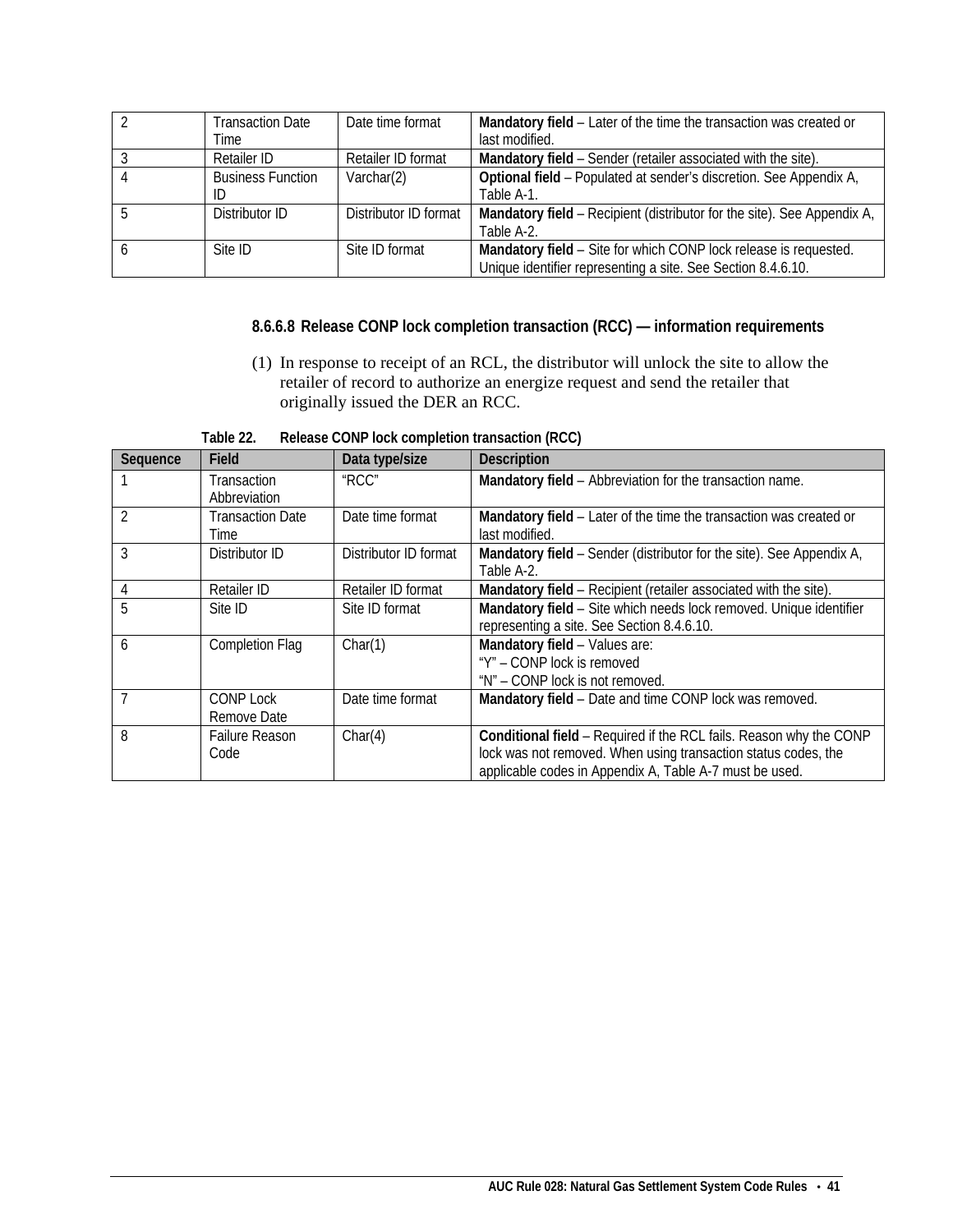| | | | |
|---|---|---|---|
| 2 | Transaction Date Time | Date time format | **Mandatory field** – Later of the time the transaction was created or last modified. |
| 3 | Retailer ID | Retailer ID format | **Mandatory field** – Sender (retailer associated with the site). |
| 4 | Business Function ID | Varchar(2) | **Optional field** – Populated at sender's discretion. See Appendix A, Table A-1. |
| 5 | Distributor ID | Distributor ID format | **Mandatory field** – Recipient (distributor for the site). See Appendix A, Table A-2. |
| 6 | Site ID | Site ID format | **Mandatory field** – Site for which CONP lock release is requested. Unique identifier representing a site. See Section 8.4.6.10. |

#### 8.6.6.8 Release CONP lock completion transaction (RCC) — information requirements

(1) In response to receipt of an RCL, the distributor will unlock the site to allow the retailer of record to authorize an energize request and send the retailer that originally issued the DER an RCC.

**Table 22. Release CONP lock completion transaction (RCC)**

| Sequence | Field | Data type/size | Description |
|---|---|---|---|
| 1 | Transaction Abbreviation | "RCC" | **Mandatory field** – Abbreviation for the transaction name. |
| 2 | Transaction Date Time | Date time format | **Mandatory field** – Later of the time the transaction was created or last modified. |
| 3 | Distributor ID | Distributor ID format | **Mandatory field** – Sender (distributor for the site). See Appendix A, Table A-2. |
| 4 | Retailer ID | Retailer ID format | **Mandatory field** – Recipient (retailer associated with the site). |
| 5 | Site ID | Site ID format | **Mandatory field** – Site which needs lock removed. Unique identifier representing a site. See Section 8.4.6.10. |
| 6 | Completion Flag | Char(1) | **Mandatory field** – Values are:<br>"Y" – CONP lock is removed<br>"N" – CONP lock is not removed. |
| 7 | CONP Lock Remove Date | Date time format | **Mandatory field** – Date and time CONP lock was removed. |
| 8 | Failure Reason Code | Char(4) | **Conditional field** – Required if the RCL fails. Reason why the CONP lock was not removed. When using transaction status codes, the applicable codes in Appendix A, Table A-7 must be used. |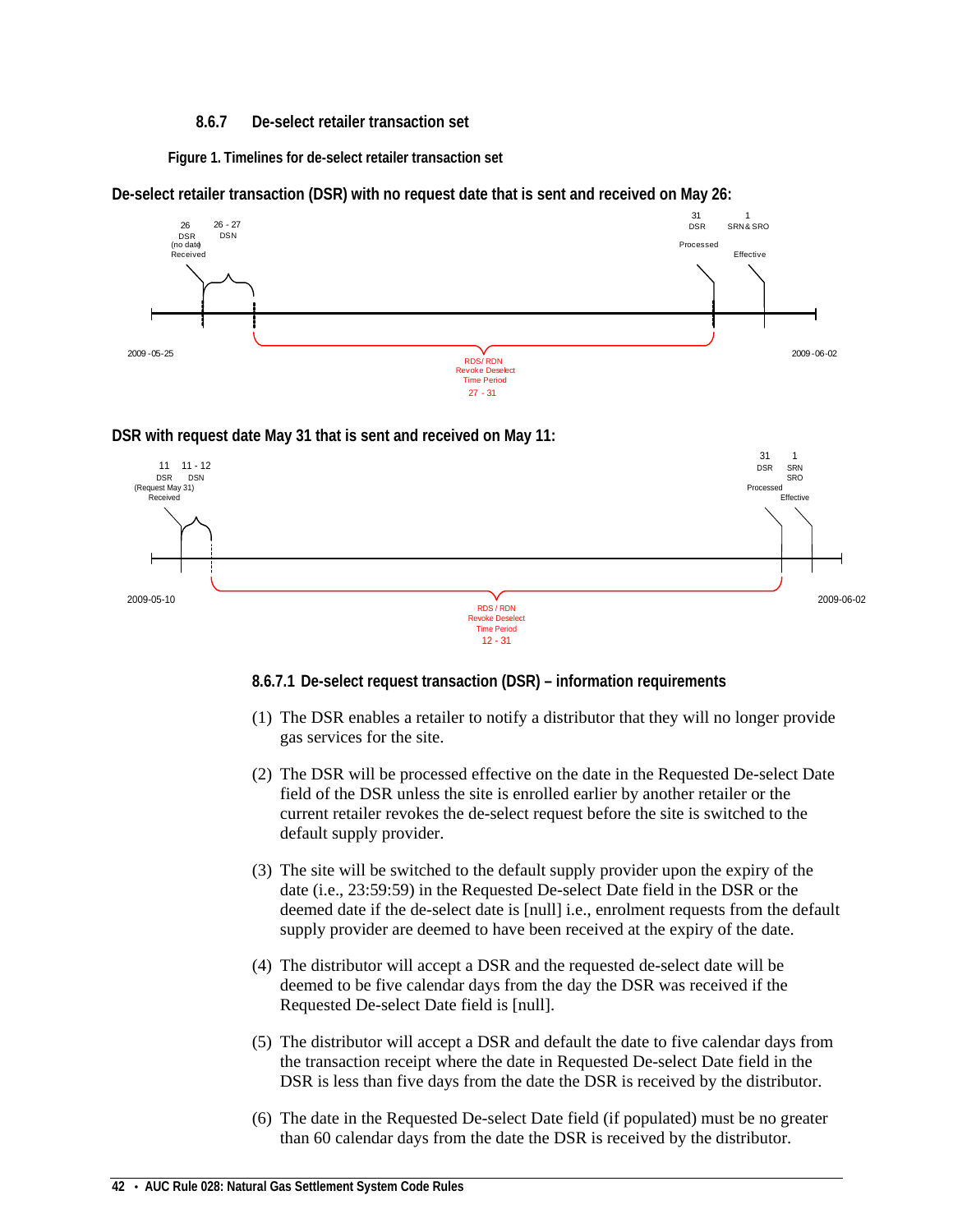### 8.6.7 De-select retailer transaction set

**Figure 1. Timelines for de-select retailer transaction set**

**De-select retailer transaction (DSR) with no request date that is sent and received on May 26:**

26 DSR (no date) Received; 26 - 27 DSN; 31 DSR Processed; 1 SRN & SRO Effective

2009-05-25 — 2009-06-02

RDS/ RDN Revoke Deselect Time Period 27 - 31

**DSR with request date May 31 that is sent and received on May 11:**

11 DSR (Request May 31) Received; 11 - 12 DSN; 31 DSR Processed; 1 SRN SRO Effective

2009-05-10 — 2009-06-02

RDS / RDN Revoke Deselect Time Period 12 - 31

#### 8.6.7.1 De-select request transaction (DSR) – information requirements

(1) The DSR enables a retailer to notify a distributor that they will no longer provide gas services for the site.

(2) The DSR will be processed effective on the date in the Requested De-select Date field of the DSR unless the site is enrolled earlier by another retailer or the current retailer revokes the de-select request before the site is switched to the default supply provider.

(3) The site will be switched to the default supply provider upon the expiry of the date (i.e., 23:59:59) in the Requested De-select Date field in the DSR or the deemed date if the de-select date is [null] i.e., enrolment requests from the default supply provider are deemed to have been received at the expiry of the date.

(4) The distributor will accept a DSR and the requested de-select date will be deemed to be five calendar days from the day the DSR was received if the Requested De-select Date field is [null].

(5) The distributor will accept a DSR and default the date to five calendar days from the transaction receipt where the date in Requested De-select Date field in the DSR is less than five days from the date the DSR is received by the distributor.

(6) The date in the Requested De-select Date field (if populated) must be no greater than 60 calendar days from the date the DSR is received by the distributor.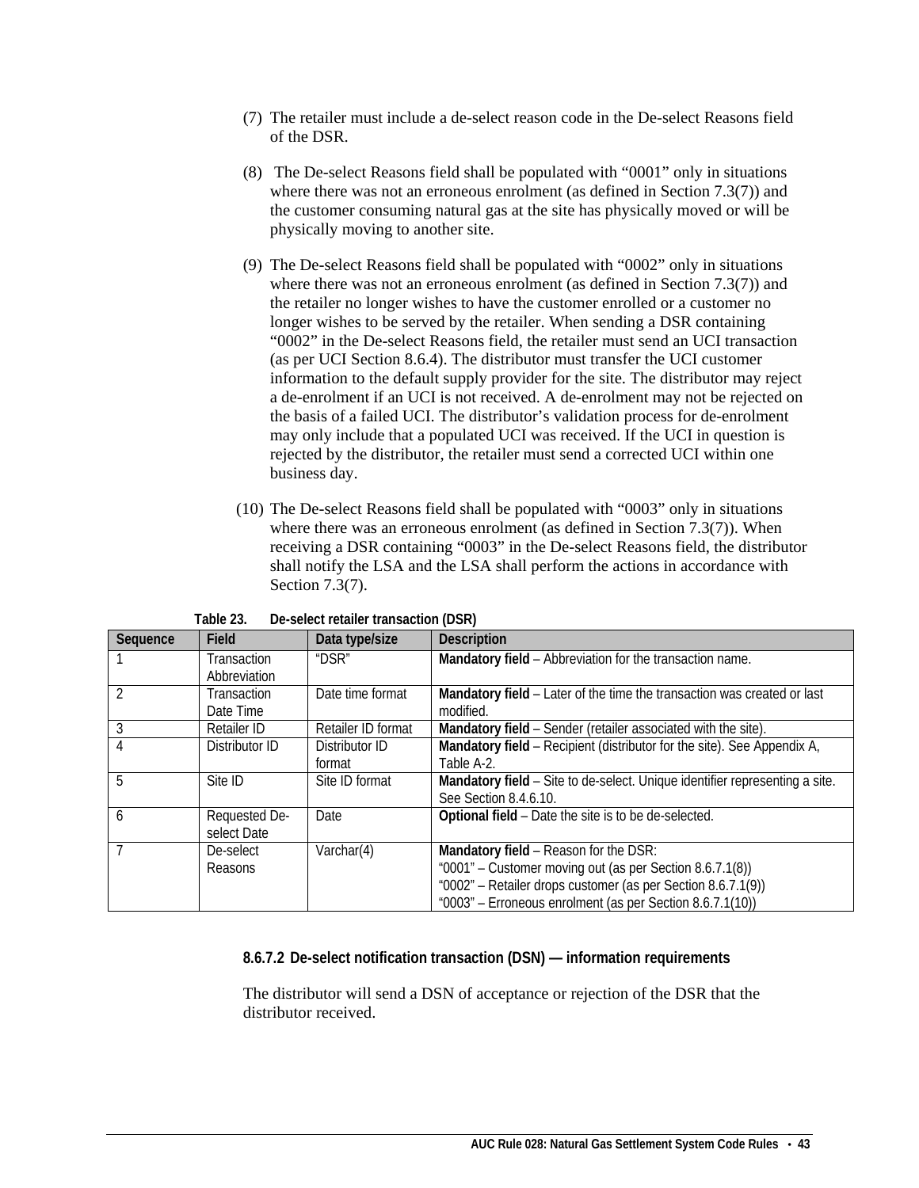(7) The retailer must include a de-select reason code in the De-select Reasons field of the DSR.

(8) The De-select Reasons field shall be populated with "0001" only in situations where there was not an erroneous enrolment (as defined in Section 7.3(7)) and the customer consuming natural gas at the site has physically moved or will be physically moving to another site.

(9) The De-select Reasons field shall be populated with "0002" only in situations where there was not an erroneous enrolment (as defined in Section 7.3(7)) and the retailer no longer wishes to have the customer enrolled or a customer no longer wishes to be served by the retailer. When sending a DSR containing "0002" in the De-select Reasons field, the retailer must send an UCI transaction (as per UCI Section 8.6.4). The distributor must transfer the UCI customer information to the default supply provider for the site. The distributor may reject a de-enrolment if an UCI is not received. A de-enrolment may not be rejected on the basis of a failed UCI. The distributor's validation process for de-enrolment may only include that a populated UCI was received. If the UCI in question is rejected by the distributor, the retailer must send a corrected UCI within one business day.

(10) The De-select Reasons field shall be populated with "0003" only in situations where there was an erroneous enrolment (as defined in Section 7.3(7)). When receiving a DSR containing "0003" in the De-select Reasons field, the distributor shall notify the LSA and the LSA shall perform the actions in accordance with Section 7.3(7).

**Table 23. De-select retailer transaction (DSR)**

| Sequence | Field | Data type/size | Description |
|---|---|---|---|
| 1 | Transaction Abbreviation | "DSR" | **Mandatory field** – Abbreviation for the transaction name. |
| 2 | Transaction Date Time | Date time format | **Mandatory field** – Later of the time the transaction was created or last modified. |
| 3 | Retailer ID | Retailer ID format | **Mandatory field** – Sender (retailer associated with the site). |
| 4 | Distributor ID | Distributor ID format | **Mandatory field** – Recipient (distributor for the site). See Appendix A, Table A-2. |
| 5 | Site ID | Site ID format | **Mandatory field** – Site to de-select. Unique identifier representing a site. See Section 8.4.6.10. |
| 6 | Requested De-select Date | Date | **Optional field** – Date the site is to be de-selected. |
| 7 | De-select Reasons | Varchar(4) | **Mandatory field** – Reason for the DSR:<br>"0001" – Customer moving out (as per Section 8.6.7.1(8))<br>"0002" – Retailer drops customer (as per Section 8.6.7.1(9))<br>"0003" – Erroneous enrolment (as per Section 8.6.7.1(10)) |

#### 8.6.7.2 De-select notification transaction (DSN) — information requirements

The distributor will send a DSN of acceptance or rejection of the DSR that the distributor received.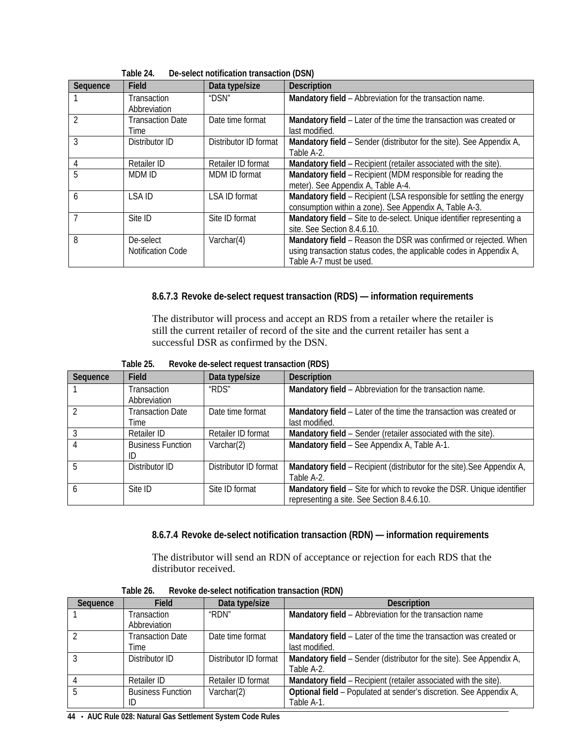Table 24. De-select notification transaction (DSN)

| Sequence | Field | Data type/size | Description |
|---|---|---|---|
| 1 | Transaction Abbreviation | "DSN" | **Mandatory field** – Abbreviation for the transaction name. |
| 2 | Transaction Date Time | Date time format | **Mandatory field** – Later of the time the transaction was created or last modified. |
| 3 | Distributor ID | Distributor ID format | **Mandatory field** – Sender (distributor for the site). See Appendix A, Table A-2. |
| 4 | Retailer ID | Retailer ID format | **Mandatory field** – Recipient (retailer associated with the site). |
| 5 | MDM ID | MDM ID format | **Mandatory field** – Recipient (MDM responsible for reading the meter). See Appendix A, Table A-4. |
| 6 | LSA ID | LSA ID format | **Mandatory field** – Recipient (LSA responsible for settling the energy consumption within a zone). See Appendix A, Table A-3. |
| 7 | Site ID | Site ID format | **Mandatory field** – Site to de-select. Unique identifier representing a site. See Section 8.4.6.10. |
| 8 | De-select Notification Code | Varchar(4) | **Mandatory field** – Reason the DSR was confirmed or rejected. When using transaction status codes, the applicable codes in Appendix A, Table A-7 must be used. |

#### 8.6.7.3 Revoke de-select request transaction (RDS) — information requirements

The distributor will process and accept an RDS from a retailer where the retailer is still the current retailer of record of the site and the current retailer has sent a successful DSR as confirmed by the DSN.

Table 25. Revoke de-select request transaction (RDS)

| Sequence | Field | Data type/size | Description |
|---|---|---|---|
| 1 | Transaction Abbreviation | "RDS" | **Mandatory field** – Abbreviation for the transaction name. |
| 2 | Transaction Date Time | Date time format | **Mandatory field** – Later of the time the transaction was created or last modified. |
| 3 | Retailer ID | Retailer ID format | **Mandatory field** – Sender (retailer associated with the site). |
| 4 | Business Function ID | Varchar(2) | **Mandatory field** – See Appendix A, Table A-1. |
| 5 | Distributor ID | Distributor ID format | **Mandatory field** – Recipient (distributor for the site).See Appendix A, Table A-2. |
| 6 | Site ID | Site ID format | **Mandatory field** – Site for which to revoke the DSR. Unique identifier representing a site. See Section 8.4.6.10. |

#### 8.6.7.4 Revoke de-select notification transaction (RDN) — information requirements

The distributor will send an RDN of acceptance or rejection for each RDS that the distributor received.

Table 26. Revoke de-select notification transaction (RDN)

| Sequence | Field | Data type/size | Description |
|---|---|---|---|
| 1 | Transaction Abbreviation | "RDN" | **Mandatory field** – Abbreviation for the transaction name |
| 2 | Transaction Date Time | Date time format | **Mandatory field** – Later of the time the transaction was created or last modified. |
| 3 | Distributor ID | Distributor ID format | **Mandatory field** – Sender (distributor for the site). See Appendix A, Table A-2. |
| 4 | Retailer ID | Retailer ID format | **Mandatory field** – Recipient (retailer associated with the site). |
| 5 | Business Function ID | Varchar(2) | **Optional field** – Populated at sender's discretion. See Appendix A, Table A-1. |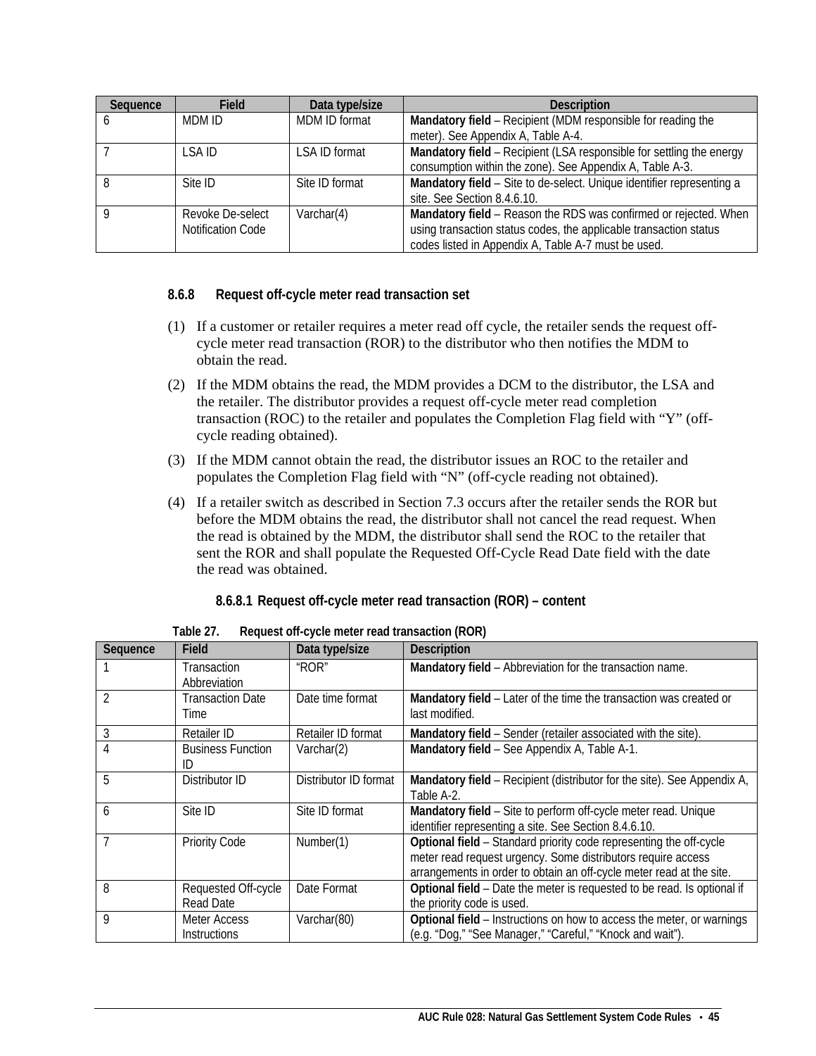| Sequence | Field | Data type/size | Description |
| --- | --- | --- | --- |
| 6 | MDM ID | MDM ID format | **Mandatory field** – Recipient (MDM responsible for reading the meter). See Appendix A, Table A-4. |
| 7 | LSA ID | LSA ID format | **Mandatory field** – Recipient (LSA responsible for settling the energy consumption within the zone). See Appendix A, Table A-3. |
| 8 | Site ID | Site ID format | **Mandatory field** – Site to de-select. Unique identifier representing a site. See Section 8.4.6.10. |
| 9 | Revoke De-select Notification Code | Varchar(4) | **Mandatory field** – Reason the RDS was confirmed or rejected. When using transaction status codes, the applicable transaction status codes listed in Appendix A, Table A-7 must be used. |

### 8.6.8 Request off-cycle meter read transaction set

(1) If a customer or retailer requires a meter read off cycle, the retailer sends the request off-cycle meter read transaction (ROR) to the distributor who then notifies the MDM to obtain the read.

(2) If the MDM obtains the read, the MDM provides a DCM to the distributor, the LSA and the retailer. The distributor provides a request off-cycle meter read completion transaction (ROC) to the retailer and populates the Completion Flag field with “Y” (off-cycle reading obtained).

(3) If the MDM cannot obtain the read, the distributor issues an ROC to the retailer and populates the Completion Flag field with “N” (off-cycle reading not obtained).

(4) If a retailer switch as described in Section 7.3 occurs after the retailer sends the ROR but before the MDM obtains the read, the distributor shall not cancel the read request. When the read is obtained by the MDM, the distributor shall send the ROC to the retailer that sent the ROR and shall populate the Requested Off-Cycle Read Date field with the date the read was obtained.

#### 8.6.8.1 Request off-cycle meter read transaction (ROR) – content

Table 27. Request off-cycle meter read transaction (ROR)

| Sequence | Field | Data type/size | Description |
| --- | --- | --- | --- |
| 1 | Transaction Abbreviation | “ROR” | **Mandatory field** – Abbreviation for the transaction name. |
| 2 | Transaction Date Time | Date time format | **Mandatory field** – Later of the time the transaction was created or last modified. |
| 3 | Retailer ID | Retailer ID format | **Mandatory field** – Sender (retailer associated with the site). |
| 4 | Business Function ID | Varchar(2) | **Mandatory field** – See Appendix A, Table A-1. |
| 5 | Distributor ID | Distributor ID format | **Mandatory field** – Recipient (distributor for the site). See Appendix A, Table A-2. |
| 6 | Site ID | Site ID format | **Mandatory field** – Site to perform off-cycle meter read. Unique identifier representing a site. See Section 8.4.6.10. |
| 7 | Priority Code | Number(1) | **Optional field** – Standard priority code representing the off-cycle meter read request urgency. Some distributors require access arrangements in order to obtain an off-cycle meter read at the site. |
| 8 | Requested Off-cycle Read Date | Date Format | **Optional field** – Date the meter is requested to be read. Is optional if the priority code is used. |
| 9 | Meter Access Instructions | Varchar(80) | **Optional field** – Instructions on how to access the meter, or warnings (e.g. “Dog,” “See Manager,” “Careful,” “Knock and wait”). |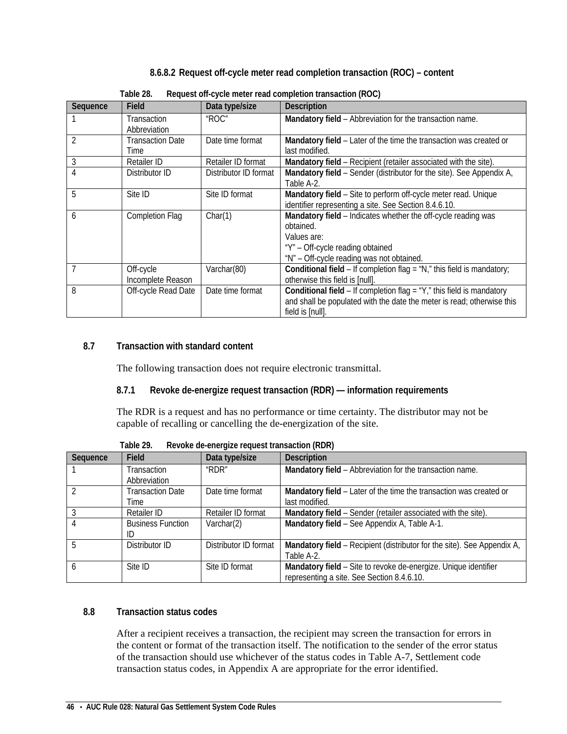#### 8.6.8.2 Request off-cycle meter read completion transaction (ROC) – content

Table 28. Request off-cycle meter read completion transaction (ROC)

| Sequence | Field | Data type/size | Description |
|---|---|---|---|
| 1 | Transaction Abbreviation | "ROC" | **Mandatory field** – Abbreviation for the transaction name. |
| 2 | Transaction Date Time | Date time format | **Mandatory field** – Later of the time the transaction was created or last modified. |
| 3 | Retailer ID | Retailer ID format | **Mandatory field** – Recipient (retailer associated with the site). |
| 4 | Distributor ID | Distributor ID format | **Mandatory field** – Sender (distributor for the site). See Appendix A, Table A-2. |
| 5 | Site ID | Site ID format | **Mandatory field** – Site to perform off-cycle meter read. Unique identifier representing a site. See Section 8.4.6.10. |
| 6 | Completion Flag | Char(1) | **Mandatory field** – Indicates whether the off-cycle reading was obtained.<br>Values are:<br>"Y" – Off-cycle reading obtained<br>"N" – Off-cycle reading was not obtained. |
| 7 | Off-cycle Incomplete Reason | Varchar(80) | **Conditional field** – If completion flag = "N," this field is mandatory; otherwise this field is [null]. |
| 8 | Off-cycle Read Date | Date time format | **Conditional field** – If completion flag = "Y," this field is mandatory and shall be populated with the date the meter is read; otherwise this field is [null]. |

## 8.7 Transaction with standard content

The following transaction does not require electronic transmittal.

### 8.7.1 Revoke de-energize request transaction (RDR) — information requirements

The RDR is a request and has no performance or time certainty. The distributor may not be capable of recalling or cancelling the de-energization of the site.

Table 29. Revoke de-energize request transaction (RDR)

| Sequence | Field | Data type/size | Description |
|---|---|---|---|
| 1 | Transaction Abbreviation | "RDR" | **Mandatory field** – Abbreviation for the transaction name. |
| 2 | Transaction Date Time | Date time format | **Mandatory field** – Later of the time the transaction was created or last modified. |
| 3 | Retailer ID | Retailer ID format | **Mandatory field** – Sender (retailer associated with the site). |
| 4 | Business Function ID | Varchar(2) | **Mandatory field** – See Appendix A, Table A-1. |
| 5 | Distributor ID | Distributor ID format | **Mandatory field** – Recipient (distributor for the site). See Appendix A, Table A-2. |
| 6 | Site ID | Site ID format | **Mandatory field** – Site to revoke de-energize. Unique identifier representing a site. See Section 8.4.6.10. |

## 8.8 Transaction status codes

After a recipient receives a transaction, the recipient may screen the transaction for errors in the content or format of the transaction itself. The notification to the sender of the error status of the transaction should use whichever of the status codes in Table A-7, Settlement code transaction status codes, in Appendix A are appropriate for the error identified.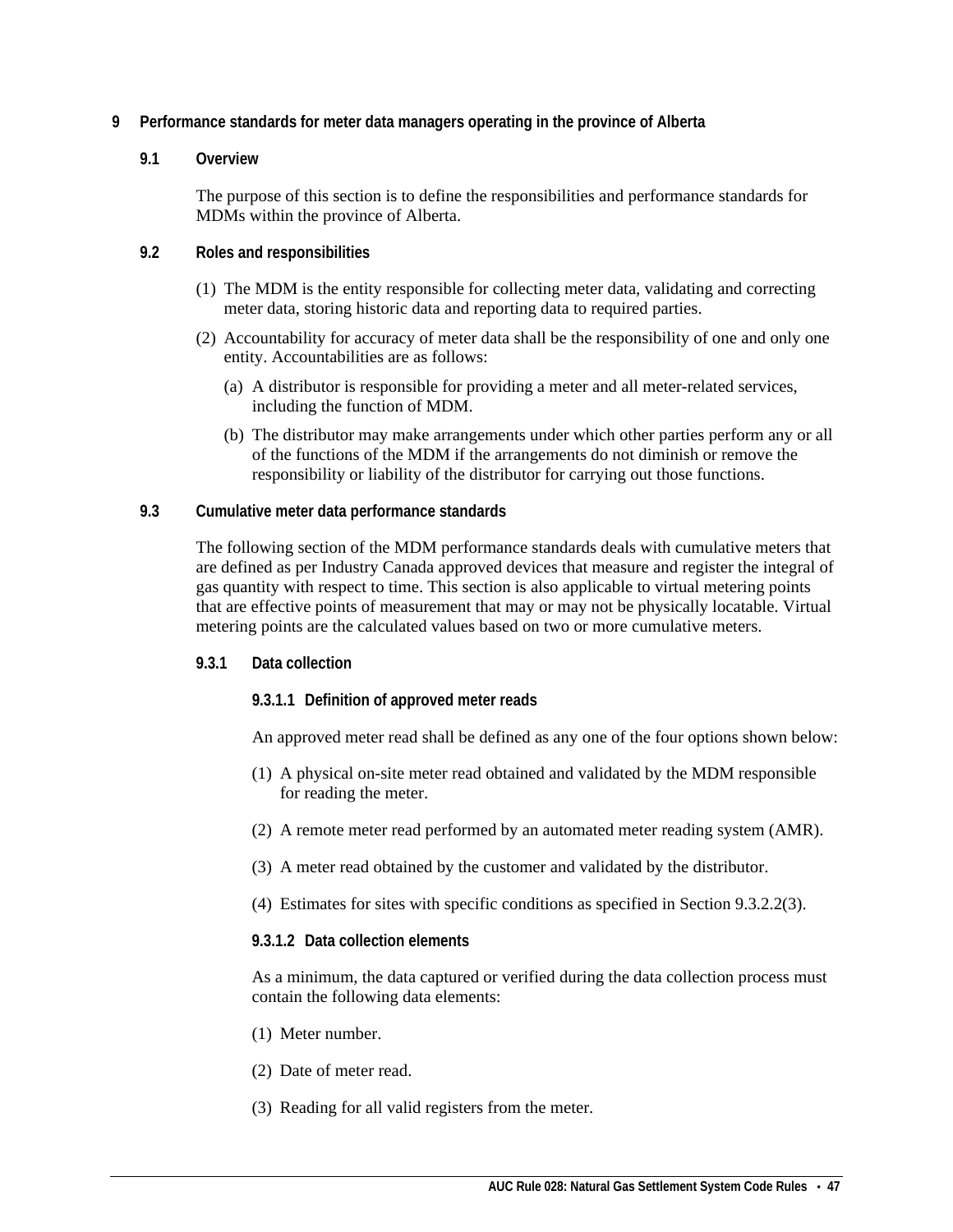# 9 Performance standards for meter data managers operating in the province of Alberta

## 9.1 Overview

The purpose of this section is to define the responsibilities and performance standards for MDMs within the province of Alberta.

## 9.2 Roles and responsibilities

(1) The MDM is the entity responsible for collecting meter data, validating and correcting meter data, storing historic data and reporting data to required parties.

(2) Accountability for accuracy of meter data shall be the responsibility of one and only one entity. Accountabilities are as follows:

   (a) A distributor is responsible for providing a meter and all meter-related services, including the function of MDM.

   (b) The distributor may make arrangements under which other parties perform any or all of the functions of the MDM if the arrangements do not diminish or remove the responsibility or liability of the distributor for carrying out those functions.

## 9.3 Cumulative meter data performance standards

The following section of the MDM performance standards deals with cumulative meters that are defined as per Industry Canada approved devices that measure and register the integral of gas quantity with respect to time. This section is also applicable to virtual metering points that are effective points of measurement that may or may not be physically locatable. Virtual metering points are the calculated values based on two or more cumulative meters.

### 9.3.1 Data collection

#### 9.3.1.1 Definition of approved meter reads

An approved meter read shall be defined as any one of the four options shown below:

(1) A physical on-site meter read obtained and validated by the MDM responsible for reading the meter.

(2) A remote meter read performed by an automated meter reading system (AMR).

(3) A meter read obtained by the customer and validated by the distributor.

(4) Estimates for sites with specific conditions as specified in Section 9.3.2.2(3).

#### 9.3.1.2 Data collection elements

As a minimum, the data captured or verified during the data collection process must contain the following data elements:

(1) Meter number.

(2) Date of meter read.

(3) Reading for all valid registers from the meter.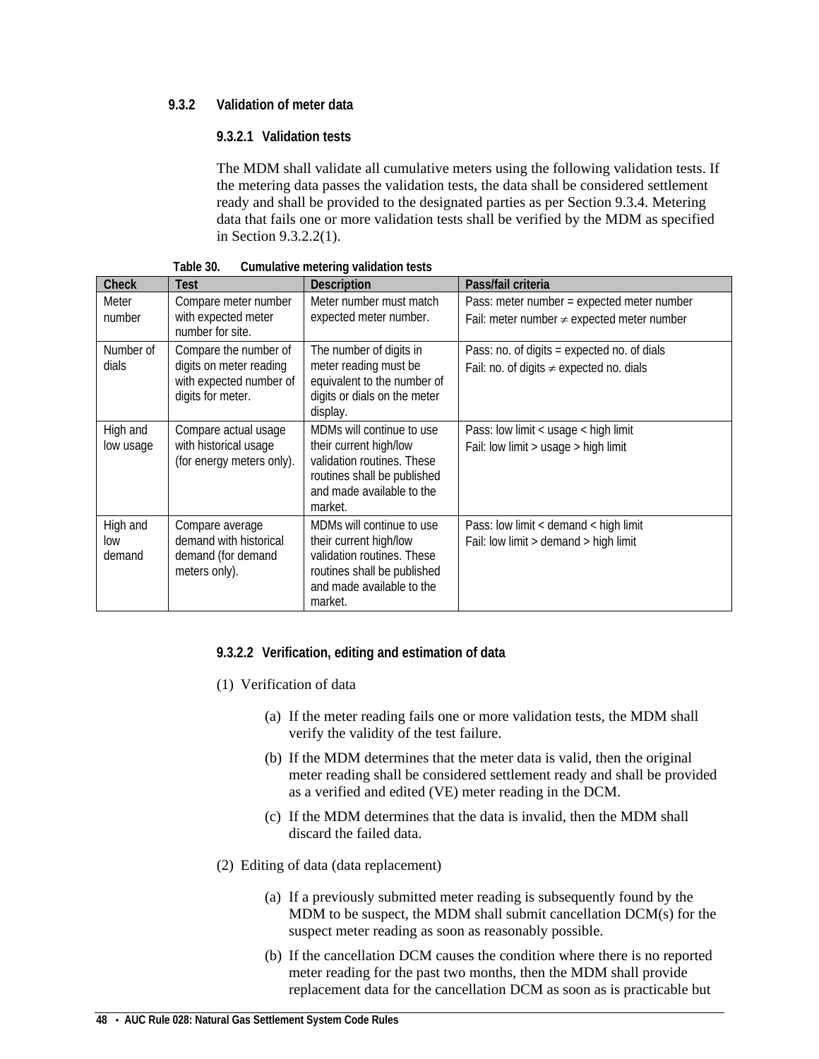### 9.3.2 Validation of meter data

#### 9.3.2.1 Validation tests

The MDM shall validate all cumulative meters using the following validation tests. If the metering data passes the validation tests, the data shall be considered settlement ready and shall be provided to the designated parties as per Section 9.3.4. Metering data that fails one or more validation tests shall be verified by the MDM as specified in Section 9.3.2.2(1).

**Table 30. Cumulative metering validation tests**

| Check | Test | Description | Pass/fail criteria |
|---|---|---|---|
| Meter number | Compare meter number with expected meter number for site. | Meter number must match expected meter number. | Pass: meter number = expected meter number<br>Fail: meter number ≠ expected meter number |
| Number of dials | Compare the number of digits on meter reading with expected number of digits for meter. | The number of digits in meter reading must be equivalent to the number of digits or dials on the meter display. | Pass: no. of digits = expected no. of dials<br>Fail: no. of digits ≠ expected no. dials |
| High and low usage | Compare actual usage with historical usage (for energy meters only). | MDMs will continue to use their current high/low validation routines. These routines shall be published and made available to the market. | Pass: low limit < usage < high limit<br>Fail: low limit > usage > high limit |
| High and low demand | Compare average demand with historical demand (for demand meters only). | MDMs will continue to use their current high/low validation routines. These routines shall be published and made available to the market. | Pass: low limit < demand < high limit<br>Fail: low limit > demand > high limit |

#### 9.3.2.2 Verification, editing and estimation of data

(1) Verification of data

(a) If the meter reading fails one or more validation tests, the MDM shall verify the validity of the test failure.

(b) If the MDM determines that the meter data is valid, then the original meter reading shall be considered settlement ready and shall be provided as a verified and edited (VE) meter reading in the DCM.

(c) If the MDM determines that the data is invalid, then the MDM shall discard the failed data.

(2) Editing of data (data replacement)

(a) If a previously submitted meter reading is subsequently found by the MDM to be suspect, the MDM shall submit cancellation DCM(s) for the suspect meter reading as soon as reasonably possible.

(b) If the cancellation DCM causes the condition where there is no reported meter reading for the past two months, then the MDM shall provide replacement data for the cancellation DCM as soon as is practicable but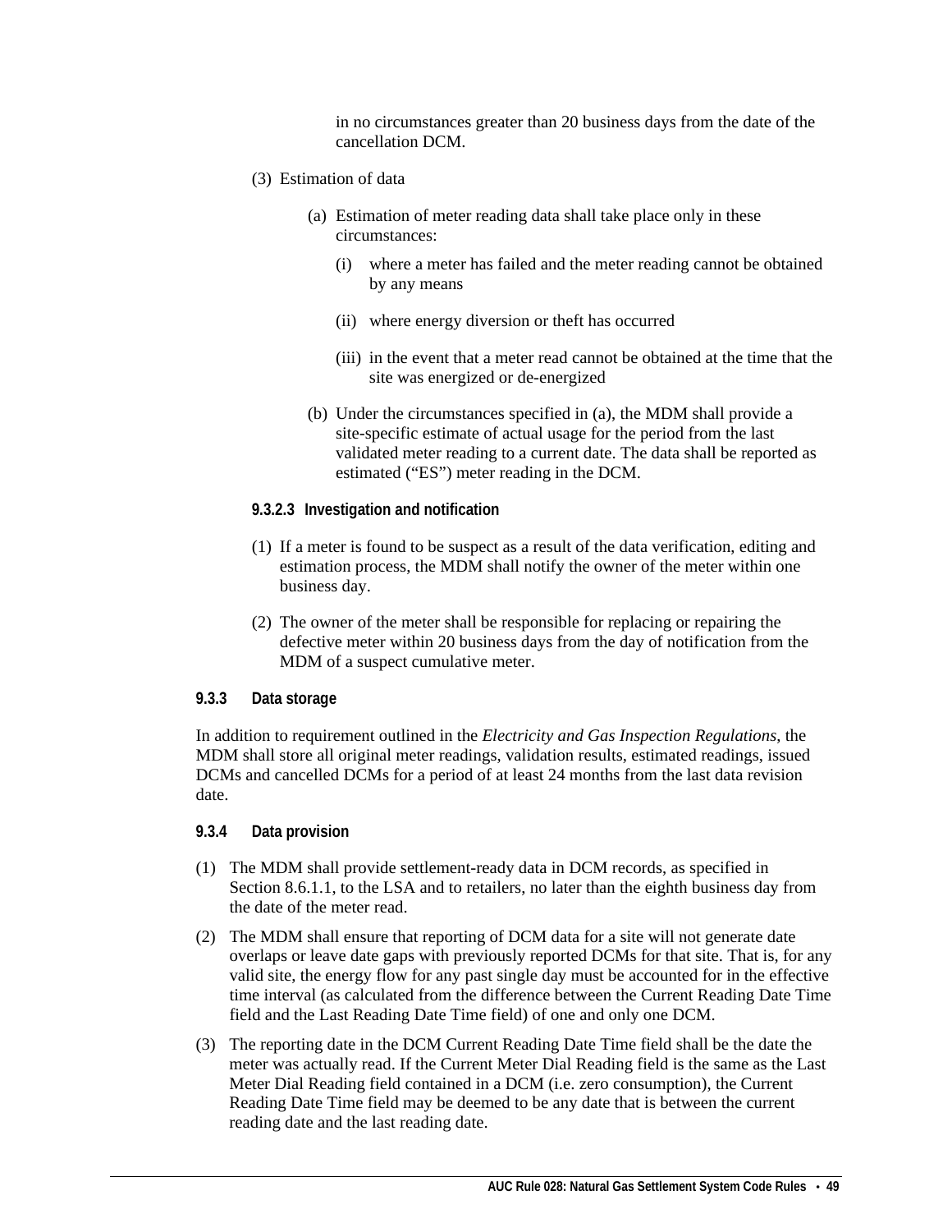in no circumstances greater than 20 business days from the date of the cancellation DCM.

(3) Estimation of data

(a) Estimation of meter reading data shall take place only in these circumstances:

(i) where a meter has failed and the meter reading cannot be obtained by any means

(ii) where energy diversion or theft has occurred

(iii) in the event that a meter read cannot be obtained at the time that the site was energized or de-energized

(b) Under the circumstances specified in (a), the MDM shall provide a site-specific estimate of actual usage for the period from the last validated meter reading to a current date. The data shall be reported as estimated (“ES”) meter reading in the DCM.

#### 9.3.2.3 Investigation and notification

(1) If a meter is found to be suspect as a result of the data verification, editing and estimation process, the MDM shall notify the owner of the meter within one business day.

(2) The owner of the meter shall be responsible for replacing or repairing the defective meter within 20 business days from the day of notification from the MDM of a suspect cumulative meter.

### 9.3.3 Data storage

In addition to requirement outlined in the *Electricity and Gas Inspection Regulations*, the MDM shall store all original meter readings, validation results, estimated readings, issued DCMs and cancelled DCMs for a period of at least 24 months from the last data revision date.

### 9.3.4 Data provision

(1) The MDM shall provide settlement-ready data in DCM records, as specified in Section 8.6.1.1, to the LSA and to retailers, no later than the eighth business day from the date of the meter read.

(2) The MDM shall ensure that reporting of DCM data for a site will not generate date overlaps or leave date gaps with previously reported DCMs for that site. That is, for any valid site, the energy flow for any past single day must be accounted for in the effective time interval (as calculated from the difference between the Current Reading Date Time field and the Last Reading Date Time field) of one and only one DCM.

(3) The reporting date in the DCM Current Reading Date Time field shall be the date the meter was actually read. If the Current Meter Dial Reading field is the same as the Last Meter Dial Reading field contained in a DCM (i.e. zero consumption), the Current Reading Date Time field may be deemed to be any date that is between the current reading date and the last reading date.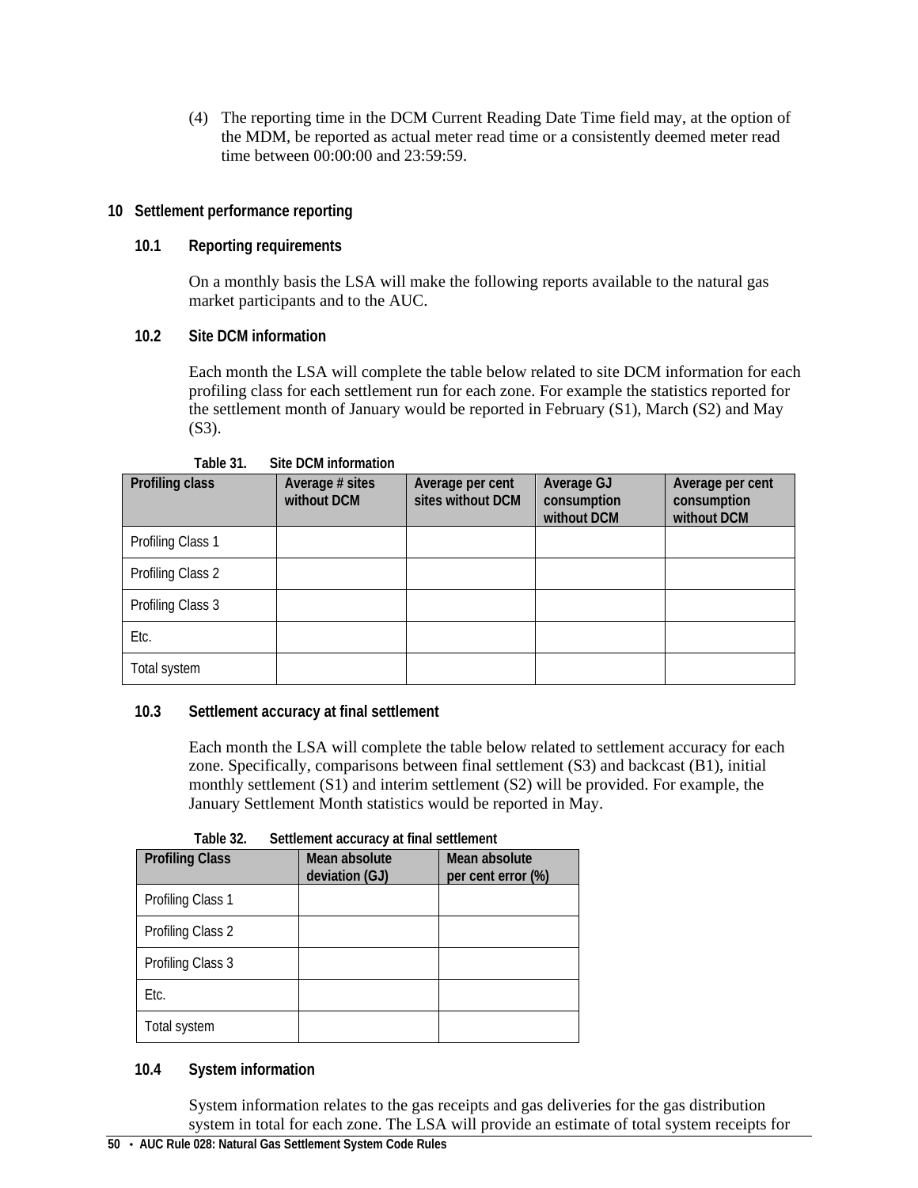(4) The reporting time in the DCM Current Reading Date Time field may, at the option of the MDM, be reported as actual meter read time or a consistently deemed meter read time between 00:00:00 and 23:59:59.

## 10 Settlement performance reporting

### 10.1 Reporting requirements

On a monthly basis the LSA will make the following reports available to the natural gas market participants and to the AUC.

### 10.2 Site DCM information

Each month the LSA will complete the table below related to site DCM information for each profiling class for each settlement run for each zone. For example the statistics reported for the settlement month of January would be reported in February (S1), March (S2) and May (S3).

Table 31. Site DCM information

| Profiling class | Average # sites without DCM | Average per cent sites without DCM | Average GJ consumption without DCM | Average per cent consumption without DCM |
|---|---|---|---|---|
| Profiling Class 1 | | | | |
| Profiling Class 2 | | | | |
| Profiling Class 3 | | | | |
| Etc. | | | | |
| Total system | | | | |

### 10.3 Settlement accuracy at final settlement

Each month the LSA will complete the table below related to settlement accuracy for each zone. Specifically, comparisons between final settlement (S3) and backcast (B1), initial monthly settlement (S1) and interim settlement (S2) will be provided. For example, the January Settlement Month statistics would be reported in May.

Table 32. Settlement accuracy at final settlement

| Profiling Class | Mean absolute deviation (GJ) | Mean absolute per cent error (%) |
|---|---|---|
| Profiling Class 1 | | |
| Profiling Class 2 | | |
| Profiling Class 3 | | |
| Etc. | | |
| Total system | | |

### 10.4 System information

System information relates to the gas receipts and gas deliveries for the gas distribution system in total for each zone. The LSA will provide an estimate of total system receipts for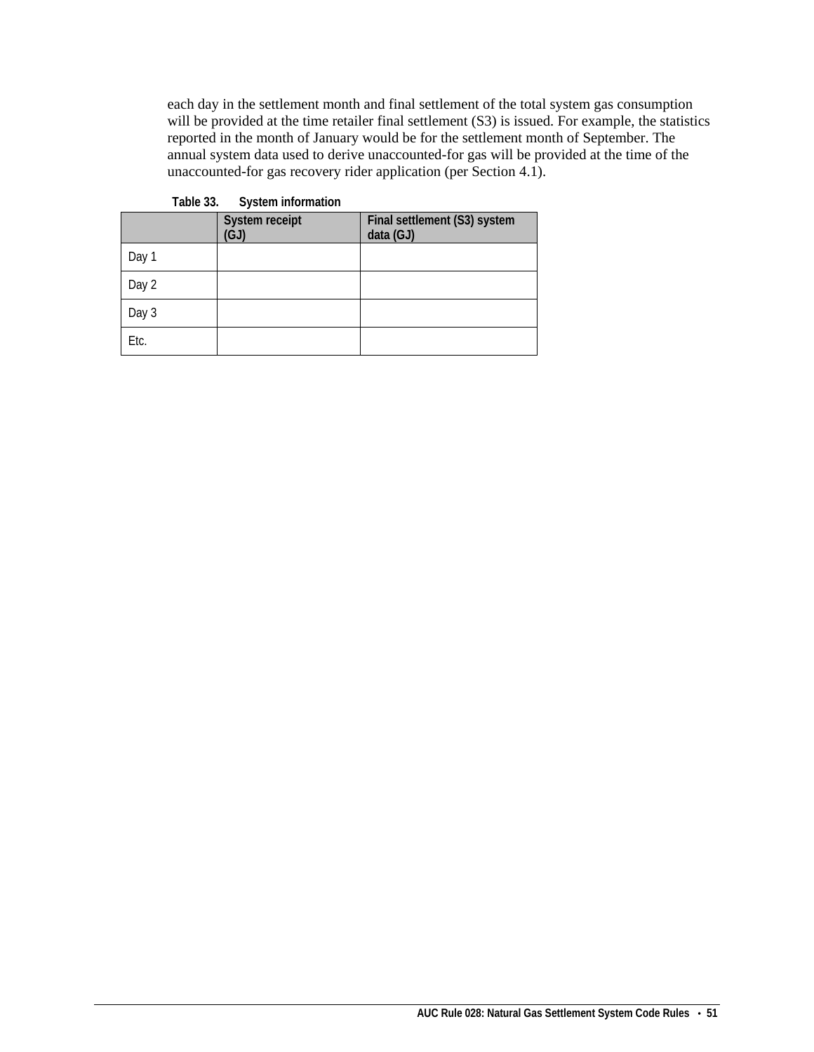each day in the settlement month and final settlement of the total system gas consumption will be provided at the time retailer final settlement (S3) is issued. For example, the statistics reported in the month of January would be for the settlement month of September. The annual system data used to derive unaccounted-for gas will be provided at the time of the unaccounted-for gas recovery rider application (per Section 4.1).

**Table 33. System information**

| | System receipt (GJ) | Final settlement (S3) system data (GJ) |
|---|---|---|
| Day 1 | | |
| Day 2 | | |
| Day 3 | | |
| Etc. | | |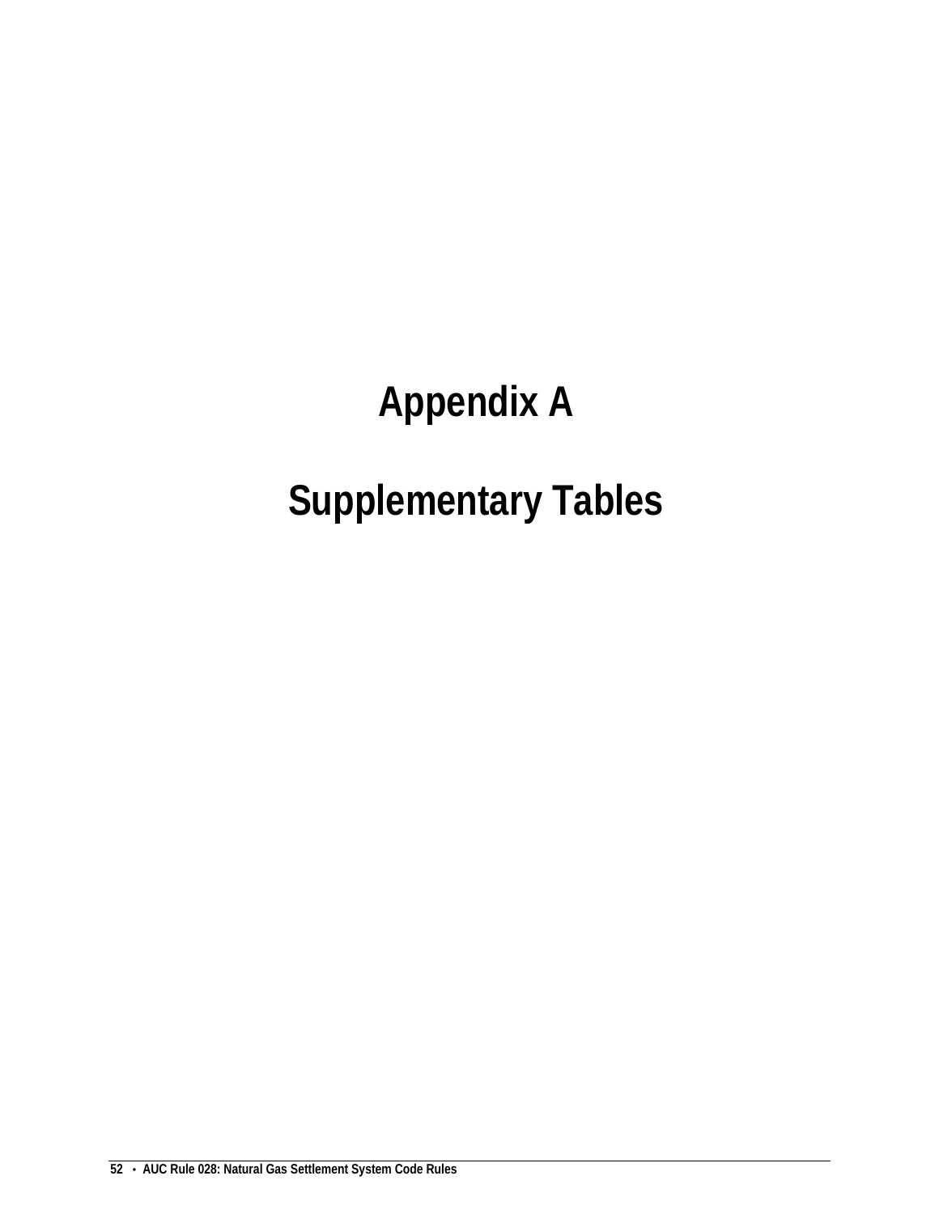# Appendix A

# Supplementary Tables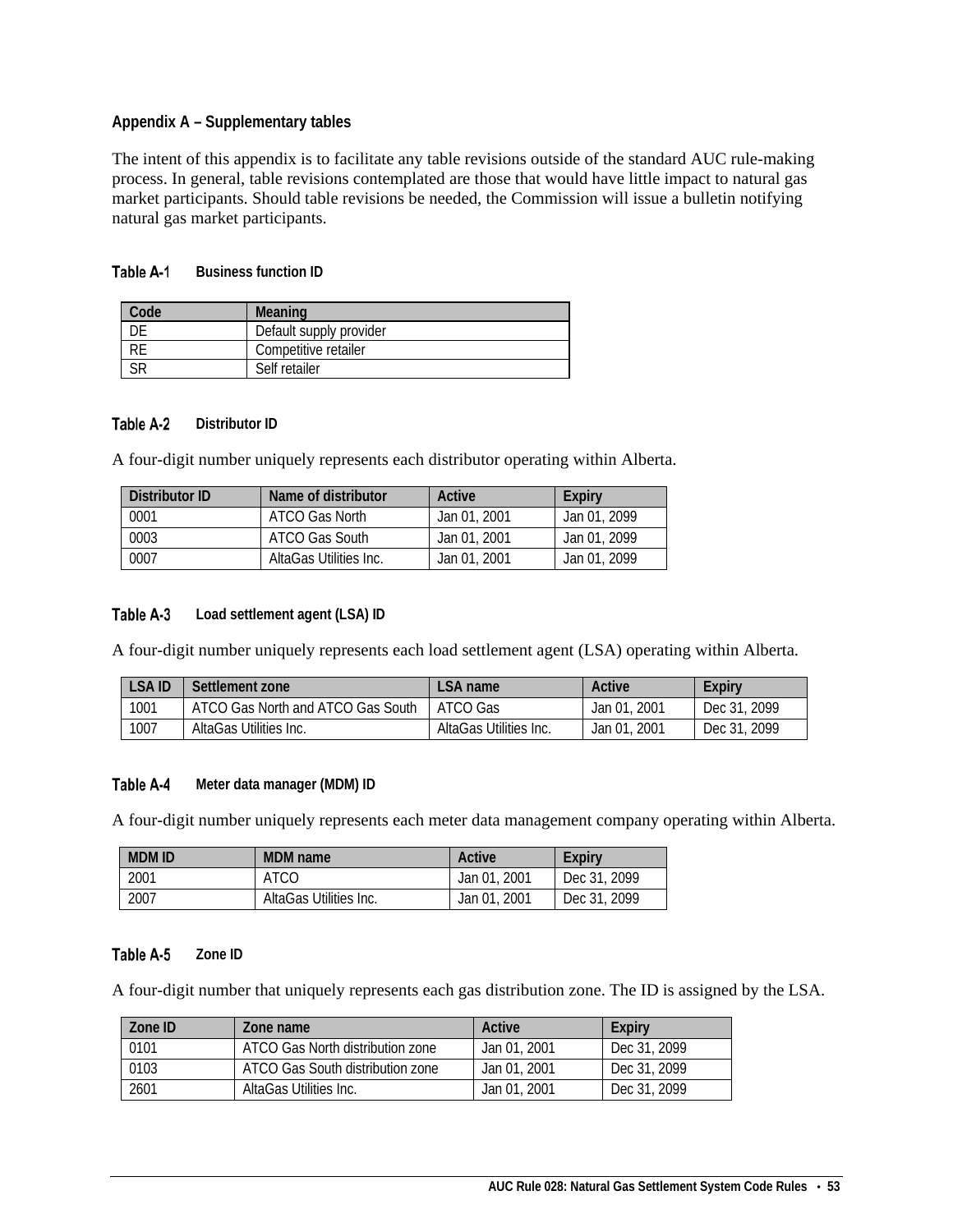## Appendix A – Supplementary tables

The intent of this appendix is to facilitate any table revisions outside of the standard AUC rule-making process. In general, table revisions contemplated are those that would have little impact to natural gas market participants. Should table revisions be needed, the Commission will issue a bulletin notifying natural gas market participants.

**Table A-1 Business function ID**

| Code | Meaning |
|---|---|
| DE | Default supply provider |
| RE | Competitive retailer |
| SR | Self retailer |

**Table A-2 Distributor ID**

A four-digit number uniquely represents each distributor operating within Alberta.

| Distributor ID | Name of distributor | Active | Expiry |
|---|---|---|---|
| 0001 | ATCO Gas North | Jan 01, 2001 | Jan 01, 2099 |
| 0003 | ATCO Gas South | Jan 01, 2001 | Jan 01, 2099 |
| 0007 | AltaGas Utilities Inc. | Jan 01, 2001 | Jan 01, 2099 |

**Table A-3 Load settlement agent (LSA) ID**

A four-digit number uniquely represents each load settlement agent (LSA) operating within Alberta.

| LSA ID | Settlement zone | LSA name | Active | Expiry |
|---|---|---|---|---|
| 1001 | ATCO Gas North and ATCO Gas South | ATCO Gas | Jan 01, 2001 | Dec 31, 2099 |
| 1007 | AltaGas Utilities Inc. | AltaGas Utilities Inc. | Jan 01, 2001 | Dec 31, 2099 |

**Table A-4 Meter data manager (MDM) ID**

A four-digit number uniquely represents each meter data management company operating within Alberta.

| MDM ID | MDM name | Active | Expiry |
|---|---|---|---|
| 2001 | ATCO | Jan 01, 2001 | Dec 31, 2099 |
| 2007 | AltaGas Utilities Inc. | Jan 01, 2001 | Dec 31, 2099 |

**Table A-5 Zone ID**

A four-digit number that uniquely represents each gas distribution zone. The ID is assigned by the LSA.

| Zone ID | Zone name | Active | Expiry |
|---|---|---|---|
| 0101 | ATCO Gas North distribution zone | Jan 01, 2001 | Dec 31, 2099 |
| 0103 | ATCO Gas South distribution zone | Jan 01, 2001 | Dec 31, 2099 |
| 2601 | AltaGas Utilities Inc. | Jan 01, 2001 | Dec 31, 2099 |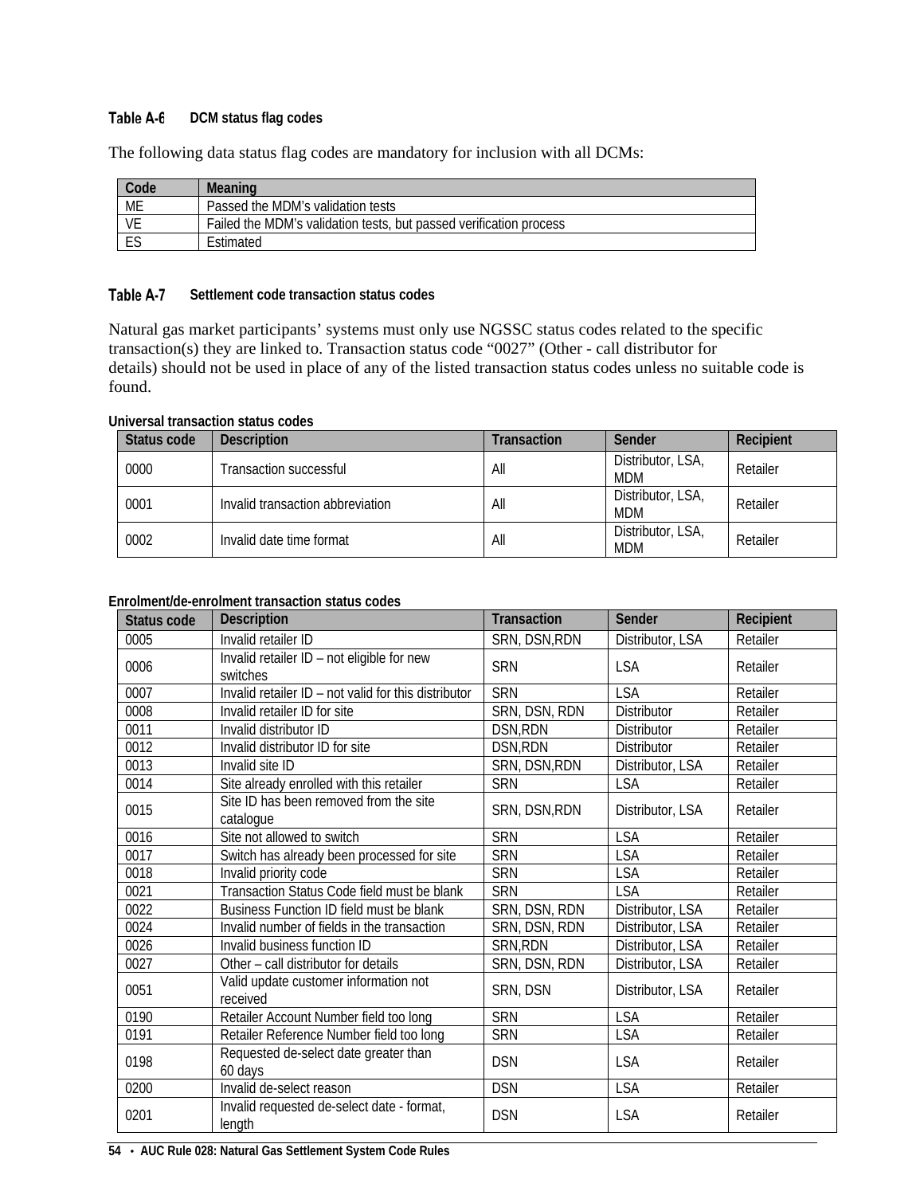### Table A-6 DCM status flag codes

The following data status flag codes are mandatory for inclusion with all DCMs:

| Code | Meaning |
|---|---|
| ME | Passed the MDM's validation tests |
| VE | Failed the MDM's validation tests, but passed verification process |
| ES | Estimated |

### Table A-7 Settlement code transaction status codes

Natural gas market participants' systems must only use NGSSC status codes related to the specific transaction(s) they are linked to. Transaction status code "0027" (Other - call distributor for details) should not be used in place of any of the listed transaction status codes unless no suitable code is found.

**Universal transaction status codes**

| Status code | Description | Transaction | Sender | Recipient |
|---|---|---|---|---|
| 0000 | Transaction successful | All | Distributor, LSA, MDM | Retailer |
| 0001 | Invalid transaction abbreviation | All | Distributor, LSA, MDM | Retailer |
| 0002 | Invalid date time format | All | Distributor, LSA, MDM | Retailer |

**Enrolment/de-enrolment transaction status codes**

| Status code | Description | Transaction | Sender | Recipient |
|---|---|---|---|---|
| 0005 | Invalid retailer ID | SRN, DSN,RDN | Distributor, LSA | Retailer |
| 0006 | Invalid retailer ID – not eligible for new switches | SRN | LSA | Retailer |
| 0007 | Invalid retailer ID – not valid for this distributor | SRN | LSA | Retailer |
| 0008 | Invalid retailer ID for site | SRN, DSN, RDN | Distributor | Retailer |
| 0011 | Invalid distributor ID | DSN,RDN | Distributor | Retailer |
| 0012 | Invalid distributor ID for site | DSN,RDN | Distributor | Retailer |
| 0013 | Invalid site ID | SRN, DSN,RDN | Distributor, LSA | Retailer |
| 0014 | Site already enrolled with this retailer | SRN | LSA | Retailer |
| 0015 | Site ID has been removed from the site catalogue | SRN, DSN,RDN | Distributor, LSA | Retailer |
| 0016 | Site not allowed to switch | SRN | LSA | Retailer |
| 0017 | Switch has already been processed for site | SRN | LSA | Retailer |
| 0018 | Invalid priority code | SRN | LSA | Retailer |
| 0021 | Transaction Status Code field must be blank | SRN | LSA | Retailer |
| 0022 | Business Function ID field must be blank | SRN, DSN, RDN | Distributor, LSA | Retailer |
| 0024 | Invalid number of fields in the transaction | SRN, DSN, RDN | Distributor, LSA | Retailer |
| 0026 | Invalid business function ID | SRN,RDN | Distributor, LSA | Retailer |
| 0027 | Other – call distributor for details | SRN, DSN, RDN | Distributor, LSA | Retailer |
| 0051 | Valid update customer information not received | SRN, DSN | Distributor, LSA | Retailer |
| 0190 | Retailer Account Number field too long | SRN | LSA | Retailer |
| 0191 | Retailer Reference Number field too long | SRN | LSA | Retailer |
| 0198 | Requested de-select date greater than 60 days | DSN | LSA | Retailer |
| 0200 | Invalid de-select reason | DSN | LSA | Retailer |
| 0201 | Invalid requested de-select date - format, length | DSN | LSA | Retailer |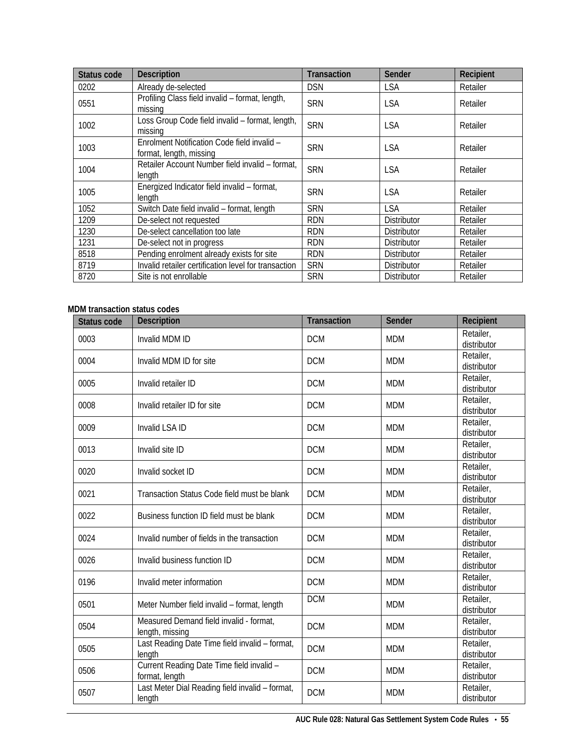| Status code | Description | Transaction | Sender | Recipient |
|---|---|---|---|---|
| 0202 | Already de-selected | DSN | LSA | Retailer |
| 0551 | Profiling Class field invalid – format, length, missing | SRN | LSA | Retailer |
| 1002 | Loss Group Code field invalid – format, length, missing | SRN | LSA | Retailer |
| 1003 | Enrolment Notification Code field invalid – format, length, missing | SRN | LSA | Retailer |
| 1004 | Retailer Account Number field invalid – format, length | SRN | LSA | Retailer |
| 1005 | Energized Indicator field invalid – format, length | SRN | LSA | Retailer |
| 1052 | Switch Date field invalid – format, length | SRN | LSA | Retailer |
| 1209 | De-select not requested | RDN | Distributor | Retailer |
| 1230 | De-select cancellation too late | RDN | Distributor | Retailer |
| 1231 | De-select not in progress | RDN | Distributor | Retailer |
| 8518 | Pending enrolment already exists for site | RDN | Distributor | Retailer |
| 8719 | Invalid retailer certification level for transaction | SRN | Distributor | Retailer |
| 8720 | Site is not enrollable | SRN | Distributor | Retailer |

**MDM transaction status codes**

| Status code | Description | Transaction | Sender | Recipient |
|---|---|---|---|---|
| 0003 | Invalid MDM ID | DCM | MDM | Retailer, distributor |
| 0004 | Invalid MDM ID for site | DCM | MDM | Retailer, distributor |
| 0005 | Invalid retailer ID | DCM | MDM | Retailer, distributor |
| 0008 | Invalid retailer ID for site | DCM | MDM | Retailer, distributor |
| 0009 | Invalid LSA ID | DCM | MDM | Retailer, distributor |
| 0013 | Invalid site ID | DCM | MDM | Retailer, distributor |
| 0020 | Invalid socket ID | DCM | MDM | Retailer, distributor |
| 0021 | Transaction Status Code field must be blank | DCM | MDM | Retailer, distributor |
| 0022 | Business function ID field must be blank | DCM | MDM | Retailer, distributor |
| 0024 | Invalid number of fields in the transaction | DCM | MDM | Retailer, distributor |
| 0026 | Invalid business function ID | DCM | MDM | Retailer, distributor |
| 0196 | Invalid meter information | DCM | MDM | Retailer, distributor |
| 0501 | Meter Number field invalid – format, length | DCM | MDM | Retailer, distributor |
| 0504 | Measured Demand field invalid - format, length, missing | DCM | MDM | Retailer, distributor |
| 0505 | Last Reading Date Time field invalid – format, length | DCM | MDM | Retailer, distributor |
| 0506 | Current Reading Date Time field invalid – format, length | DCM | MDM | Retailer, distributor |
| 0507 | Last Meter Dial Reading field invalid – format, length | DCM | MDM | Retailer, distributor |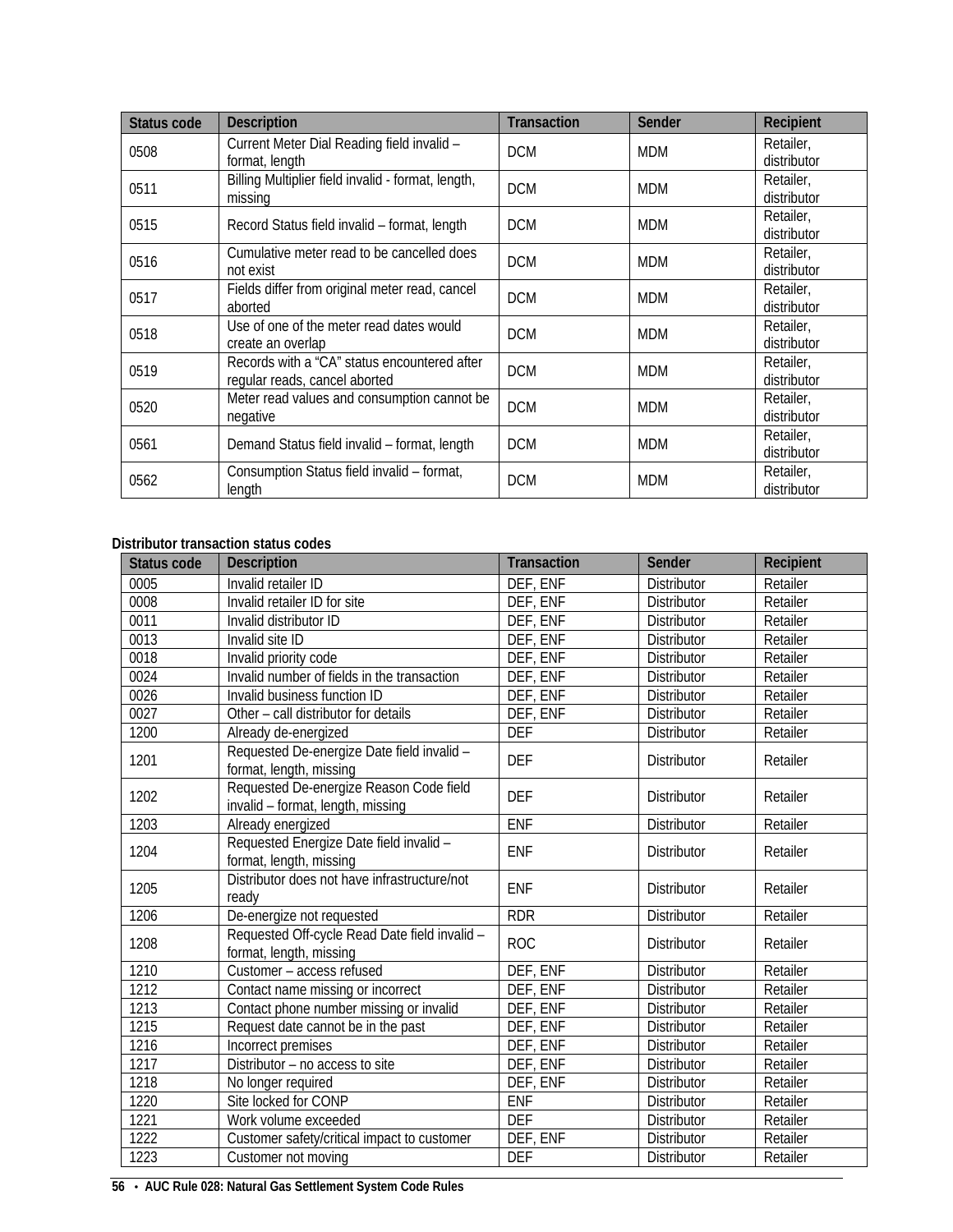| Status code | Description | Transaction | Sender | Recipient |
| --- | --- | --- | --- | --- |
| 0508 | Current Meter Dial Reading field invalid – format, length | DCM | MDM | Retailer, distributor |
| 0511 | Billing Multiplier field invalid - format, length, missing | DCM | MDM | Retailer, distributor |
| 0515 | Record Status field invalid – format, length | DCM | MDM | Retailer, distributor |
| 0516 | Cumulative meter read to be cancelled does not exist | DCM | MDM | Retailer, distributor |
| 0517 | Fields differ from original meter read, cancel aborted | DCM | MDM | Retailer, distributor |
| 0518 | Use of one of the meter read dates would create an overlap | DCM | MDM | Retailer, distributor |
| 0519 | Records with a "CA" status encountered after regular reads, cancel aborted | DCM | MDM | Retailer, distributor |
| 0520 | Meter read values and consumption cannot be negative | DCM | MDM | Retailer, distributor |
| 0561 | Demand Status field invalid – format, length | DCM | MDM | Retailer, distributor |
| 0562 | Consumption Status field invalid – format, length | DCM | MDM | Retailer, distributor |

**Distributor transaction status codes**

| Status code | Description | Transaction | Sender | Recipient |
| --- | --- | --- | --- | --- |
| 0005 | Invalid retailer ID | DEF, ENF | Distributor | Retailer |
| 0008 | Invalid retailer ID for site | DEF, ENF | Distributor | Retailer |
| 0011 | Invalid distributor ID | DEF, ENF | Distributor | Retailer |
| 0013 | Invalid site ID | DEF, ENF | Distributor | Retailer |
| 0018 | Invalid priority code | DEF, ENF | Distributor | Retailer |
| 0024 | Invalid number of fields in the transaction | DEF, ENF | Distributor | Retailer |
| 0026 | Invalid business function ID | DEF, ENF | Distributor | Retailer |
| 0027 | Other – call distributor for details | DEF, ENF | Distributor | Retailer |
| 1200 | Already de-energized | DEF | Distributor | Retailer |
| 1201 | Requested De-energize Date field invalid – format, length, missing | DEF | Distributor | Retailer |
| 1202 | Requested De-energize Reason Code field invalid – format, length, missing | DEF | Distributor | Retailer |
| 1203 | Already energized | ENF | Distributor | Retailer |
| 1204 | Requested Energize Date field invalid – format, length, missing | ENF | Distributor | Retailer |
| 1205 | Distributor does not have infrastructure/not ready | ENF | Distributor | Retailer |
| 1206 | De-energize not requested | RDR | Distributor | Retailer |
| 1208 | Requested Off-cycle Read Date field invalid – format, length, missing | ROC | Distributor | Retailer |
| 1210 | Customer – access refused | DEF, ENF | Distributor | Retailer |
| 1212 | Contact name missing or incorrect | DEF, ENF | Distributor | Retailer |
| 1213 | Contact phone number missing or invalid | DEF, ENF | Distributor | Retailer |
| 1215 | Request date cannot be in the past | DEF, ENF | Distributor | Retailer |
| 1216 | Incorrect premises | DEF, ENF | Distributor | Retailer |
| 1217 | Distributor – no access to site | DEF, ENF | Distributor | Retailer |
| 1218 | No longer required | DEF, ENF | Distributor | Retailer |
| 1220 | Site locked for CONP | ENF | Distributor | Retailer |
| 1221 | Work volume exceeded | DEF | Distributor | Retailer |
| 1222 | Customer safety/critical impact to customer | DEF, ENF | Distributor | Retailer |
| 1223 | Customer not moving | DEF | Distributor | Retailer |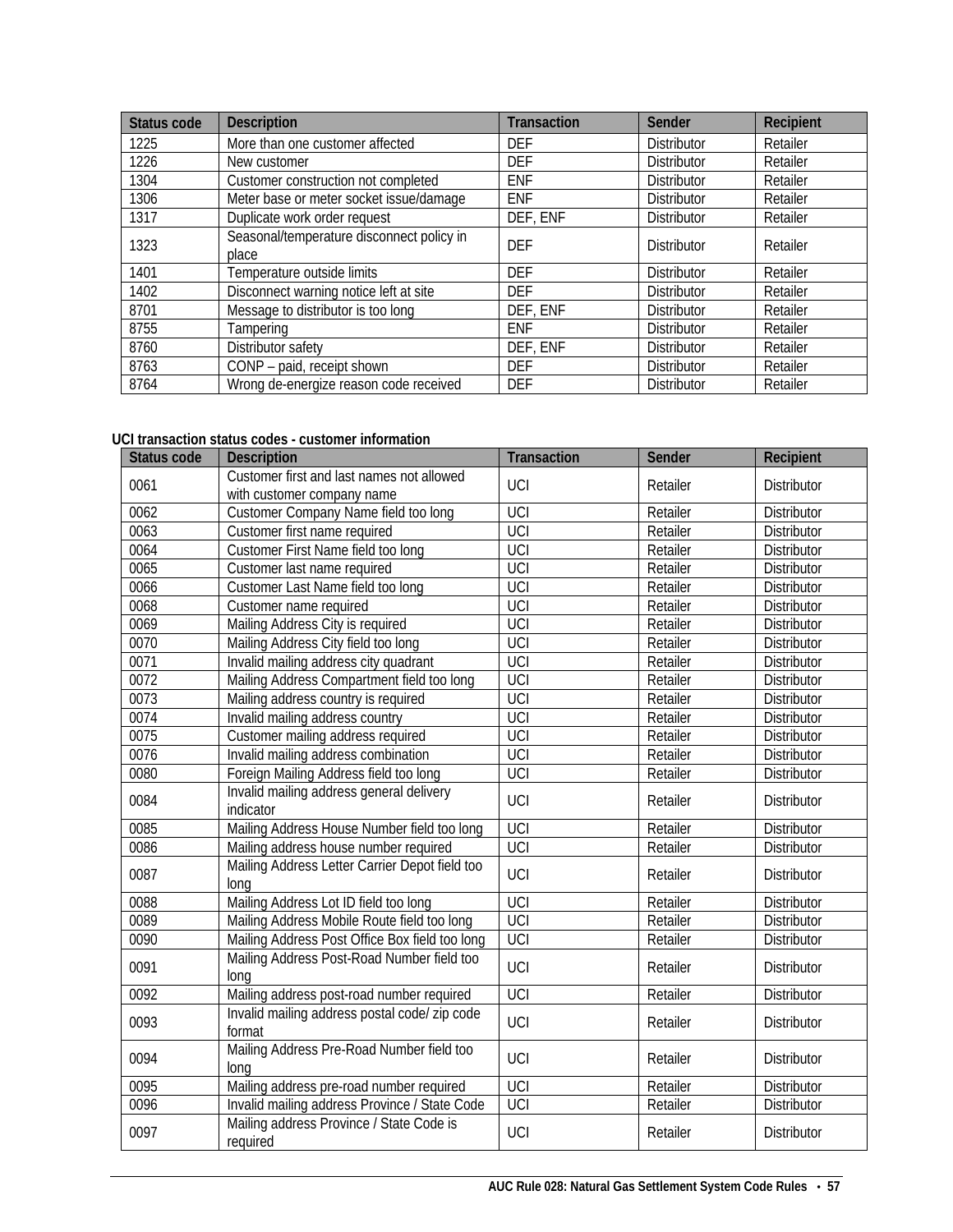| Status code | Description | Transaction | Sender | Recipient |
|---|---|---|---|---|
| 1225 | More than one customer affected | DEF | Distributor | Retailer |
| 1226 | New customer | DEF | Distributor | Retailer |
| 1304 | Customer construction not completed | ENF | Distributor | Retailer |
| 1306 | Meter base or meter socket issue/damage | ENF | Distributor | Retailer |
| 1317 | Duplicate work order request | DEF, ENF | Distributor | Retailer |
| 1323 | Seasonal/temperature disconnect policy in place | DEF | Distributor | Retailer |
| 1401 | Temperature outside limits | DEF | Distributor | Retailer |
| 1402 | Disconnect warning notice left at site | DEF | Distributor | Retailer |
| 8701 | Message to distributor is too long | DEF, ENF | Distributor | Retailer |
| 8755 | Tampering | ENF | Distributor | Retailer |
| 8760 | Distributor safety | DEF, ENF | Distributor | Retailer |
| 8763 | CONP – paid, receipt shown | DEF | Distributor | Retailer |
| 8764 | Wrong de-energize reason code received | DEF | Distributor | Retailer |

**UCI transaction status codes - customer information**

| Status code | Description | Transaction | Sender | Recipient |
|---|---|---|---|---|
| 0061 | Customer first and last names not allowed with customer company name | UCI | Retailer | Distributor |
| 0062 | Customer Company Name field too long | UCI | Retailer | Distributor |
| 0063 | Customer first name required | UCI | Retailer | Distributor |
| 0064 | Customer First Name field too long | UCI | Retailer | Distributor |
| 0065 | Customer last name required | UCI | Retailer | Distributor |
| 0066 | Customer Last Name field too long | UCI | Retailer | Distributor |
| 0068 | Customer name required | UCI | Retailer | Distributor |
| 0069 | Mailing Address City is required | UCI | Retailer | Distributor |
| 0070 | Mailing Address City field too long | UCI | Retailer | Distributor |
| 0071 | Invalid mailing address city quadrant | UCI | Retailer | Distributor |
| 0072 | Mailing Address Compartment field too long | UCI | Retailer | Distributor |
| 0073 | Mailing address country is required | UCI | Retailer | Distributor |
| 0074 | Invalid mailing address country | UCI | Retailer | Distributor |
| 0075 | Customer mailing address required | UCI | Retailer | Distributor |
| 0076 | Invalid mailing address combination | UCI | Retailer | Distributor |
| 0080 | Foreign Mailing Address field too long | UCI | Retailer | Distributor |
| 0084 | Invalid mailing address general delivery indicator | UCI | Retailer | Distributor |
| 0085 | Mailing Address House Number field too long | UCI | Retailer | Distributor |
| 0086 | Mailing address house number required | UCI | Retailer | Distributor |
| 0087 | Mailing Address Letter Carrier Depot field too long | UCI | Retailer | Distributor |
| 0088 | Mailing Address Lot ID field too long | UCI | Retailer | Distributor |
| 0089 | Mailing Address Mobile Route field too long | UCI | Retailer | Distributor |
| 0090 | Mailing Address Post Office Box field too long | UCI | Retailer | Distributor |
| 0091 | Mailing Address Post-Road Number field too long | UCI | Retailer | Distributor |
| 0092 | Mailing address post-road number required | UCI | Retailer | Distributor |
| 0093 | Invalid mailing address postal code/ zip code format | UCI | Retailer | Distributor |
| 0094 | Mailing Address Pre-Road Number field too long | UCI | Retailer | Distributor |
| 0095 | Mailing address pre-road number required | UCI | Retailer | Distributor |
| 0096 | Invalid mailing address Province / State Code | UCI | Retailer | Distributor |
| 0097 | Mailing address Province / State Code is required | UCI | Retailer | Distributor |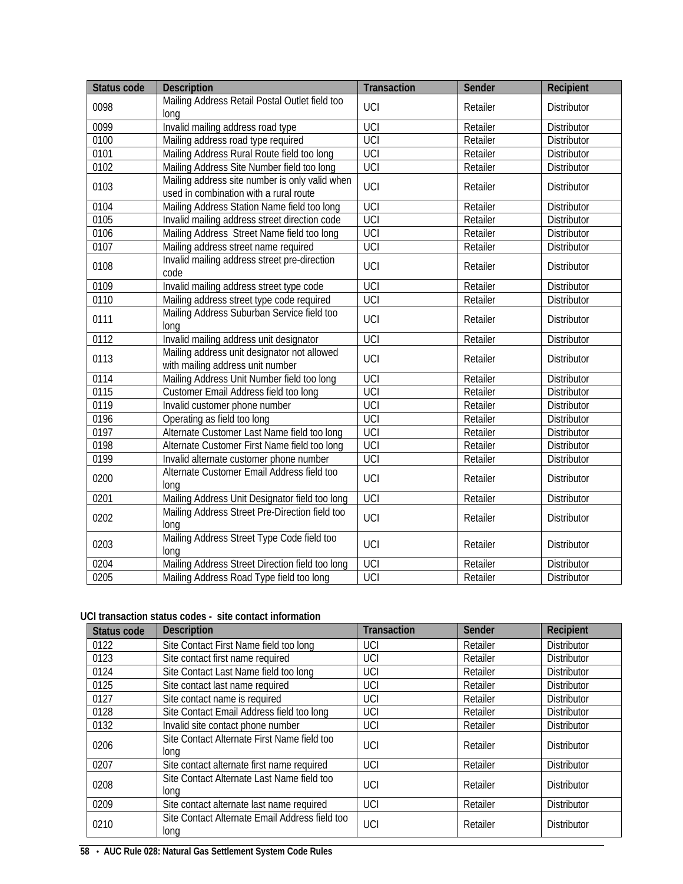| Status code | Description | Transaction | Sender | Recipient |
|---|---|---|---|---|
| 0098 | Mailing Address Retail Postal Outlet field too long | UCI | Retailer | Distributor |
| 0099 | Invalid mailing address road type | UCI | Retailer | Distributor |
| 0100 | Mailing address road type required | UCI | Retailer | Distributor |
| 0101 | Mailing Address Rural Route field too long | UCI | Retailer | Distributor |
| 0102 | Mailing Address Site Number field too long | UCI | Retailer | Distributor |
| 0103 | Mailing address site number is only valid when used in combination with a rural route | UCI | Retailer | Distributor |
| 0104 | Mailing Address Station Name field too long | UCI | Retailer | Distributor |
| 0105 | Invalid mailing address street direction code | UCI | Retailer | Distributor |
| 0106 | Mailing Address Street Name field too long | UCI | Retailer | Distributor |
| 0107 | Mailing address street name required | UCI | Retailer | Distributor |
| 0108 | Invalid mailing address street pre-direction code | UCI | Retailer | Distributor |
| 0109 | Invalid mailing address street type code | UCI | Retailer | Distributor |
| 0110 | Mailing address street type code required | UCI | Retailer | Distributor |
| 0111 | Mailing Address Suburban Service field too long | UCI | Retailer | Distributor |
| 0112 | Invalid mailing address unit designator | UCI | Retailer | Distributor |
| 0113 | Mailing address unit designator not allowed with mailing address unit number | UCI | Retailer | Distributor |
| 0114 | Mailing Address Unit Number field too long | UCI | Retailer | Distributor |
| 0115 | Customer Email Address field too long | UCI | Retailer | Distributor |
| 0119 | Invalid customer phone number | UCI | Retailer | Distributor |
| 0196 | Operating as field too long | UCI | Retailer | Distributor |
| 0197 | Alternate Customer Last Name field too long | UCI | Retailer | Distributor |
| 0198 | Alternate Customer First Name field too long | UCI | Retailer | Distributor |
| 0199 | Invalid alternate customer phone number | UCI | Retailer | Distributor |
| 0200 | Alternate Customer Email Address field too long | UCI | Retailer | Distributor |
| 0201 | Mailing Address Unit Designator field too long | UCI | Retailer | Distributor |
| 0202 | Mailing Address Street Pre-Direction field too long | UCI | Retailer | Distributor |
| 0203 | Mailing Address Street Type Code field too long | UCI | Retailer | Distributor |
| 0204 | Mailing Address Street Direction field too long | UCI | Retailer | Distributor |
| 0205 | Mailing Address Road Type field too long | UCI | Retailer | Distributor |

**UCI transaction status codes - site contact information**

| Status code | Description | Transaction | Sender | Recipient |
|---|---|---|---|---|
| 0122 | Site Contact First Name field too long | UCI | Retailer | Distributor |
| 0123 | Site contact first name required | UCI | Retailer | Distributor |
| 0124 | Site Contact Last Name field too long | UCI | Retailer | Distributor |
| 0125 | Site contact last name required | UCI | Retailer | Distributor |
| 0127 | Site contact name is required | UCI | Retailer | Distributor |
| 0128 | Site Contact Email Address field too long | UCI | Retailer | Distributor |
| 0132 | Invalid site contact phone number | UCI | Retailer | Distributor |
| 0206 | Site Contact Alternate First Name field too long | UCI | Retailer | Distributor |
| 0207 | Site contact alternate first name required | UCI | Retailer | Distributor |
| 0208 | Site Contact Alternate Last Name field too long | UCI | Retailer | Distributor |
| 0209 | Site contact alternate last name required | UCI | Retailer | Distributor |
| 0210 | Site Contact Alternate Email Address field too long | UCI | Retailer | Distributor |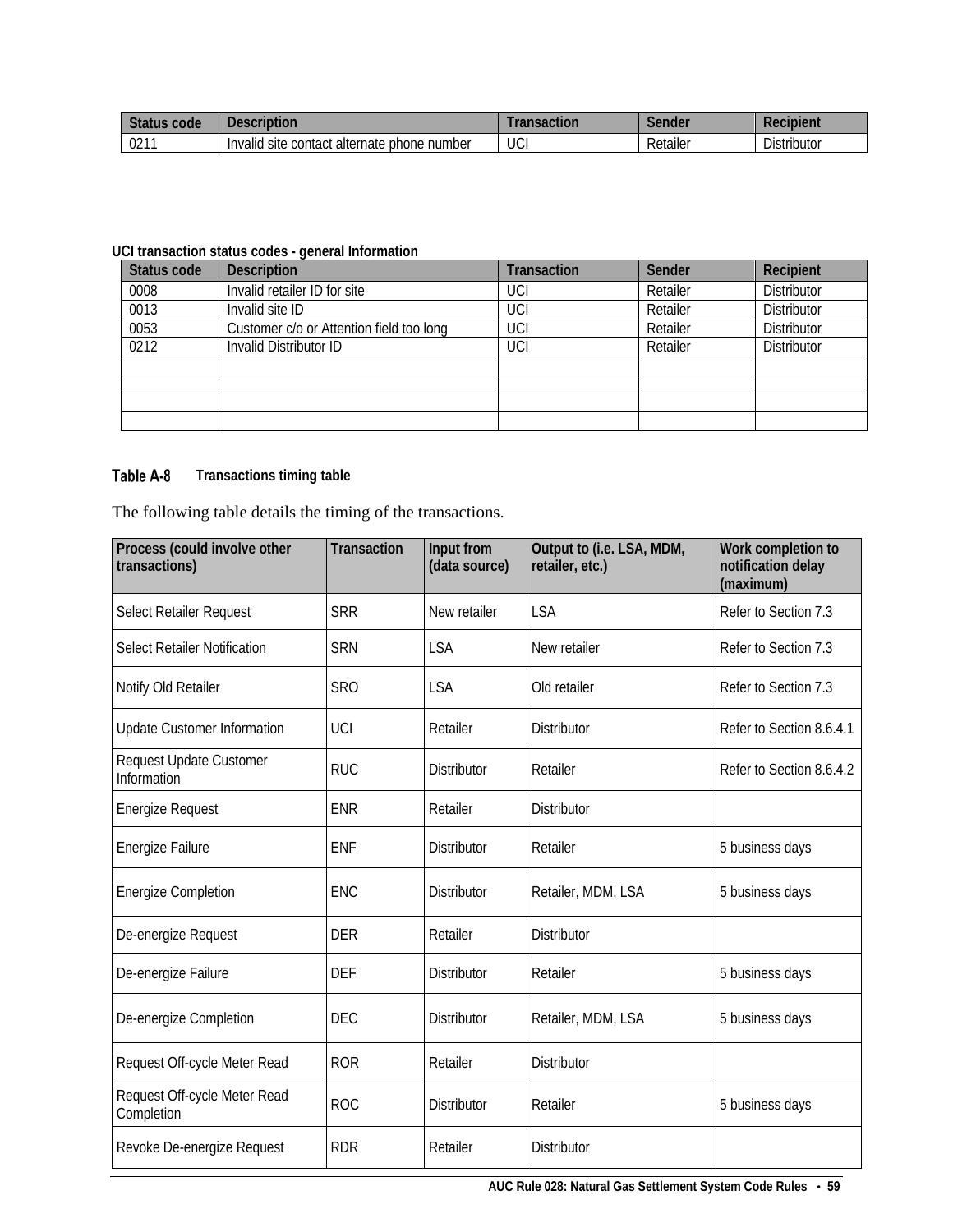| Status code | Description | Transaction | Sender | Recipient |
|---|---|---|---|---|
| 0211 | Invalid site contact alternate phone number | UCI | Retailer | Distributor |

**UCI transaction status codes - general Information**

| Status code | Description | Transaction | Sender | Recipient |
|---|---|---|---|---|
| 0008 | Invalid retailer ID for site | UCI | Retailer | Distributor |
| 0013 | Invalid site ID | UCI | Retailer | Distributor |
| 0053 | Customer c/o or Attention field too long | UCI | Retailer | Distributor |
| 0212 | Invalid Distributor ID | UCI | Retailer | Distributor |
| | | | | |
| | | | | |
| | | | | |
| | | | | |

**Table A-8 Transactions timing table**

The following table details the timing of the transactions.

| Process (could involve other transactions) | Transaction | Input from (data source) | Output to (i.e. LSA, MDM, retailer, etc.) | Work completion to notification delay (maximum) |
|---|---|---|---|---|
| Select Retailer Request | SRR | New retailer | LSA | Refer to Section 7.3 |
| Select Retailer Notification | SRN | LSA | New retailer | Refer to Section 7.3 |
| Notify Old Retailer | SRO | LSA | Old retailer | Refer to Section 7.3 |
| Update Customer Information | UCI | Retailer | Distributor | Refer to Section 8.6.4.1 |
| Request Update Customer Information | RUC | Distributor | Retailer | Refer to Section 8.6.4.2 |
| Energize Request | ENR | Retailer | Distributor | |
| Energize Failure | ENF | Distributor | Retailer | 5 business days |
| Energize Completion | ENC | Distributor | Retailer, MDM, LSA | 5 business days |
| De-energize Request | DER | Retailer | Distributor | |
| De-energize Failure | DEF | Distributor | Retailer | 5 business days |
| De-energize Completion | DEC | Distributor | Retailer, MDM, LSA | 5 business days |
| Request Off-cycle Meter Read | ROR | Retailer | Distributor | |
| Request Off-cycle Meter Read Completion | ROC | Distributor | Retailer | 5 business days |
| Revoke De-energize Request | RDR | Retailer | Distributor | |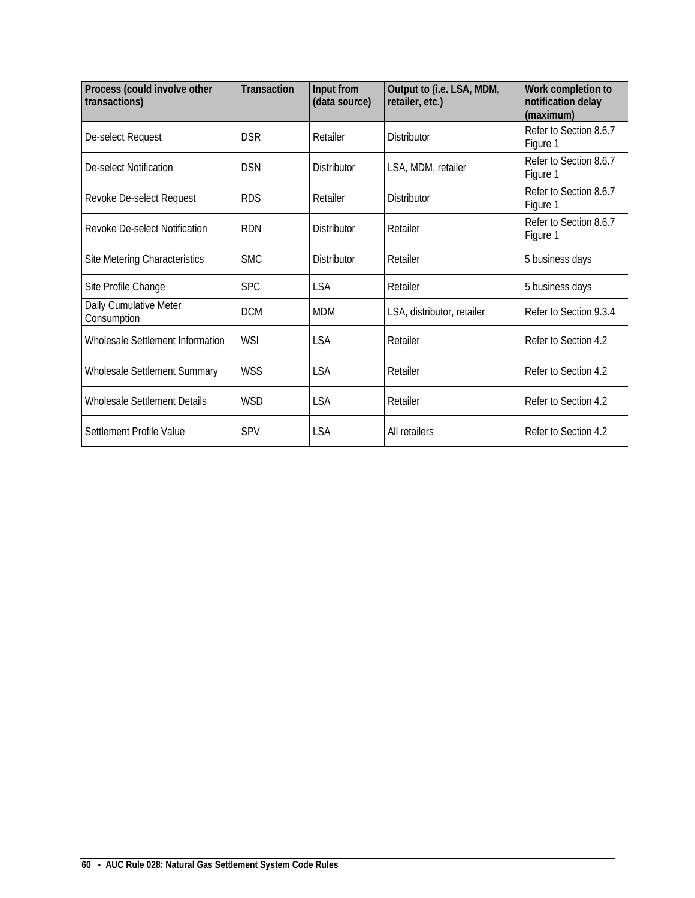| Process (could involve other transactions) | Transaction | Input from (data source) | Output to (i.e. LSA, MDM, retailer, etc.) | Work completion to notification delay (maximum) |
|---|---|---|---|---|
| De-select Request | DSR | Retailer | Distributor | Refer to Section 8.6.7 Figure 1 |
| De-select Notification | DSN | Distributor | LSA, MDM, retailer | Refer to Section 8.6.7 Figure 1 |
| Revoke De-select Request | RDS | Retailer | Distributor | Refer to Section 8.6.7 Figure 1 |
| Revoke De-select Notification | RDN | Distributor | Retailer | Refer to Section 8.6.7 Figure 1 |
| Site Metering Characteristics | SMC | Distributor | Retailer | 5 business days |
| Site Profile Change | SPC | LSA | Retailer | 5 business days |
| Daily Cumulative Meter Consumption | DCM | MDM | LSA, distributor, retailer | Refer to Section 9.3.4 |
| Wholesale Settlement Information | WSI | LSA | Retailer | Refer to Section 4.2 |
| Wholesale Settlement Summary | WSS | LSA | Retailer | Refer to Section 4.2 |
| Wholesale Settlement Details | WSD | LSA | Retailer | Refer to Section 4.2 |
| Settlement Profile Value | SPV | LSA | All retailers | Refer to Section 4.2 |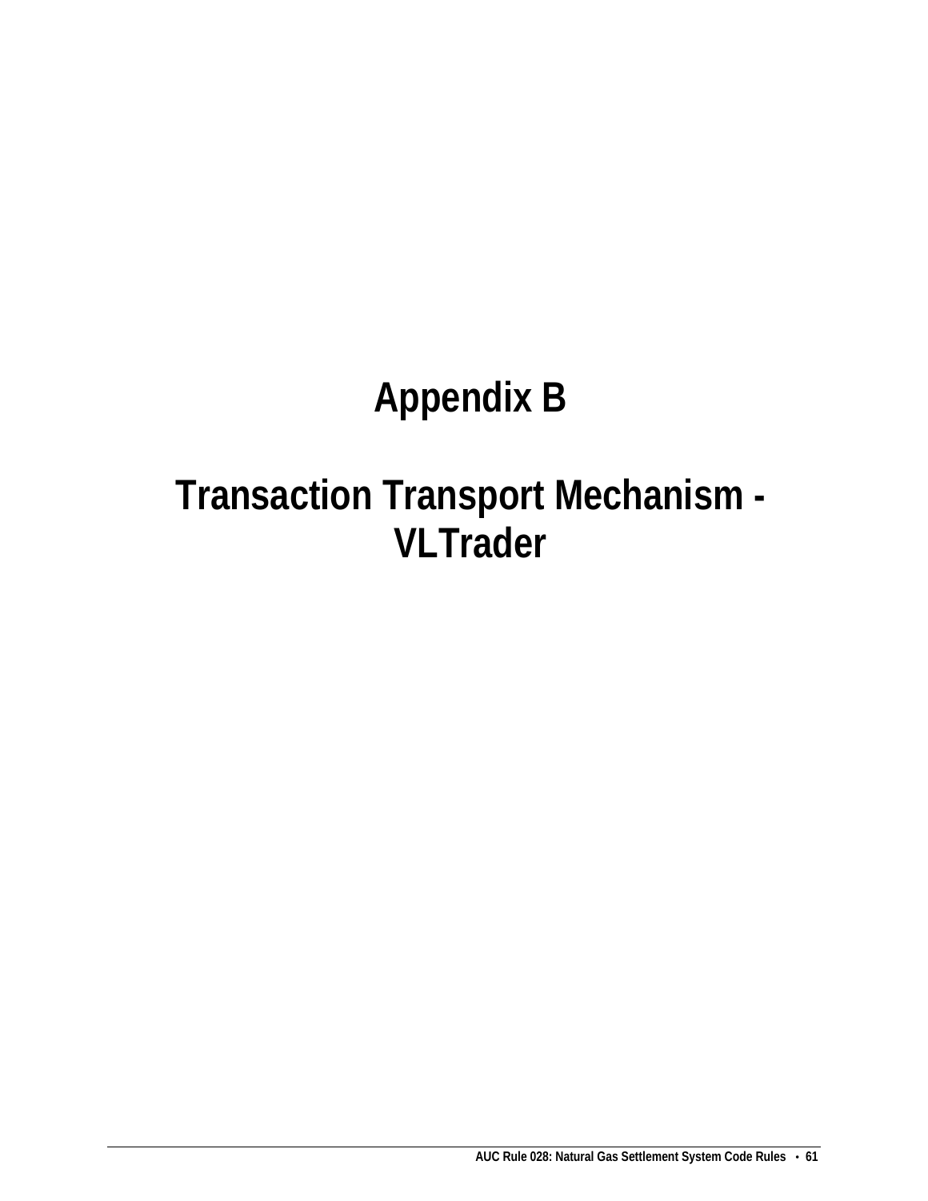# Appendix B

# Transaction Transport Mechanism - VLTrader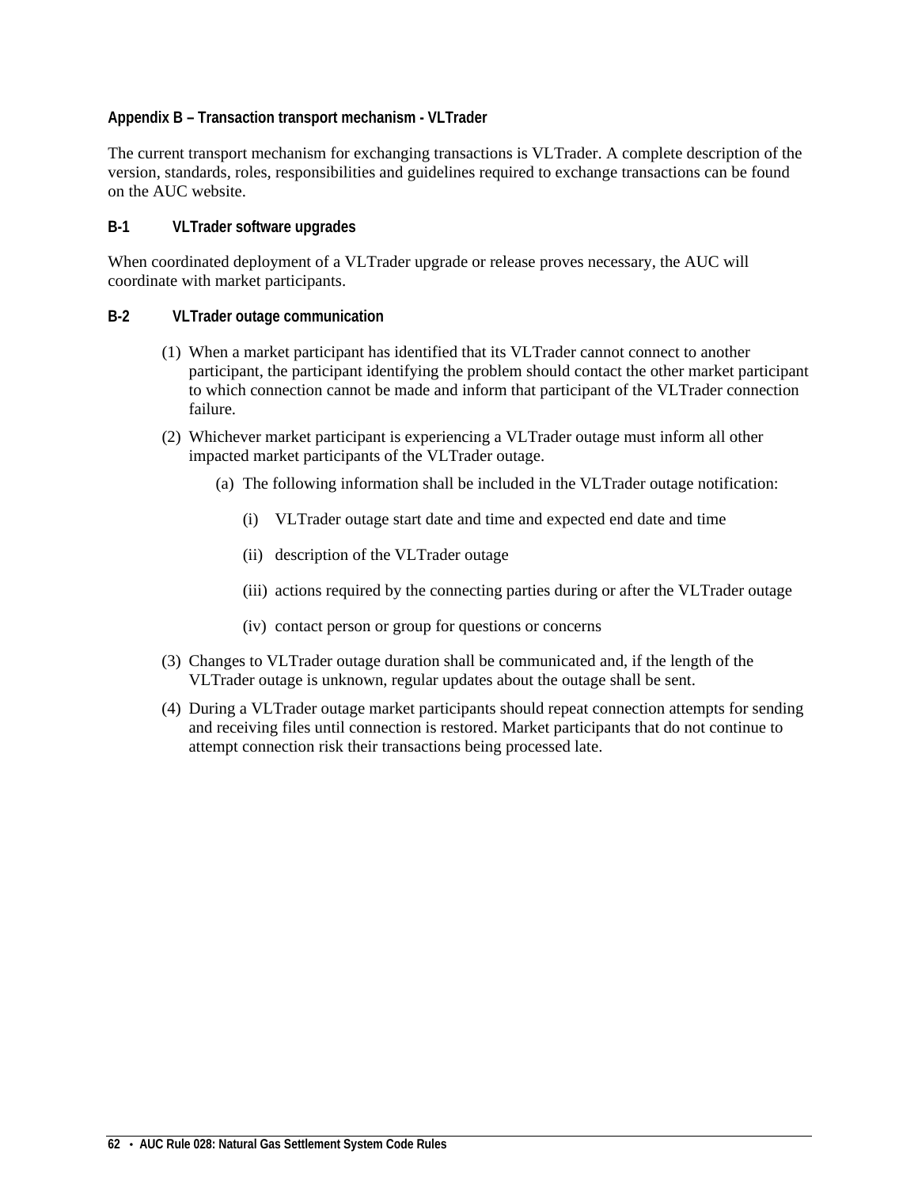## Appendix B – Transaction transport mechanism - VLTrader

The current transport mechanism for exchanging transactions is VLTrader. A complete description of the version, standards, roles, responsibilities and guidelines required to exchange transactions can be found on the AUC website.

### B-1 VLTrader software upgrades

When coordinated deployment of a VLTrader upgrade or release proves necessary, the AUC will coordinate with market participants.

### B-2 VLTrader outage communication

(1) When a market participant has identified that its VLTrader cannot connect to another participant, the participant identifying the problem should contact the other market participant to which connection cannot be made and inform that participant of the VLTrader connection failure.

(2) Whichever market participant is experiencing a VLTrader outage must inform all other impacted market participants of the VLTrader outage.

  (a) The following information shall be included in the VLTrader outage notification:

    (i) VLTrader outage start date and time and expected end date and time

    (ii) description of the VLTrader outage

    (iii) actions required by the connecting parties during or after the VLTrader outage

    (iv) contact person or group for questions or concerns

(3) Changes to VLTrader outage duration shall be communicated and, if the length of the VLTrader outage is unknown, regular updates about the outage shall be sent.

(4) During a VLTrader outage market participants should repeat connection attempts for sending and receiving files until connection is restored. Market participants that do not continue to attempt connection risk their transactions being processed late.